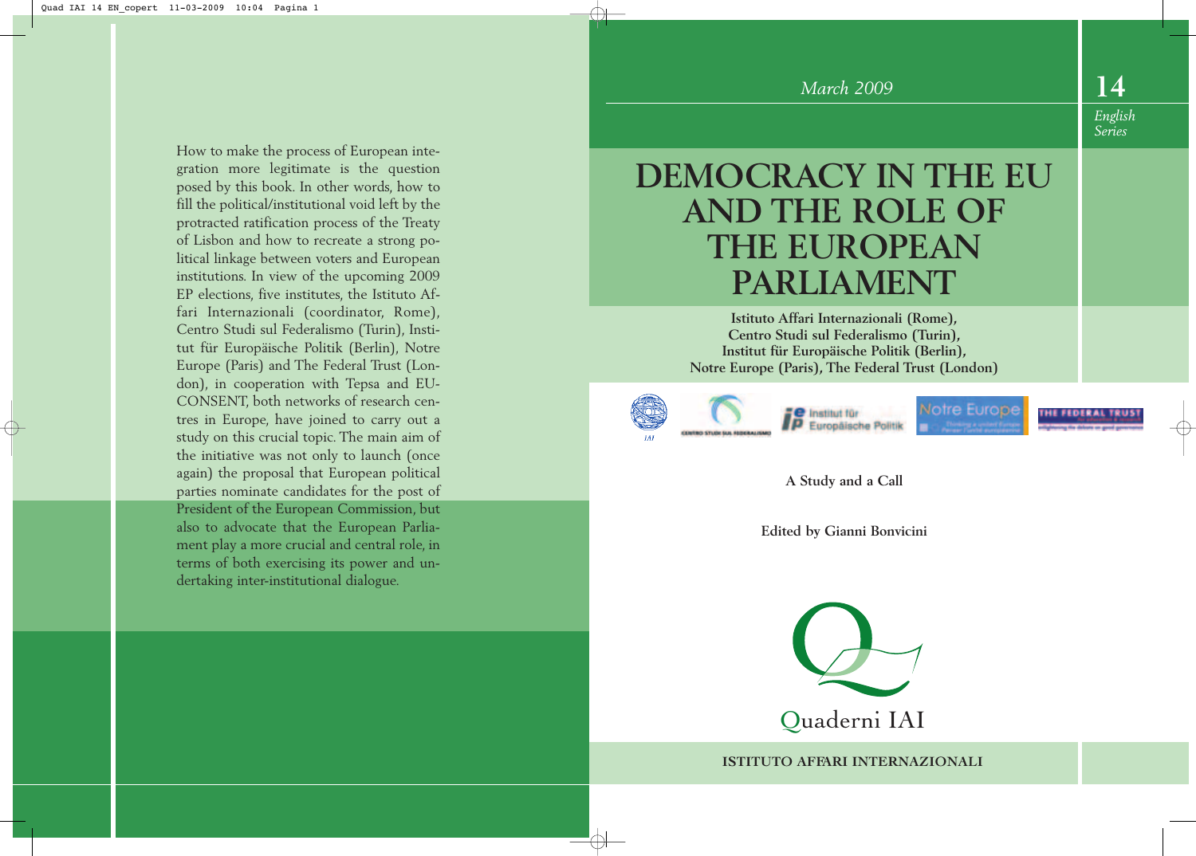March 2009

14

*English Series*

# DEMOCRACY IN THE EU AND THE ROLE OF THE EUROPEAN PARLIAMENT

**Istituto Affari Internazionali (Rome), Centro Studi sul Federalismo (Turin), Institut für Europäische Politik (Berlin), Notre Europe (Paris), The Federal Trust (London)**

**A Study and a Call**

**Edited by Gianni Bonvicini**

Quaderni IAI

**ISTITUTO AFFARI INTERNAZIONALI**

How to make the process of European integration more legitimate is the question posed by this book. In other words, how to fill the political/institutional void left by the protracted ratification process of the Treaty of Lisbon and how to recreate a strong political linkage between voters and European institutions. In view of the upcoming 2009 EP elections, five institutes, the Istituto Affari Internazionali (coordinator, Rome), Centro Studi sul Federalismo (Turin), Institut für Europäische Politik (Berlin), Notre Europe (Paris) and The Federal Trust (London), in cooperation with Tepsa and EU-CONSENT, both networks of research centres in Europe, have joined to carry out a study on this crucial topic. The main aim of the initiative was not only to launch (once again) the proposal that European political parties nominate candidates for the post of President of the European Commission, but also to advocate that the European Parliament play a more crucial and central role, in terms of both exercising its power and undertaking inter-institutional dialogue.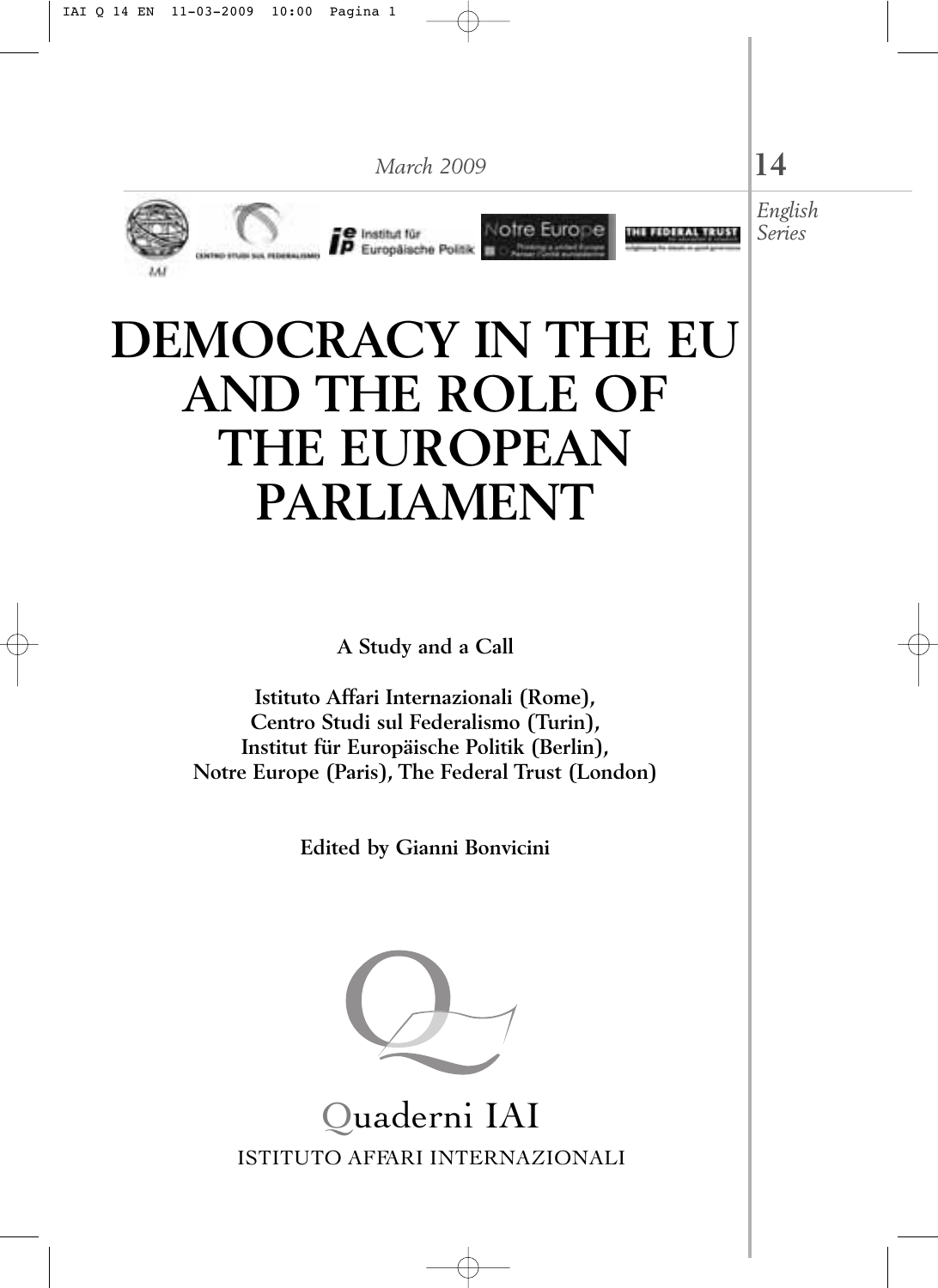*March 2009*

**14**

*English Series*

# DEMOCRACY IN THE EU AND THE ROLE OF THE EUROPEAN PARLIAMENT

**A Study and a Call**

**Istituto Affari Internazionali (Rome), Centro Studi sul Federalismo (Turin), Institut für Europäische Politik (Berlin), Notre Europe (Paris), The Federal Trust (London)**

**Edited by Gianni Bonvicini**

Quaderni IAI

ISTITUTO AFFARI INTERNAZIONALI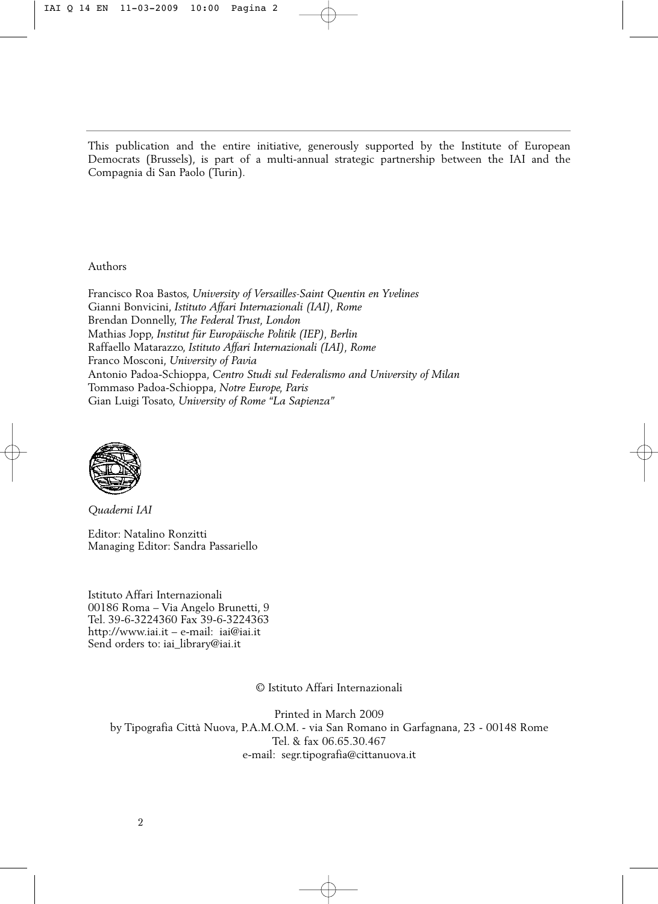This publication and the entire initiative, generously supported by the Institute of European Democrats (Brussels), is part of a multi-annual strategic partnership between the IAI and the Compagnia di San Paolo (Turin).

Authors

Francisco Roa Bastos, *University of Versailles-Saint Quentin en Yvelines*
Gianni Bonvicini, *Istituto Affari Internazionali (IAI), Rome*
Brendan Donnelly, *The Federal Trust, London*
Mathias Jopp, *Institut für Europäische Politik (IEP), Berlin*
Raffaello Matarazzo, *Istituto Affari Internazionali (IAI), Rome*
Franco Mosconi, *University of Pavia*
Antonio Padoa-Schioppa, *Centro Studi sul Federalismo and University of Milan*
Tommaso Padoa-Schioppa, *Notre Europe, Paris*
Gian Luigi Tosato, *University of Rome "La Sapienza"*

*Quaderni IAI*

Editor: Natalino Ronzitti
Managing Editor: Sandra Passariello

Istituto Affari Internazionali
00186 Roma – Via Angelo Brunetti, 9
Tel. 39-6-3224360 Fax 39-6-3224363
http://www.iai.it – e-mail: iai@iai.it
Send orders to: iai_library@iai.it

© Istituto Affari Internazionali

Printed in March 2009
by Tipografia Città Nuova, P.A.M.O.M. - via San Romano in Garfagnana, 23 - 00148 Rome
Tel. & fax 06.65.30.467
e-mail: segr.tipografia@cittanuova.it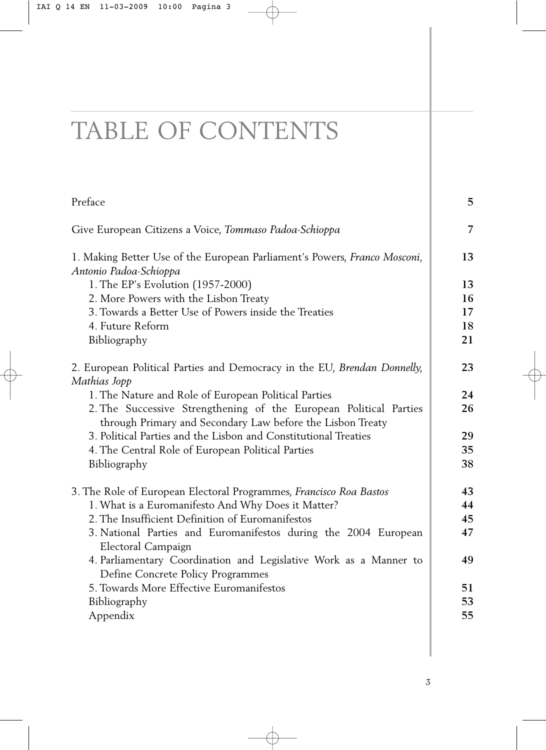# TABLE OF CONTENTS

| | |
|---|---|
| Preface | 5 |
| Give European Citizens a Voice, *Tommaso Padoa-Schioppa* | 7 |
| 1. Making Better Use of the European Parliament's Powers, *Franco Mosconi, Antonio Padoa-Schioppa* | 13 |
| 1. The EP's Evolution (1957-2000) | 13 |
| 2. More Powers with the Lisbon Treaty | 16 |
| 3. Towards a Better Use of Powers inside the Treaties | 17 |
| 4. Future Reform | 18 |
| Bibliography | 21 |
| 2. European Political Parties and Democracy in the EU, *Brendan Donnelly, Mathias Jopp* | 23 |
| 1. The Nature and Role of European Political Parties | 24 |
| 2. The Successive Strengthening of the European Political Parties through Primary and Secondary Law before the Lisbon Treaty | 26 |
| 3. Political Parties and the Lisbon and Constitutional Treaties | 29 |
| 4. The Central Role of European Political Parties | 35 |
| Bibliography | 38 |
| 3. The Role of European Electoral Programmes, *Francisco Roa Bastos* | 43 |
| 1. What is a Euromanifesto And Why Does it Matter? | 44 |
| 2. The Insufficient Definition of Euromanifestos | 45 |
| 3. National Parties and Euromanifestos during the 2004 European Electoral Campaign | 47 |
| 4. Parliamentary Coordination and Legislative Work as a Manner to Define Concrete Policy Programmes | 49 |
| 5. Towards More Effective Euromanifestos | 51 |
| Bibliography | 53 |
| Appendix | 55 |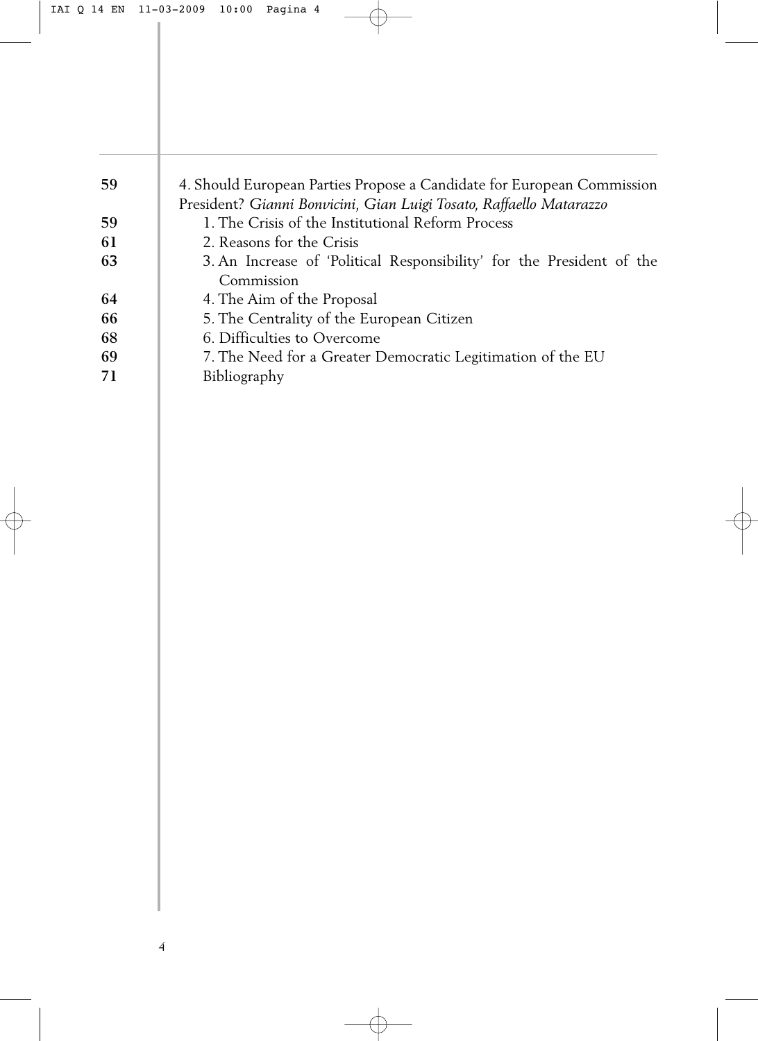| | |
|---|---|
| **59** | 4. Should European Parties Propose a Candidate for European Commission President? *Gianni Bonvicini, Gian Luigi Tosato, Raffaello Matarazzo* |
| **59** | 1. The Crisis of the Institutional Reform Process |
| **61** | 2. Reasons for the Crisis |
| **63** | 3. An Increase of 'Political Responsibility' for the President of the Commission |
| **64** | 4. The Aim of the Proposal |
| **66** | 5. The Centrality of the European Citizen |
| **68** | 6. Difficulties to Overcome |
| **69** | 7. The Need for a Greater Democratic Legitimation of the EU |
| **71** | Bibliography |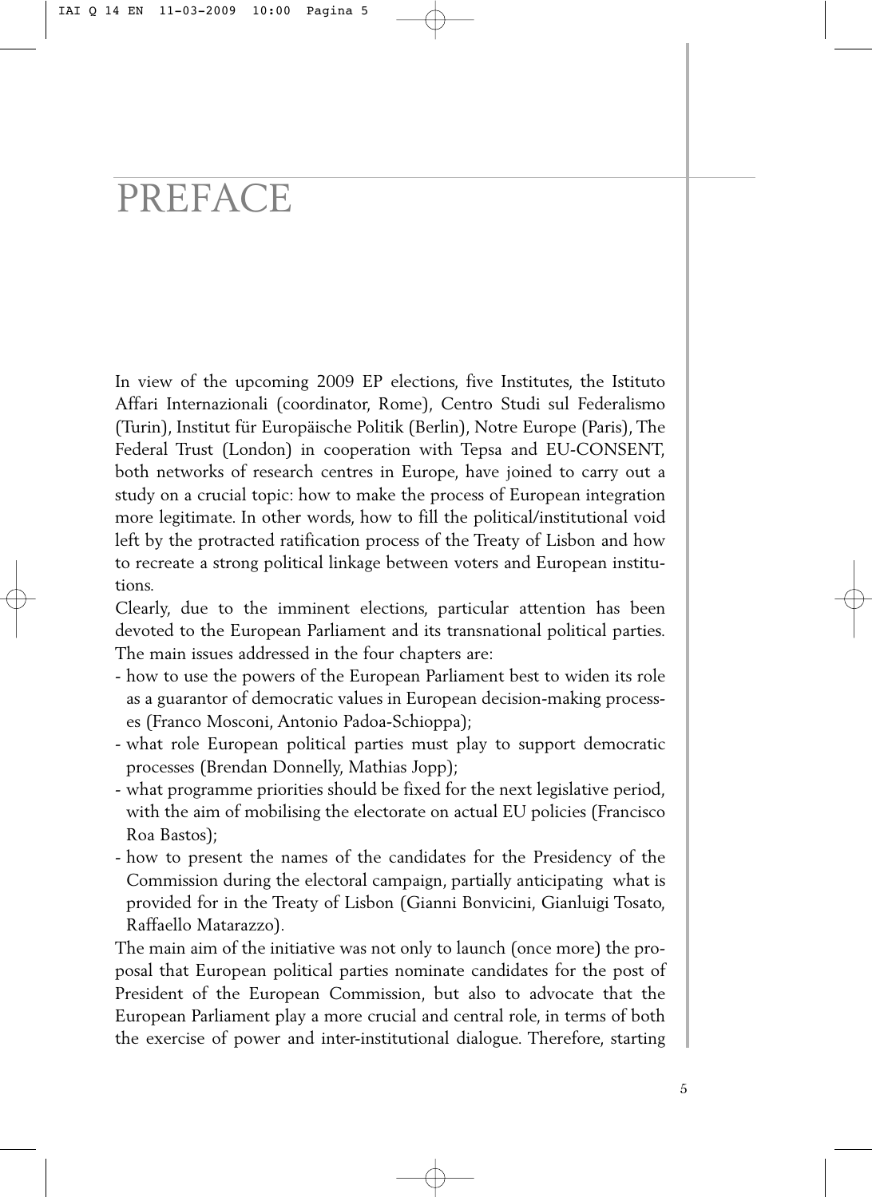# PREFACE

In view of the upcoming 2009 EP elections, five Institutes, the Istituto Affari Internazionali (coordinator, Rome), Centro Studi sul Federalismo (Turin), Institut für Europäische Politik (Berlin), Notre Europe (Paris), The Federal Trust (London) in cooperation with Tepsa and EU-CONSENT, both networks of research centres in Europe, have joined to carry out a study on a crucial topic: how to make the process of European integration more legitimate. In other words, how to fill the political/institutional void left by the protracted ratification process of the Treaty of Lisbon and how to recreate a strong political linkage between voters and European institutions.

Clearly, due to the imminent elections, particular attention has been devoted to the European Parliament and its transnational political parties. The main issues addressed in the four chapters are:

- how to use the powers of the European Parliament best to widen its role as a guarantor of democratic values in European decision-making processes (Franco Mosconi, Antonio Padoa-Schioppa);
- what role European political parties must play to support democratic processes (Brendan Donnelly, Mathias Jopp);
- what programme priorities should be fixed for the next legislative period, with the aim of mobilising the electorate on actual EU policies (Francisco Roa Bastos);
- how to present the names of the candidates for the Presidency of the Commission during the electoral campaign, partially anticipating what is provided for in the Treaty of Lisbon (Gianni Bonvicini, Gianluigi Tosato, Raffaello Matarazzo).

The main aim of the initiative was not only to launch (once more) the proposal that European political parties nominate candidates for the post of President of the European Commission, but also to advocate that the European Parliament play a more crucial and central role, in terms of both the exercise of power and inter-institutional dialogue. Therefore, starting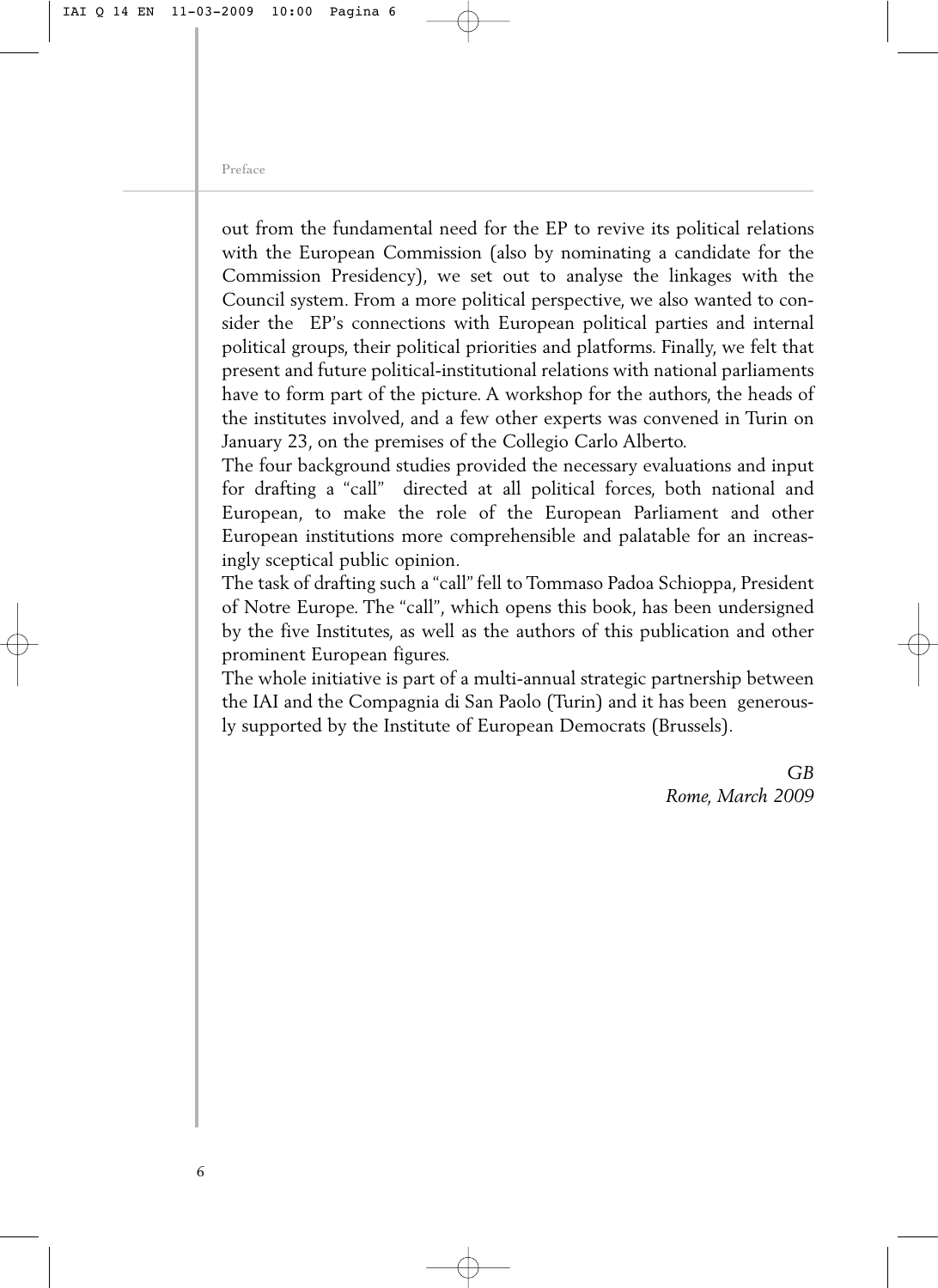out from the fundamental need for the EP to revive its political relations with the European Commission (also by nominating a candidate for the Commission Presidency), we set out to analyse the linkages with the Council system. From a more political perspective, we also wanted to consider the EP's connections with European political parties and internal political groups, their political priorities and platforms. Finally, we felt that present and future political-institutional relations with national parliaments have to form part of the picture. A workshop for the authors, the heads of the institutes involved, and a few other experts was convened in Turin on January 23, on the premises of the Collegio Carlo Alberto.

The four background studies provided the necessary evaluations and input for drafting a "call" directed at all political forces, both national and European, to make the role of the European Parliament and other European institutions more comprehensible and palatable for an increasingly sceptical public opinion.

The task of drafting such a "call" fell to Tommaso Padoa Schioppa, President of Notre Europe. The "call", which opens this book, has been undersigned by the five Institutes, as well as the authors of this publication and other prominent European figures.

The whole initiative is part of a multi-annual strategic partnership between the IAI and the Compagnia di San Paolo (Turin) and it has been generously supported by the Institute of European Democrats (Brussels).

*GB*
*Rome, March 2009*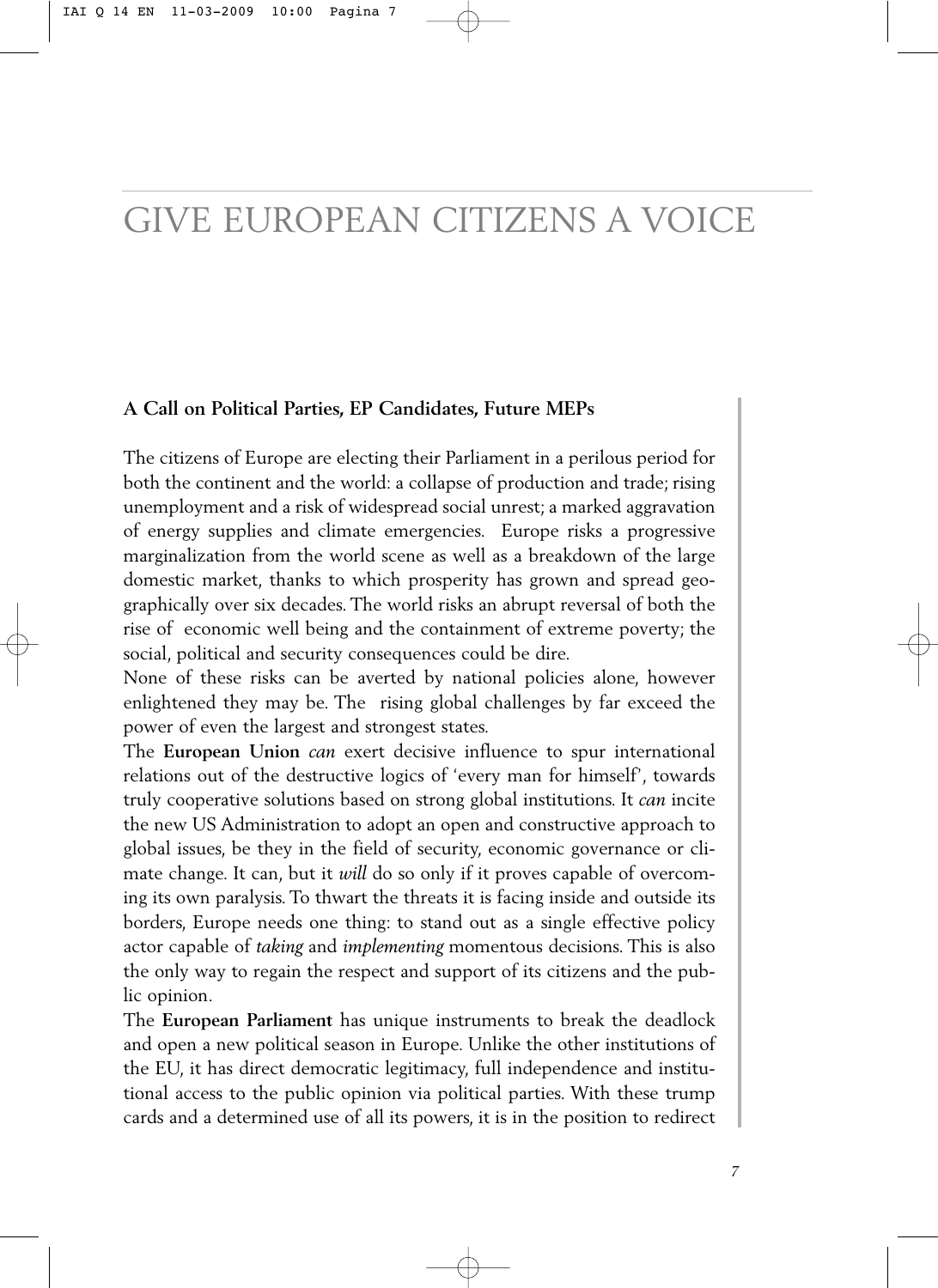# GIVE EUROPEAN CITIZENS A VOICE

### A Call on Political Parties, EP Candidates, Future MEPs

The citizens of Europe are electing their Parliament in a perilous period for both the continent and the world: a collapse of production and trade; rising unemployment and a risk of widespread social unrest; a marked aggravation of energy supplies and climate emergencies. Europe risks a progressive marginalization from the world scene as well as a breakdown of the large domestic market, thanks to which prosperity has grown and spread geographically over six decades. The world risks an abrupt reversal of both the rise of economic well being and the containment of extreme poverty; the social, political and security consequences could be dire.

None of these risks can be averted by national policies alone, however enlightened they may be. The rising global challenges by far exceed the power of even the largest and strongest states.

The **European Union** *can* exert decisive influence to spur international relations out of the destructive logics of 'every man for himself', towards truly cooperative solutions based on strong global institutions. It *can* incite the new US Administration to adopt an open and constructive approach to global issues, be they in the field of security, economic governance or climate change. It can, but it *will* do so only if it proves capable of overcoming its own paralysis. To thwart the threats it is facing inside and outside its borders, Europe needs one thing: to stand out as a single effective policy actor capable of *taking* and *implementing* momentous decisions. This is also the only way to regain the respect and support of its citizens and the public opinion.

The **European Parliament** has unique instruments to break the deadlock and open a new political season in Europe. Unlike the other institutions of the EU, it has direct democratic legitimacy, full independence and institutional access to the public opinion via political parties. With these trump cards and a determined use of all its powers, it is in the position to redirect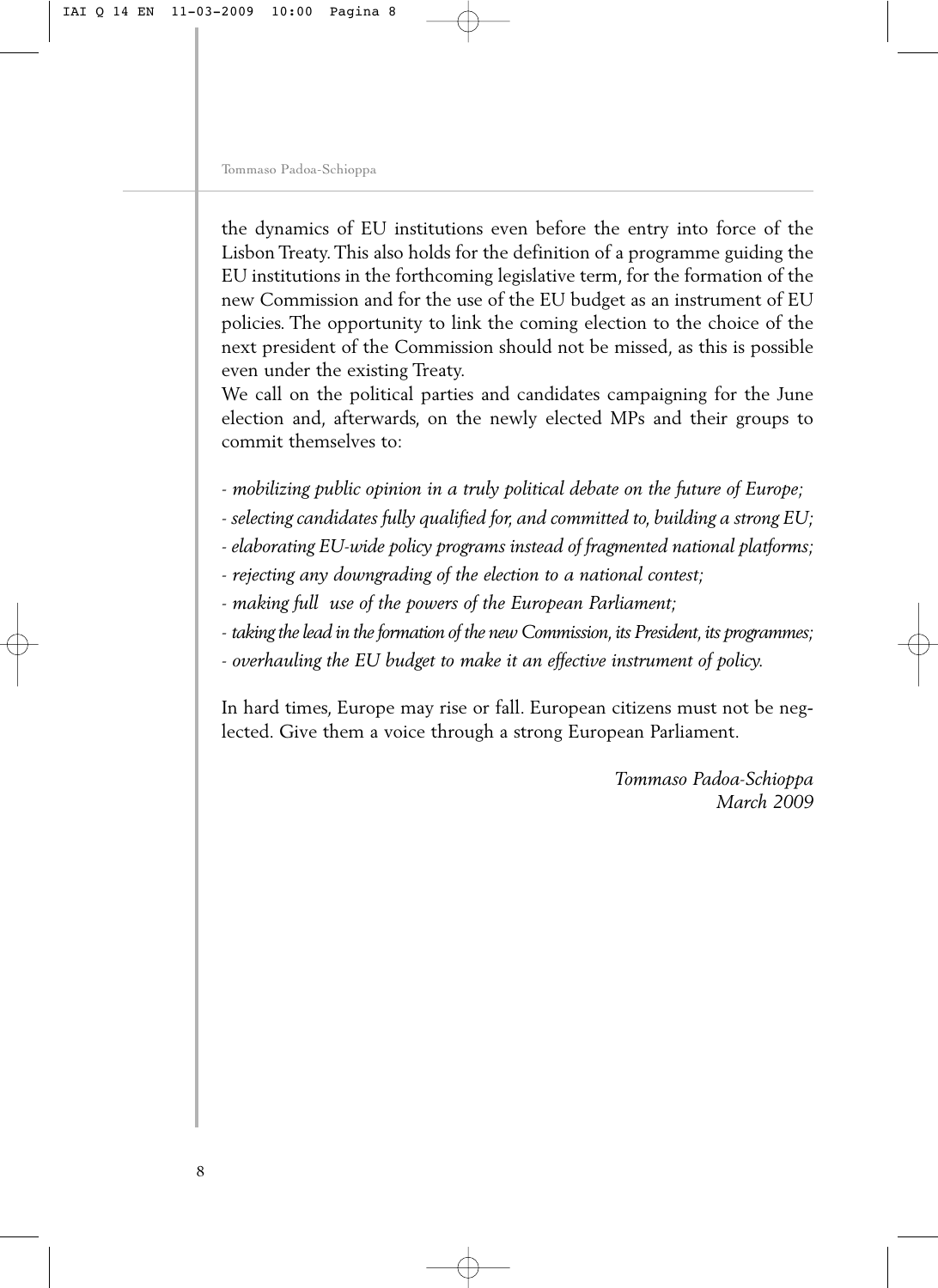the dynamics of EU institutions even before the entry into force of the Lisbon Treaty. This also holds for the definition of a programme guiding the EU institutions in the forthcoming legislative term, for the formation of the new Commission and for the use of the EU budget as an instrument of EU policies. The opportunity to link the coming election to the choice of the next president of the Commission should not be missed, as this is possible even under the existing Treaty.

We call on the political parties and candidates campaigning for the June election and, afterwards, on the newly elected MPs and their groups to commit themselves to:

- *mobilizing public opinion in a truly political debate on the future of Europe;*
- *selecting candidates fully qualified for, and committed to, building a strong EU;*
- *elaborating EU-wide policy programs instead of fragmented national platforms;*
- *rejecting any downgrading of the election to a national contest;*
- *making full use of the powers of the European Parliament;*
- *taking the lead in the formation of the new Commission, its President, its programmes;*
- *overhauling the EU budget to make it an effective instrument of policy.*

In hard times, Europe may rise or fall. European citizens must not be neglected. Give them a voice through a strong European Parliament.

*Tommaso Padoa-Schioppa*
*March 2009*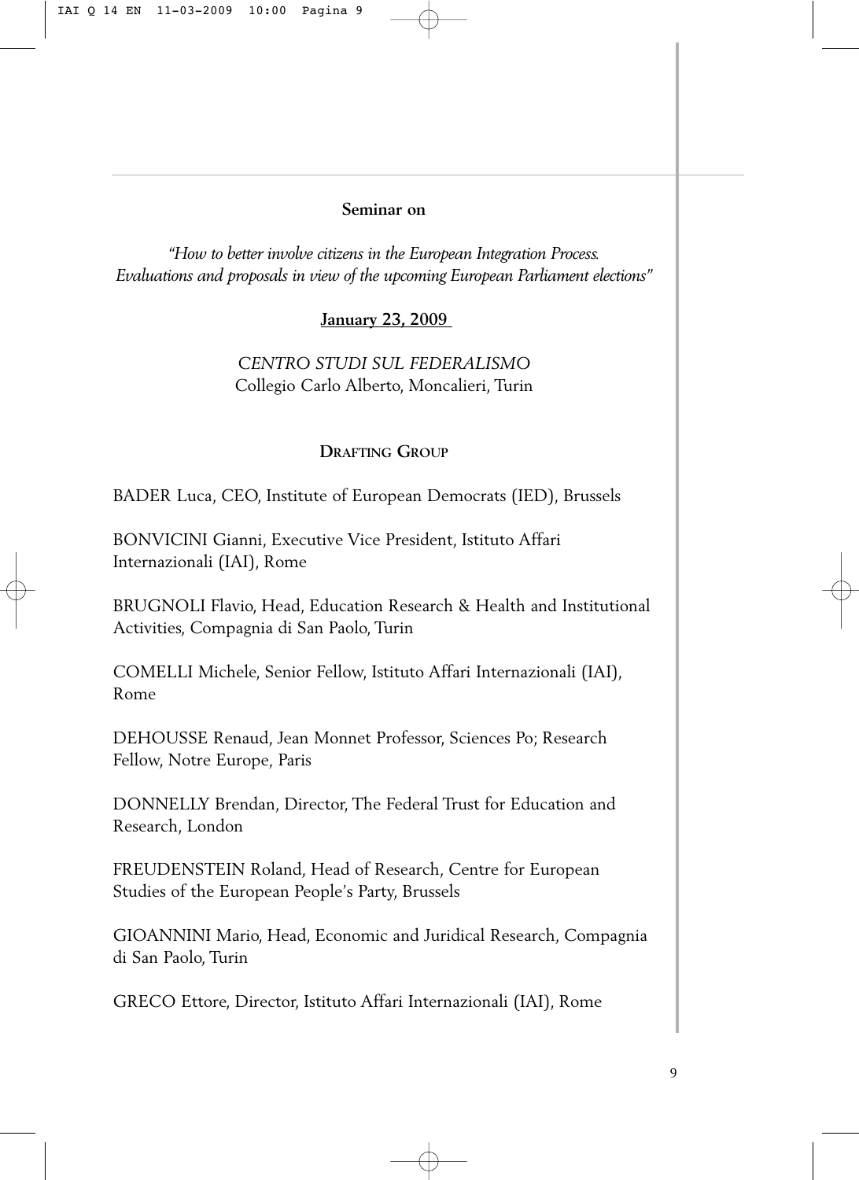**Seminar on**

*"How to better involve citizens in the European Integration Process. Evaluations and proposals in view of the upcoming European Parliament elections"*

**January 23, 2009**

*CENTRO STUDI SUL FEDERALISMO*
Collegio Carlo Alberto, Moncalieri, Turin

## DRAFTING GROUP

BADER Luca, CEO, Institute of European Democrats (IED), Brussels

BONVICINI Gianni, Executive Vice President, Istituto Affari Internazionali (IAI), Rome

BRUGNOLI Flavio, Head, Education Research & Health and Institutional Activities, Compagnia di San Paolo, Turin

COMELLI Michele, Senior Fellow, Istituto Affari Internazionali (IAI), Rome

DEHOUSSE Renaud, Jean Monnet Professor, Sciences Po; Research Fellow, Notre Europe, Paris

DONNELLY Brendan, Director, The Federal Trust for Education and Research, London

FREUDENSTEIN Roland, Head of Research, Centre for European Studies of the European People's Party, Brussels

GIOANNINI Mario, Head, Economic and Juridical Research, Compagnia di San Paolo, Turin

GRECO Ettore, Director, Istituto Affari Internazionali (IAI), Rome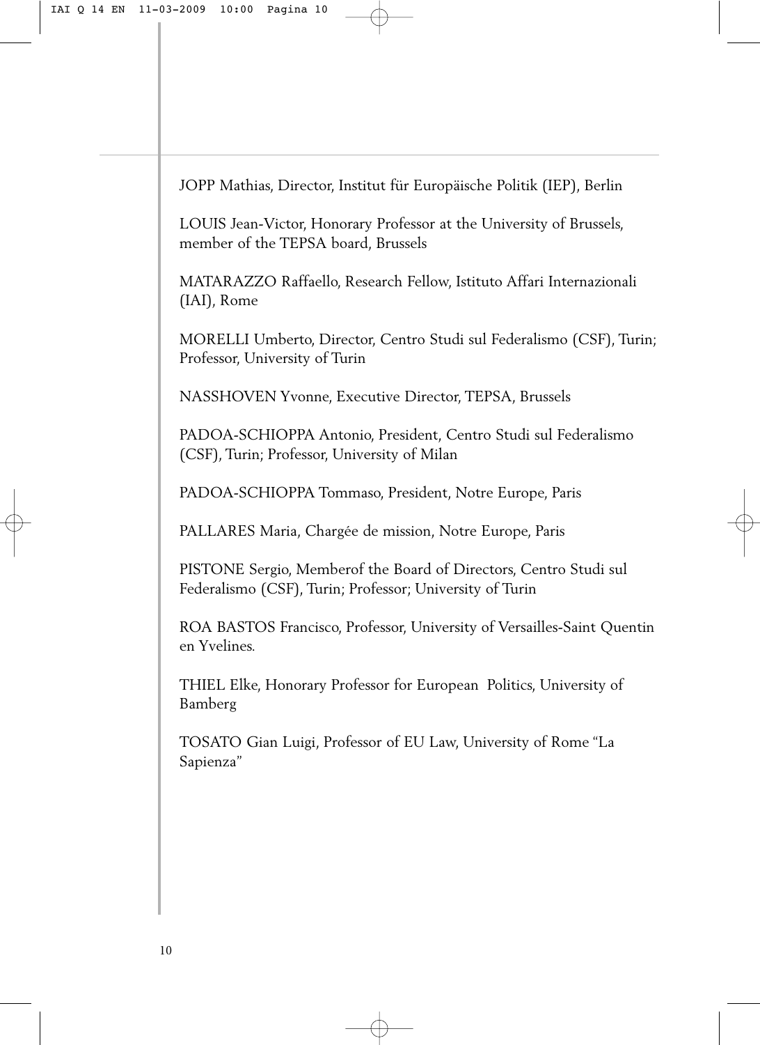JOPP Mathias, Director, Institut für Europäische Politik (IEP), Berlin

LOUIS Jean-Victor, Honorary Professor at the University of Brussels, member of the TEPSA board, Brussels

MATARAZZO Raffaello, Research Fellow, Istituto Affari Internazionali (IAI), Rome

MORELLI Umberto, Director, Centro Studi sul Federalismo (CSF), Turin; Professor, University of Turin

NASSHOVEN Yvonne, Executive Director, TEPSA, Brussels

PADOA-SCHIOPPA Antonio, President, Centro Studi sul Federalismo (CSF), Turin; Professor, University of Milan

PADOA-SCHIOPPA Tommaso, President, Notre Europe, Paris

PALLARES Maria, Chargée de mission, Notre Europe, Paris

PISTONE Sergio, Memberof the Board of Directors, Centro Studi sul Federalismo (CSF), Turin; Professor; University of Turin

ROA BASTOS Francisco, Professor, University of Versailles-Saint Quentin en Yvelines.

THIEL Elke, Honorary Professor for European Politics, University of Bamberg

TOSATO Gian Luigi, Professor of EU Law, University of Rome "La Sapienza"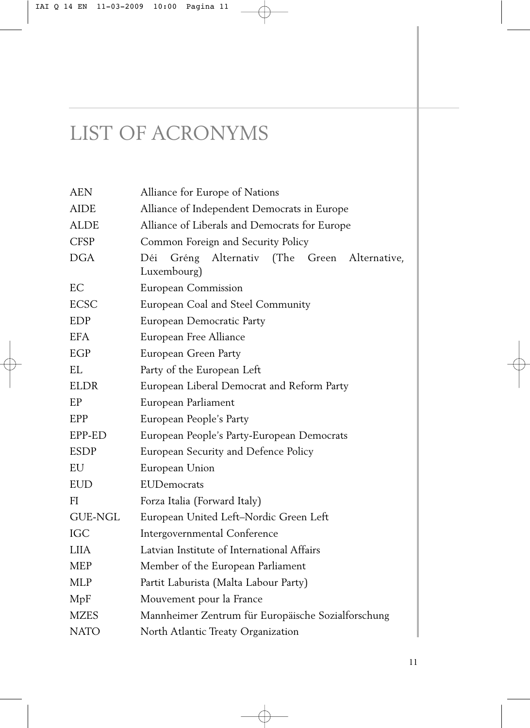# LIST OF ACRONYMS

| | |
|---|---|
| AEN | Alliance for Europe of Nations |
| AIDE | Alliance of Independent Democrats in Europe |
| ALDE | Alliance of Liberals and Democrats for Europe |
| CFSP | Common Foreign and Security Policy |
| DGA | Déi Gréng Alternativ (The Green Alternative, Luxembourg) |
| EC | European Commission |
| ECSC | European Coal and Steel Community |
| EDP | European Democratic Party |
| EFA | European Free Alliance |
| EGP | European Green Party |
| EL | Party of the European Left |
| ELDR | European Liberal Democrat and Reform Party |
| EP | European Parliament |
| EPP | European People's Party |
| EPP-ED | European People's Party-European Democrats |
| ESDP | European Security and Defence Policy |
| EU | European Union |
| EUD | EUDemocrats |
| FI | Forza Italia (Forward Italy) |
| GUE-NGL | European United Left–Nordic Green Left |
| IGC | Intergovernmental Conference |
| LIIA | Latvian Institute of International Affairs |
| MEP | Member of the European Parliament |
| MLP | Partit Laburista (Malta Labour Party) |
| MpF | Mouvement pour la France |
| MZES | Mannheimer Zentrum für Europäische Sozialforschung |
| NATO | North Atlantic Treaty Organization |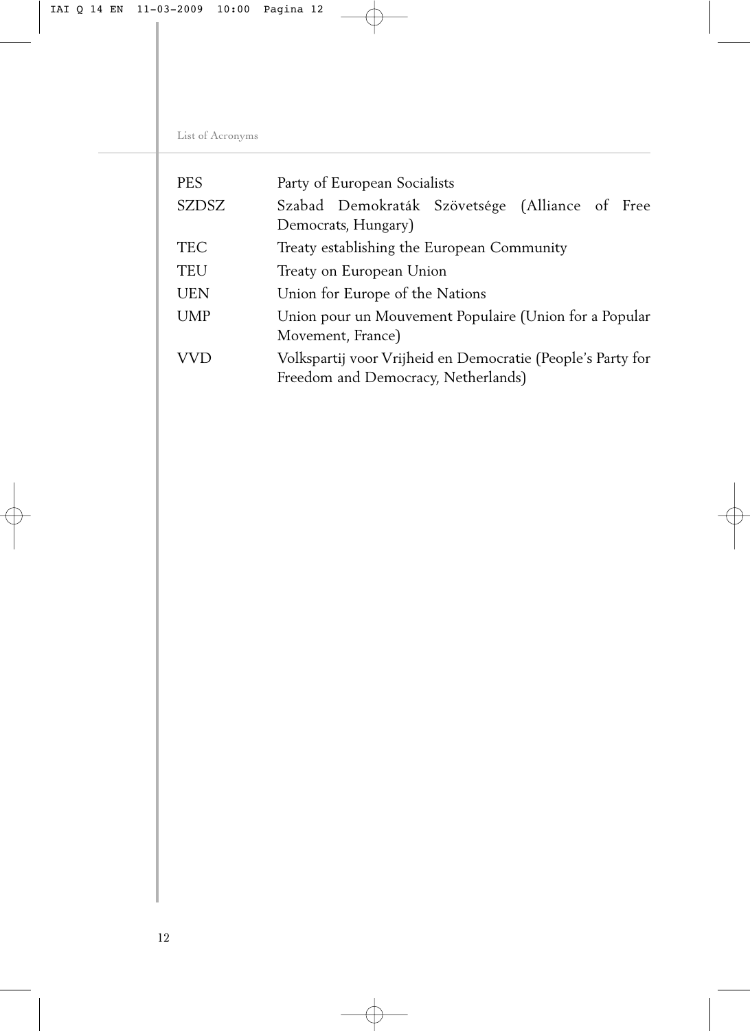| | |
|---|---|
| PES | Party of European Socialists |
| SZDSZ | Szabad Demokraták Szövetsége (Alliance of Free Democrats, Hungary) |
| TEC | Treaty establishing the European Community |
| TEU | Treaty on European Union |
| UEN | Union for Europe of the Nations |
| UMP | Union pour un Mouvement Populaire (Union for a Popular Movement, France) |
| VVD | Volkspartij voor Vrijheid en Democratie (People's Party for Freedom and Democracy, Netherlands) |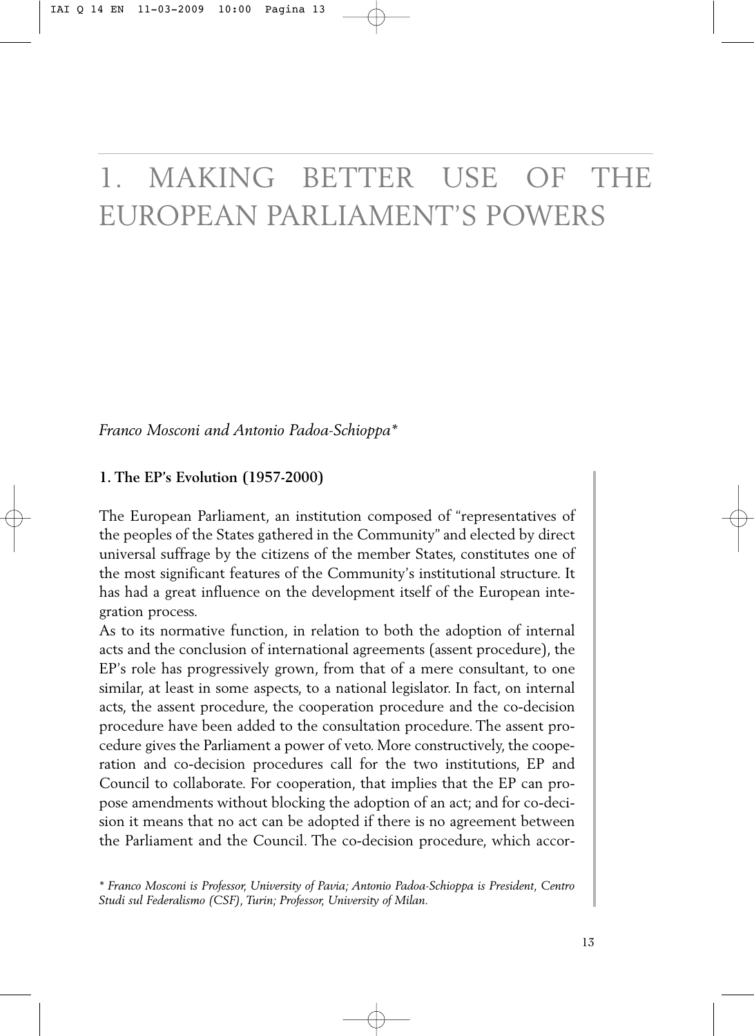# 1. MAKING BETTER USE OF THE EUROPEAN PARLIAMENT'S POWERS

*Franco Mosconi and Antonio Padoa-Schioppa\**

## 1. The EP's Evolution (1957-2000)

The European Parliament, an institution composed of "representatives of the peoples of the States gathered in the Community" and elected by direct universal suffrage by the citizens of the member States, constitutes one of the most significant features of the Community's institutional structure. It has had a great influence on the development itself of the European integration process.

As to its normative function, in relation to both the adoption of internal acts and the conclusion of international agreements (assent procedure), the EP's role has progressively grown, from that of a mere consultant, to one similar, at least in some aspects, to a national legislator. In fact, on internal acts, the assent procedure, the cooperation procedure and the co-decision procedure have been added to the consultation procedure. The assent procedure gives the Parliament a power of veto. More constructively, the cooperation and co-decision procedures call for the two institutions, EP and Council to collaborate. For cooperation, that implies that the EP can propose amendments without blocking the adoption of an act; and for co-decision it means that no act can be adopted if there is no agreement between the Parliament and the Council. The co-decision procedure, which accor-

\* *Franco Mosconi is Professor, University of Pavia; Antonio Padoa-Schioppa is President, Centro Studi sul Federalismo (CSF), Turin; Professor, University of Milan.*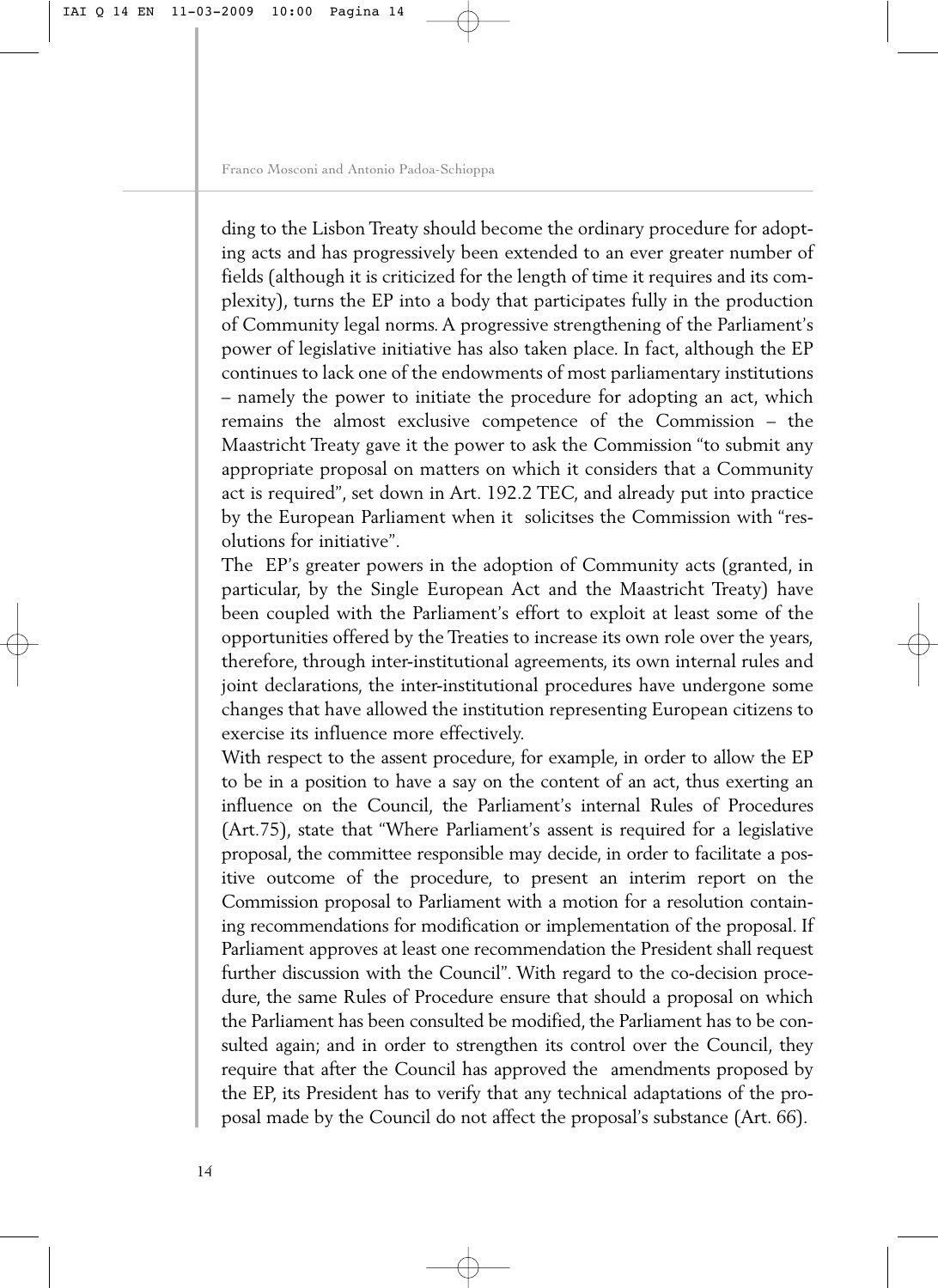ding to the Lisbon Treaty should become the ordinary procedure for adopting acts and has progressively been extended to an ever greater number of fields (although it is criticized for the length of time it requires and its complexity), turns the EP into a body that participates fully in the production of Community legal norms. A progressive strengthening of the Parliament's power of legislative initiative has also taken place. In fact, although the EP continues to lack one of the endowments of most parliamentary institutions – namely the power to initiate the procedure for adopting an act, which remains the almost exclusive competence of the Commission – the Maastricht Treaty gave it the power to ask the Commission "to submit any appropriate proposal on matters on which it considers that a Community act is required", set down in Art. 192.2 TEC, and already put into practice by the European Parliament when it solicitses the Commission with "resolutions for initiative".

The EP's greater powers in the adoption of Community acts (granted, in particular, by the Single European Act and the Maastricht Treaty) have been coupled with the Parliament's effort to exploit at least some of the opportunities offered by the Treaties to increase its own role over the years, therefore, through inter-institutional agreements, its own internal rules and joint declarations, the inter-institutional procedures have undergone some changes that have allowed the institution representing European citizens to exercise its influence more effectively.

With respect to the assent procedure, for example, in order to allow the EP to be in a position to have a say on the content of an act, thus exerting an influence on the Council, the Parliament's internal Rules of Procedures (Art.75), state that "Where Parliament's assent is required for a legislative proposal, the committee responsible may decide, in order to facilitate a positive outcome of the procedure, to present an interim report on the Commission proposal to Parliament with a motion for a resolution containing recommendations for modification or implementation of the proposal. If Parliament approves at least one recommendation the President shall request further discussion with the Council". With regard to the co-decision procedure, the same Rules of Procedure ensure that should a proposal on which the Parliament has been consulted be modified, the Parliament has to be consulted again; and in order to strengthen its control over the Council, they require that after the Council has approved the amendments proposed by the EP, its President has to verify that any technical adaptations of the proposal made by the Council do not affect the proposal's substance (Art. 66).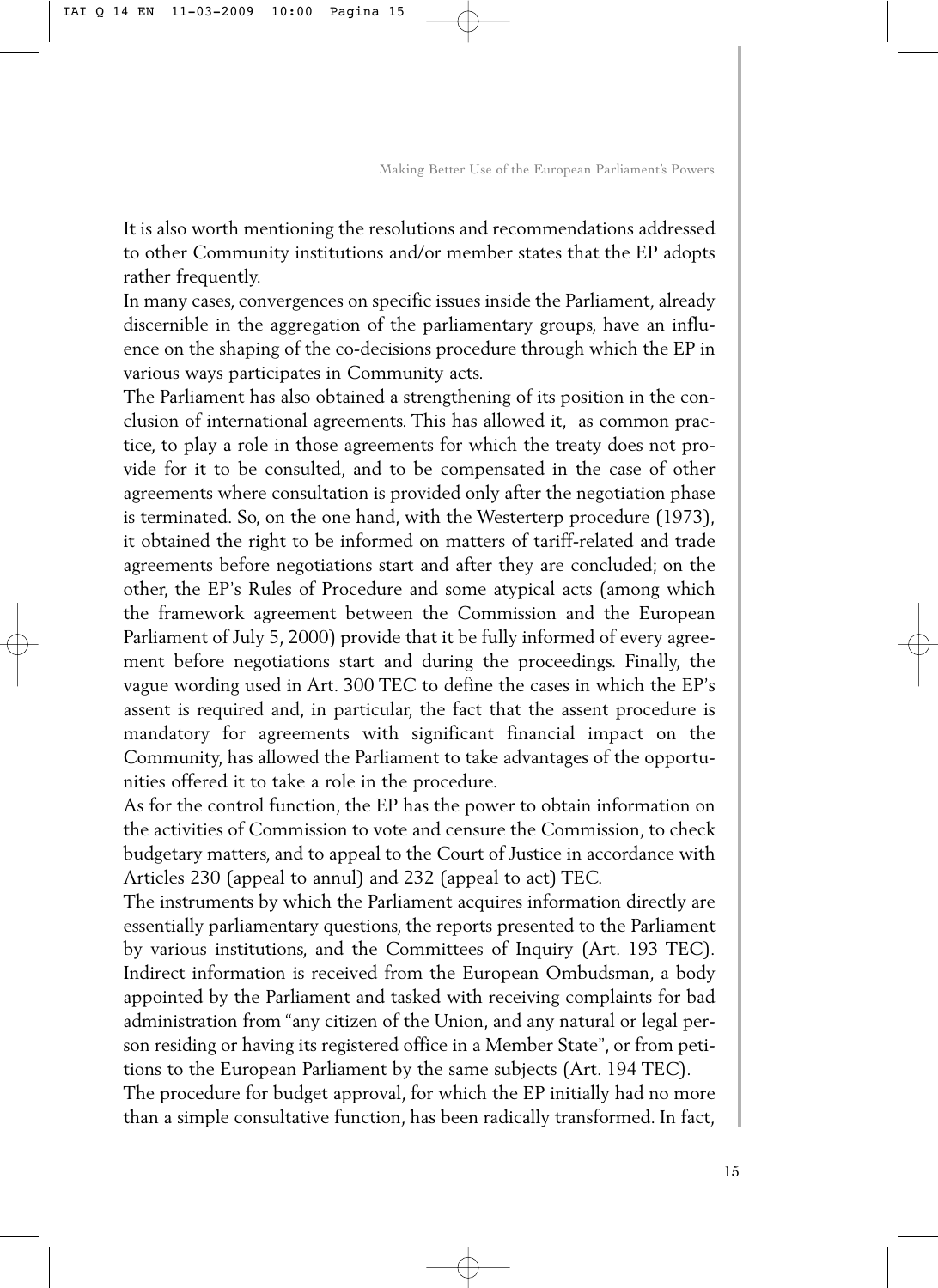It is also worth mentioning the resolutions and recommendations addressed to other Community institutions and/or member states that the EP adopts rather frequently.

In many cases, convergences on specific issues inside the Parliament, already discernible in the aggregation of the parliamentary groups, have an influence on the shaping of the co-decisions procedure through which the EP in various ways participates in Community acts.

The Parliament has also obtained a strengthening of its position in the conclusion of international agreements. This has allowed it, as common practice, to play a role in those agreements for which the treaty does not provide for it to be consulted, and to be compensated in the case of other agreements where consultation is provided only after the negotiation phase is terminated. So, on the one hand, with the Westerterp procedure (1973), it obtained the right to be informed on matters of tariff-related and trade agreements before negotiations start and after they are concluded; on the other, the EP's Rules of Procedure and some atypical acts (among which the framework agreement between the Commission and the European Parliament of July 5, 2000) provide that it be fully informed of every agreement before negotiations start and during the proceedings. Finally, the vague wording used in Art. 300 TEC to define the cases in which the EP's assent is required and, in particular, the fact that the assent procedure is mandatory for agreements with significant financial impact on the Community, has allowed the Parliament to take advantages of the opportunities offered it to take a role in the procedure.

As for the control function, the EP has the power to obtain information on the activities of Commission to vote and censure the Commission, to check budgetary matters, and to appeal to the Court of Justice in accordance with Articles 230 (appeal to annul) and 232 (appeal to act) TEC.

The instruments by which the Parliament acquires information directly are essentially parliamentary questions, the reports presented to the Parliament by various institutions, and the Committees of Inquiry (Art. 193 TEC). Indirect information is received from the European Ombudsman, a body appointed by the Parliament and tasked with receiving complaints for bad administration from "any citizen of the Union, and any natural or legal person residing or having its registered office in a Member State", or from petitions to the European Parliament by the same subjects (Art. 194 TEC).

The procedure for budget approval, for which the EP initially had no more than a simple consultative function, has been radically transformed. In fact,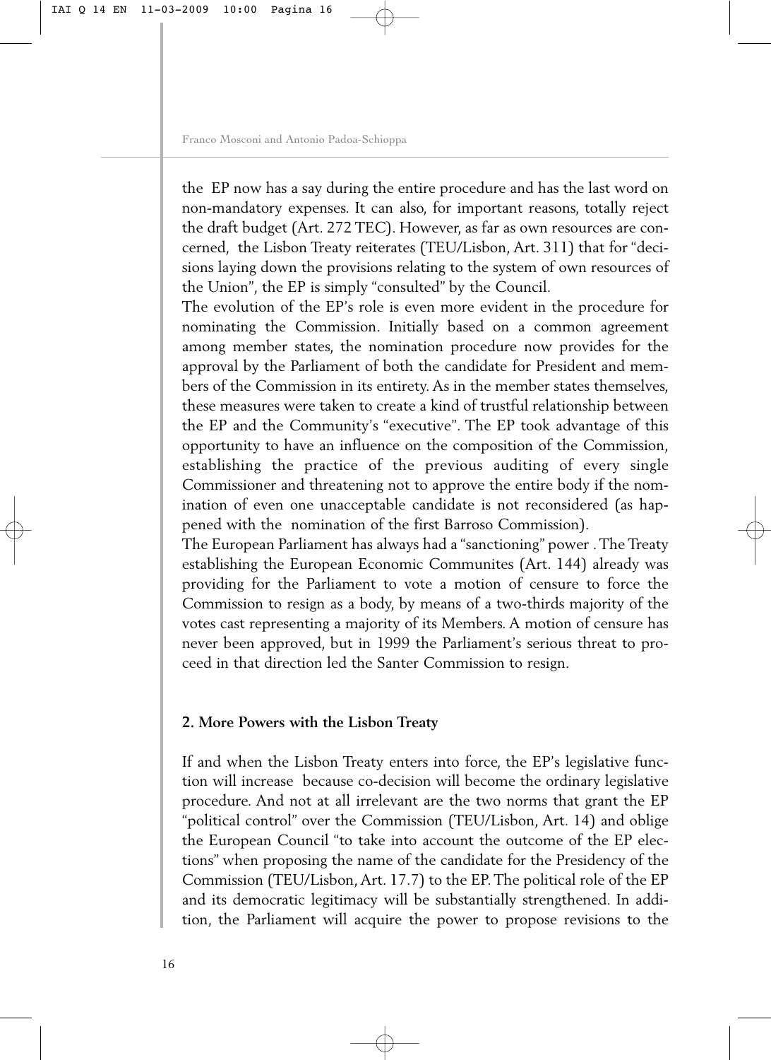the EP now has a say during the entire procedure and has the last word on non-mandatory expenses. It can also, for important reasons, totally reject the draft budget (Art. 272 TEC). However, as far as own resources are concerned, the Lisbon Treaty reiterates (TEU/Lisbon, Art. 311) that for "decisions laying down the provisions relating to the system of own resources of the Union", the EP is simply "consulted" by the Council.

The evolution of the EP's role is even more evident in the procedure for nominating the Commission. Initially based on a common agreement among member states, the nomination procedure now provides for the approval by the Parliament of both the candidate for President and members of the Commission in its entirety. As in the member states themselves, these measures were taken to create a kind of trustful relationship between the EP and the Community's "executive". The EP took advantage of this opportunity to have an influence on the composition of the Commission, establishing the practice of the previous auditing of every single Commissioner and threatening not to approve the entire body if the nomination of even one unacceptable candidate is not reconsidered (as happened with the nomination of the first Barroso Commission).

The European Parliament has always had a "sanctioning" power . The Treaty establishing the European Economic Communites (Art. 144) already was providing for the Parliament to vote a motion of censure to force the Commission to resign as a body, by means of a two-thirds majority of the votes cast representing a majority of its Members. A motion of censure has never been approved, but in 1999 the Parliament's serious threat to proceed in that direction led the Santer Commission to resign.

## 2. More Powers with the Lisbon Treaty

If and when the Lisbon Treaty enters into force, the EP's legislative function will increase because co-decision will become the ordinary legislative procedure. And not at all irrelevant are the two norms that grant the EP "political control" over the Commission (TEU/Lisbon, Art. 14) and oblige the European Council "to take into account the outcome of the EP elections" when proposing the name of the candidate for the Presidency of the Commission (TEU/Lisbon, Art. 17.7) to the EP. The political role of the EP and its democratic legitimacy will be substantially strengthened. In addition, the Parliament will acquire the power to propose revisions to the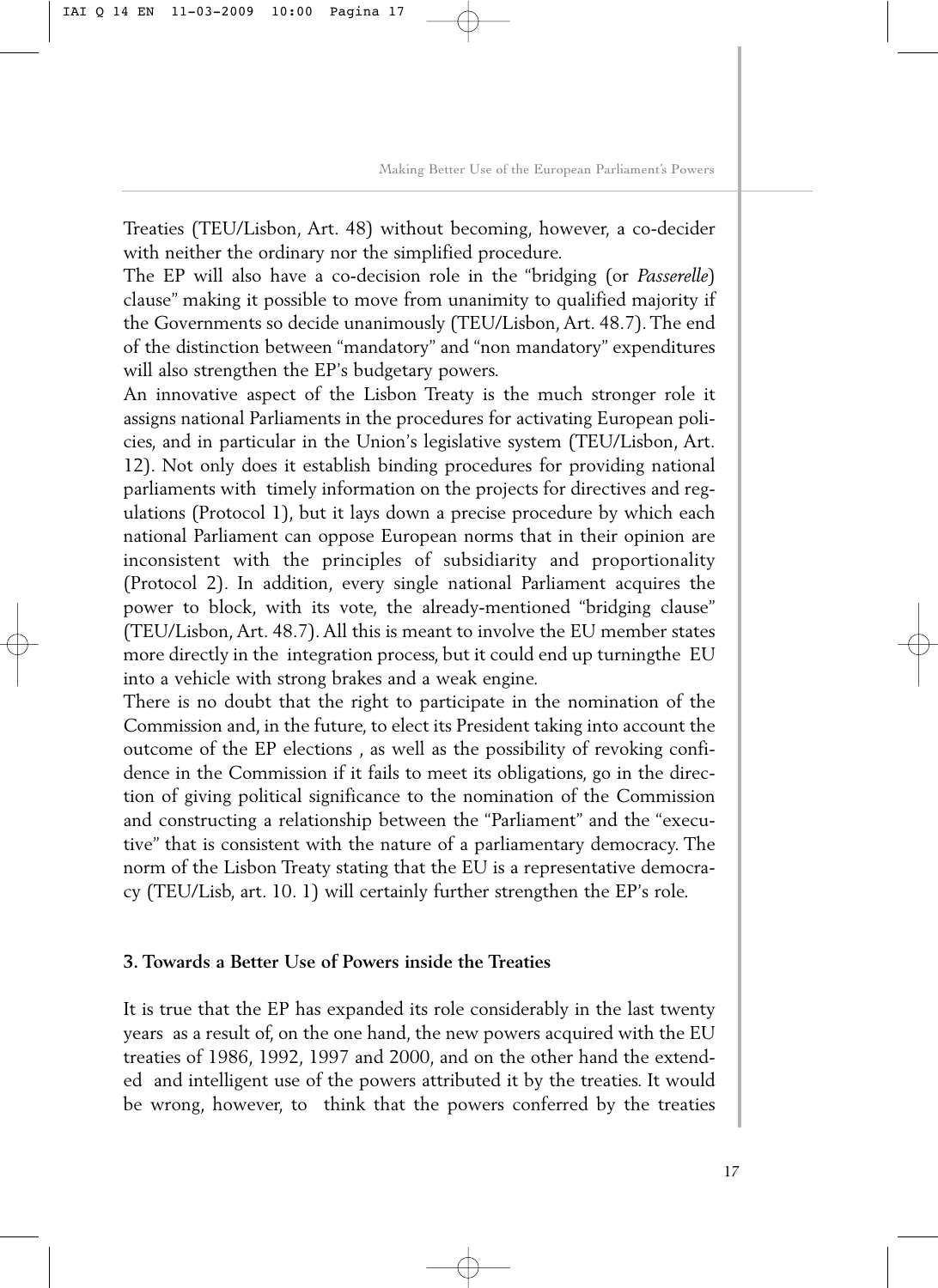Treaties (TEU/Lisbon, Art. 48) without becoming, however, a co-decider with neither the ordinary nor the simplified procedure.

The EP will also have a co-decision role in the "bridging (or *Passerelle*) clause" making it possible to move from unanimity to qualified majority if the Governments so decide unanimously (TEU/Lisbon, Art. 48.7). The end of the distinction between "mandatory" and "non mandatory" expenditures will also strengthen the EP's budgetary powers.

An innovative aspect of the Lisbon Treaty is the much stronger role it assigns national Parliaments in the procedures for activating European policies, and in particular in the Union's legislative system (TEU/Lisbon, Art. 12). Not only does it establish binding procedures for providing national parliaments with timely information on the projects for directives and regulations (Protocol 1), but it lays down a precise procedure by which each national Parliament can oppose European norms that in their opinion are inconsistent with the principles of subsidiarity and proportionality (Protocol 2). In addition, every single national Parliament acquires the power to block, with its vote, the already-mentioned "bridging clause" (TEU/Lisbon, Art. 48.7). All this is meant to involve the EU member states more directly in the integration process, but it could end up turningthe EU into a vehicle with strong brakes and a weak engine.

There is no doubt that the right to participate in the nomination of the Commission and, in the future, to elect its President taking into account the outcome of the EP elections , as well as the possibility of revoking confidence in the Commission if it fails to meet its obligations, go in the direction of giving political significance to the nomination of the Commission and constructing a relationship between the "Parliament" and the "executive" that is consistent with the nature of a parliamentary democracy. The norm of the Lisbon Treaty stating that the EU is a representative democracy (TEU/Lisb, art. 10. 1) will certainly further strengthen the EP's role.

## 3. Towards a Better Use of Powers inside the Treaties

It is true that the EP has expanded its role considerably in the last twenty years as a result of, on the one hand, the new powers acquired with the EU treaties of 1986, 1992, 1997 and 2000, and on the other hand the extended and intelligent use of the powers attributed it by the treaties. It would be wrong, however, to think that the powers conferred by the treaties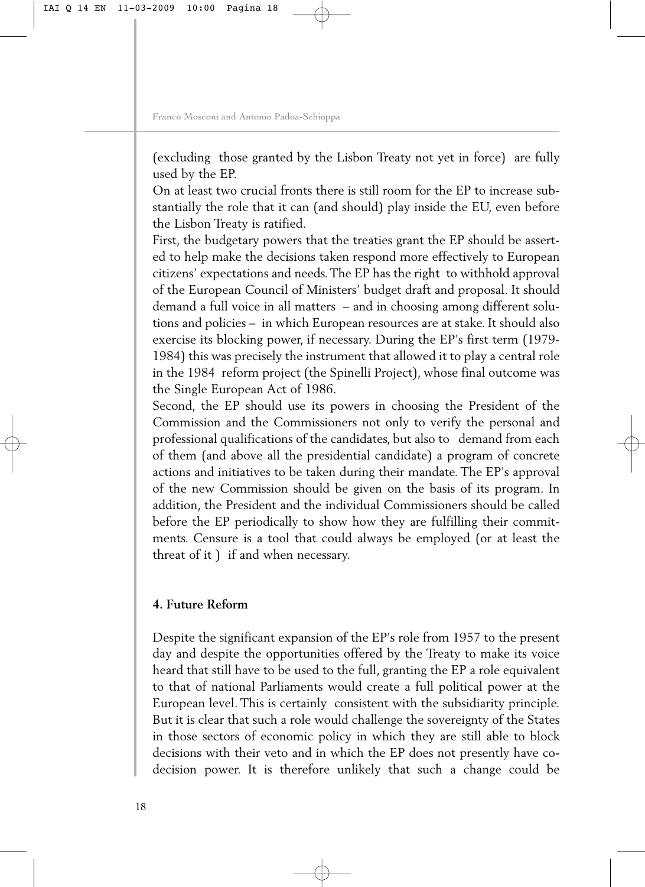(excluding those granted by the Lisbon Treaty not yet in force) are fully used by the EP.

On at least two crucial fronts there is still room for the EP to increase substantially the role that it can (and should) play inside the EU, even before the Lisbon Treaty is ratified.

First, the budgetary powers that the treaties grant the EP should be asserted to help make the decisions taken respond more effectively to European citizens' expectations and needs. The EP has the right to withhold approval of the European Council of Ministers' budget draft and proposal. It should demand a full voice in all matters – and in choosing among different solutions and policies – in which European resources are at stake. It should also exercise its blocking power, if necessary. During the EP's first term (1979-1984) this was precisely the instrument that allowed it to play a central role in the 1984 reform project (the Spinelli Project), whose final outcome was the Single European Act of 1986.

Second, the EP should use its powers in choosing the President of the Commission and the Commissioners not only to verify the personal and professional qualifications of the candidates, but also to demand from each of them (and above all the presidential candidate) a program of concrete actions and initiatives to be taken during their mandate. The EP's approval of the new Commission should be given on the basis of its program. In addition, the President and the individual Commissioners should be called before the EP periodically to show how they are fulfilling their commitments. Censure is a tool that could always be employed (or at least the threat of it) if and when necessary.

## 4. Future Reform

Despite the significant expansion of the EP's role from 1957 to the present day and despite the opportunities offered by the Treaty to make its voice heard that still have to be used to the full, granting the EP a role equivalent to that of national Parliaments would create a full political power at the European level. This is certainly consistent with the subsidiarity principle. But it is clear that such a role would challenge the sovereignty of the States in those sectors of economic policy in which they are still able to block decisions with their veto and in which the EP does not presently have co-decision power. It is therefore unlikely that such a change could be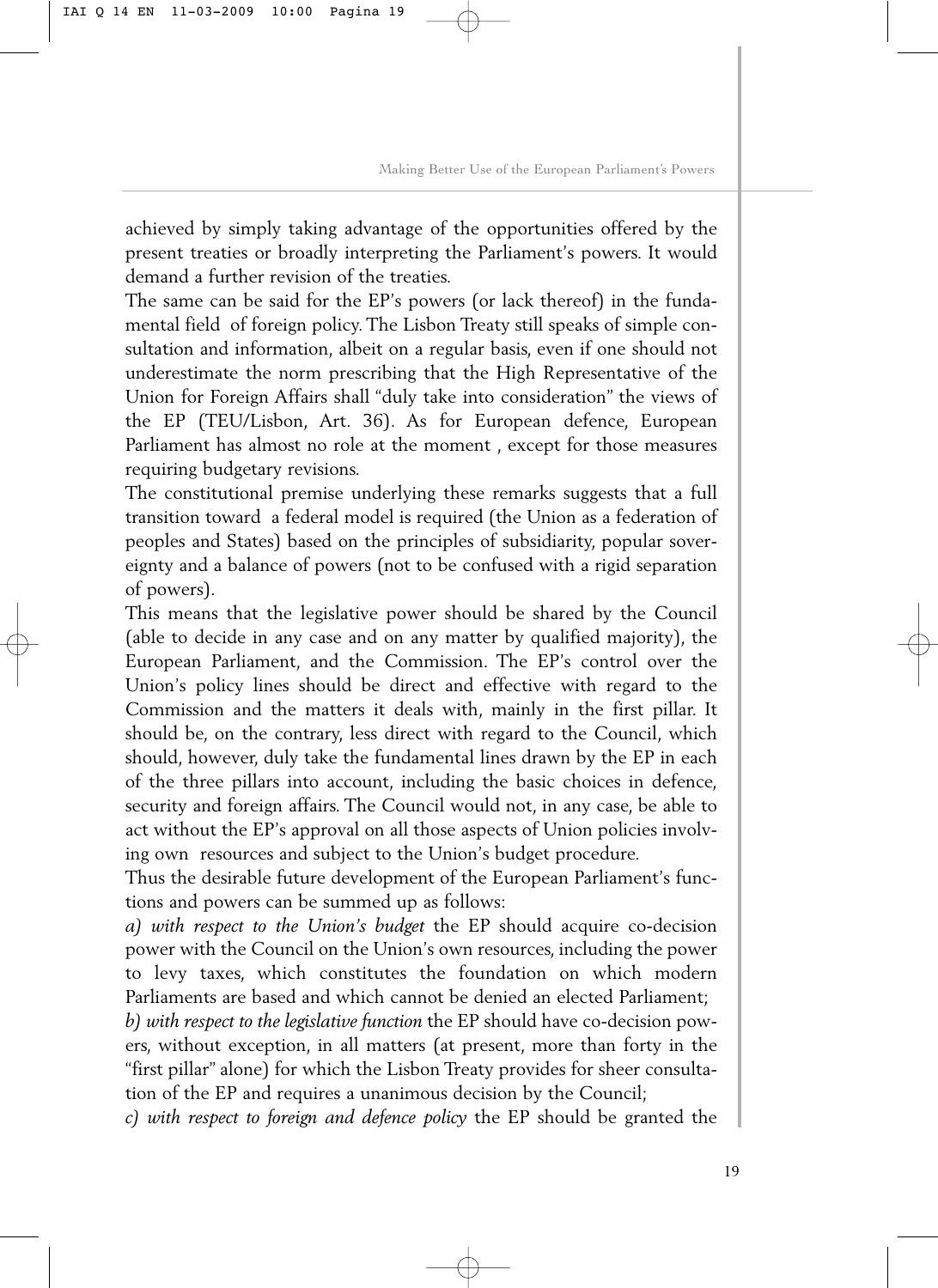achieved by simply taking advantage of the opportunities offered by the present treaties or broadly interpreting the Parliament's powers. It would demand a further revision of the treaties.

The same can be said for the EP's powers (or lack thereof) in the fundamental field of foreign policy. The Lisbon Treaty still speaks of simple consultation and information, albeit on a regular basis, even if one should not underestimate the norm prescribing that the High Representative of the Union for Foreign Affairs shall "duly take into consideration" the views of the EP (TEU/Lisbon, Art. 36). As for European defence, European Parliament has almost no role at the moment , except for those measures requiring budgetary revisions.

The constitutional premise underlying these remarks suggests that a full transition toward a federal model is required (the Union as a federation of peoples and States) based on the principles of subsidiarity, popular sovereignty and a balance of powers (not to be confused with a rigid separation of powers).

This means that the legislative power should be shared by the Council (able to decide in any case and on any matter by qualified majority), the European Parliament, and the Commission. The EP's control over the Union's policy lines should be direct and effective with regard to the Commission and the matters it deals with, mainly in the first pillar. It should be, on the contrary, less direct with regard to the Council, which should, however, duly take the fundamental lines drawn by the EP in each of the three pillars into account, including the basic choices in defence, security and foreign affairs. The Council would not, in any case, be able to act without the EP's approval on all those aspects of Union policies involving own resources and subject to the Union's budget procedure.

Thus the desirable future development of the European Parliament's functions and powers can be summed up as follows:

*a) with respect to the Union's budget* the EP should acquire co-decision power with the Council on the Union's own resources, including the power to levy taxes, which constitutes the foundation on which modern Parliaments are based and which cannot be denied an elected Parliament;

*b) with respect to the legislative function* the EP should have co-decision powers, without exception, in all matters (at present, more than forty in the "first pillar" alone) for which the Lisbon Treaty provides for sheer consultation of the EP and requires a unanimous decision by the Council;

*c) with respect to foreign and defence policy* the EP should be granted the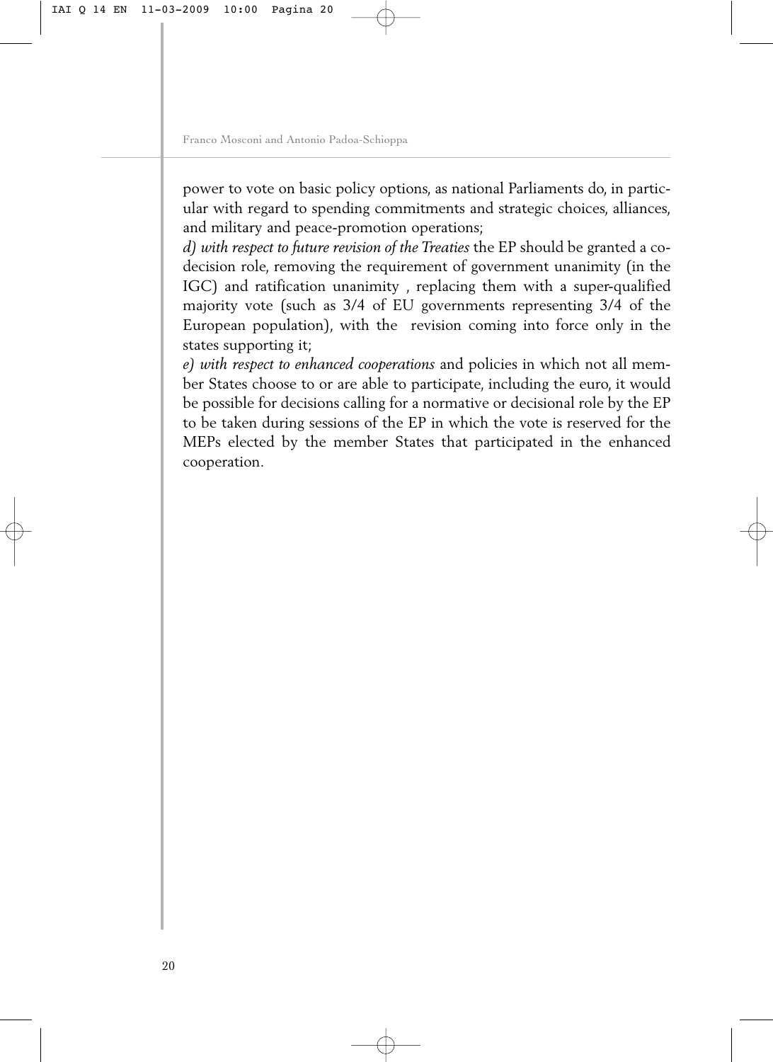power to vote on basic policy options, as national Parliaments do, in particular with regard to spending commitments and strategic choices, alliances, and military and peace-promotion operations;

*d) with respect to future revision of the Treaties* the EP should be granted a co-decision role, removing the requirement of government unanimity (in the IGC) and ratification unanimity , replacing them with a super-qualified majority vote (such as 3/4 of EU governments representing 3/4 of the European population), with the revision coming into force only in the states supporting it;

*e) with respect to enhanced cooperations* and policies in which not all member States choose to or are able to participate, including the euro, it would be possible for decisions calling for a normative or decisional role by the EP to be taken during sessions of the EP in which the vote is reserved for the MEPs elected by the member States that participated in the enhanced cooperation.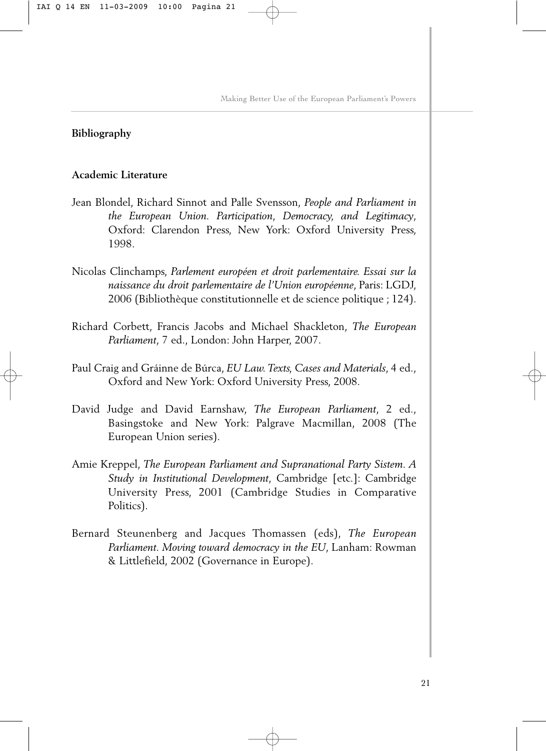## Bibliography

### Academic Literature

Jean Blondel, Richard Sinnot and Palle Svensson, *People and Parliament in the European Union. Participation, Democracy, and Legitimacy*, Oxford: Clarendon Press, New York: Oxford University Press, 1998.

Nicolas Clinchamps, *Parlement européen et droit parlementaire. Essai sur la naissance du droit parlementaire de l'Union européenne*, Paris: LGDJ, 2006 (Bibliothèque constitutionnelle et de science politique ; 124).

Richard Corbett, Francis Jacobs and Michael Shackleton, *The European Parliament*, 7 ed., London: John Harper, 2007.

Paul Craig and Gráinne de Búrca, *EU Law. Texts, Cases and Materials*, 4 ed., Oxford and New York: Oxford University Press, 2008.

David Judge and David Earnshaw, *The European Parliament*, 2 ed., Basingstoke and New York: Palgrave Macmillan, 2008 (The European Union series).

Amie Kreppel, *The European Parliament and Supranational Party Sistem. A Study in Institutional Development*, Cambridge [etc.]: Cambridge University Press, 2001 (Cambridge Studies in Comparative Politics).

Bernard Steunenberg and Jacques Thomassen (eds), *The European Parliament. Moving toward democracy in the EU*, Lanham: Rowman & Littlefield, 2002 (Governance in Europe).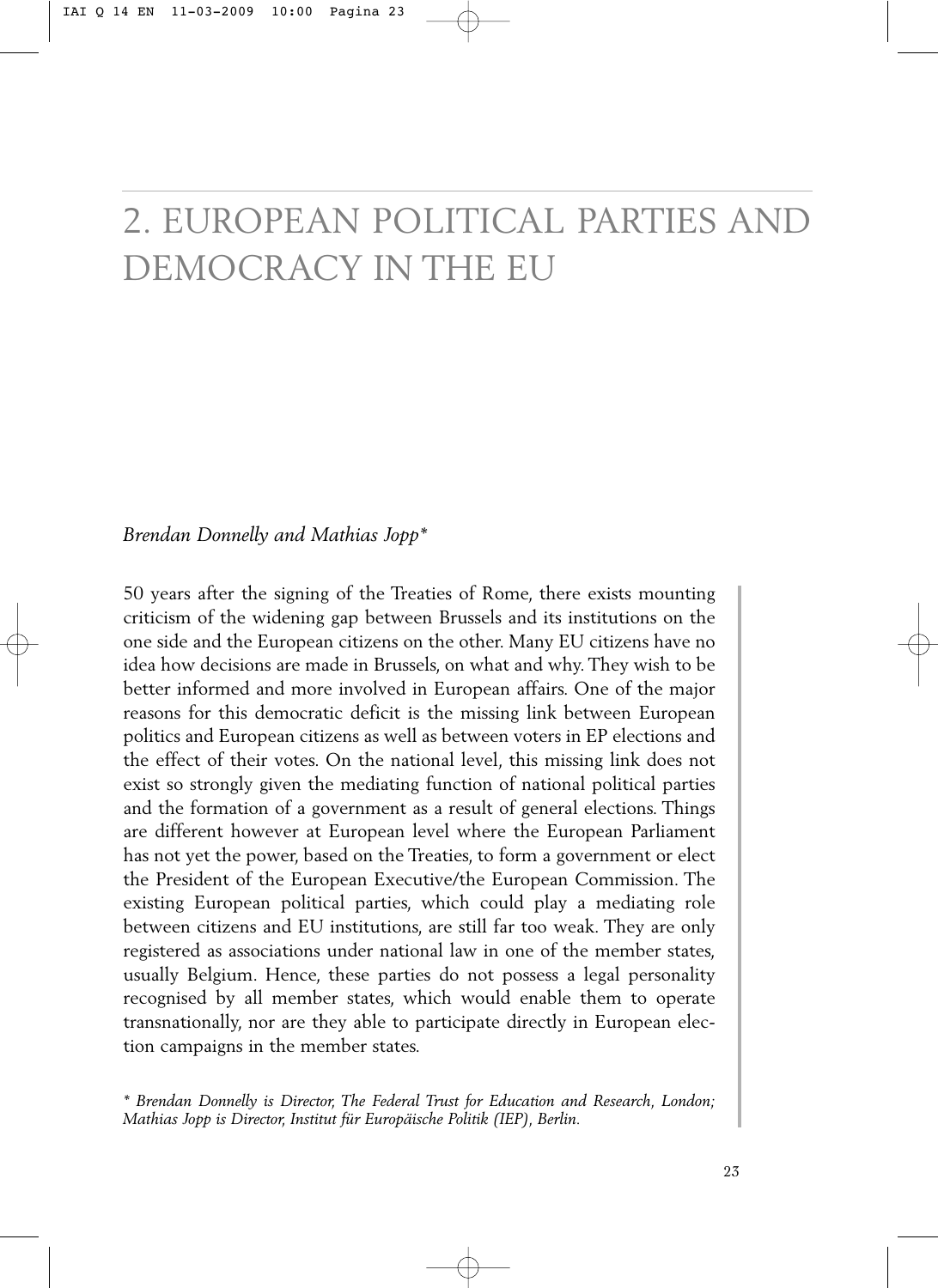# 2. EUROPEAN POLITICAL PARTIES AND DEMOCRACY IN THE EU

*Brendan Donnelly and Mathias Jopp**

50 years after the signing of the Treaties of Rome, there exists mounting criticism of the widening gap between Brussels and its institutions on the one side and the European citizens on the other. Many EU citizens have no idea how decisions are made in Brussels, on what and why. They wish to be better informed and more involved in European affairs. One of the major reasons for this democratic deficit is the missing link between European politics and European citizens as well as between voters in EP elections and the effect of their votes. On the national level, this missing link does not exist so strongly given the mediating function of national political parties and the formation of a government as a result of general elections. Things are different however at European level where the European Parliament has not yet the power, based on the Treaties, to form a government or elect the President of the European Executive/the European Commission. The existing European political parties, which could play a mediating role between citizens and EU institutions, are still far too weak. They are only registered as associations under national law in one of the member states, usually Belgium. Hence, these parties do not possess a legal personality recognised by all member states, which would enable them to operate transnationally, nor are they able to participate directly in European election campaigns in the member states.

*\* Brendan Donnelly is Director, The Federal Trust for Education and Research, London; Mathias Jopp is Director, Institut für Europäische Politik (IEP), Berlin.*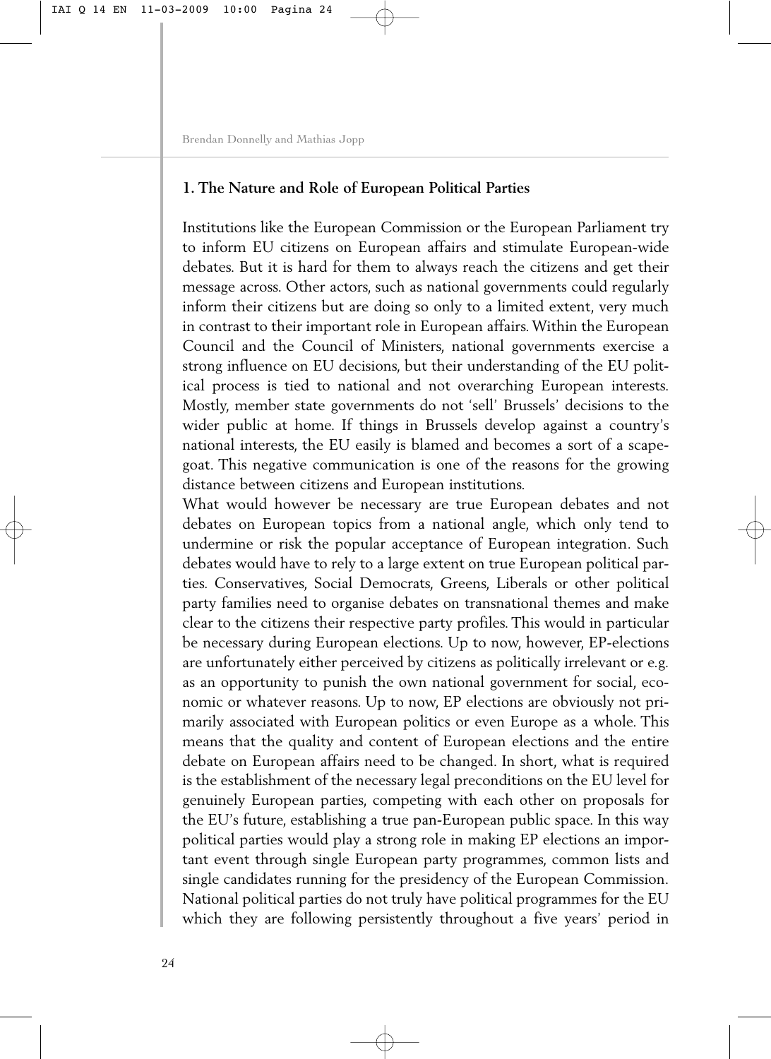## 1. The Nature and Role of European Political Parties

Institutions like the European Commission or the European Parliament try to inform EU citizens on European affairs and stimulate European-wide debates. But it is hard for them to always reach the citizens and get their message across. Other actors, such as national governments could regularly inform their citizens but are doing so only to a limited extent, very much in contrast to their important role in European affairs. Within the European Council and the Council of Ministers, national governments exercise a strong influence on EU decisions, but their understanding of the EU political process is tied to national and not overarching European interests. Mostly, member state governments do not 'sell' Brussels' decisions to the wider public at home. If things in Brussels develop against a country's national interests, the EU easily is blamed and becomes a sort of a scapegoat. This negative communication is one of the reasons for the growing distance between citizens and European institutions.

What would however be necessary are true European debates and not debates on European topics from a national angle, which only tend to undermine or risk the popular acceptance of European integration. Such debates would have to rely to a large extent on true European political parties. Conservatives, Social Democrats, Greens, Liberals or other political party families need to organise debates on transnational themes and make clear to the citizens their respective party profiles. This would in particular be necessary during European elections. Up to now, however, EP-elections are unfortunately either perceived by citizens as politically irrelevant or e.g. as an opportunity to punish the own national government for social, economic or whatever reasons. Up to now, EP elections are obviously not primarily associated with European politics or even Europe as a whole. This means that the quality and content of European elections and the entire debate on European affairs need to be changed. In short, what is required is the establishment of the necessary legal preconditions on the EU level for genuinely European parties, competing with each other on proposals for the EU's future, establishing a true pan-European public space. In this way political parties would play a strong role in making EP elections an important event through single European party programmes, common lists and single candidates running for the presidency of the European Commission. National political parties do not truly have political programmes for the EU which they are following persistently throughout a five years' period in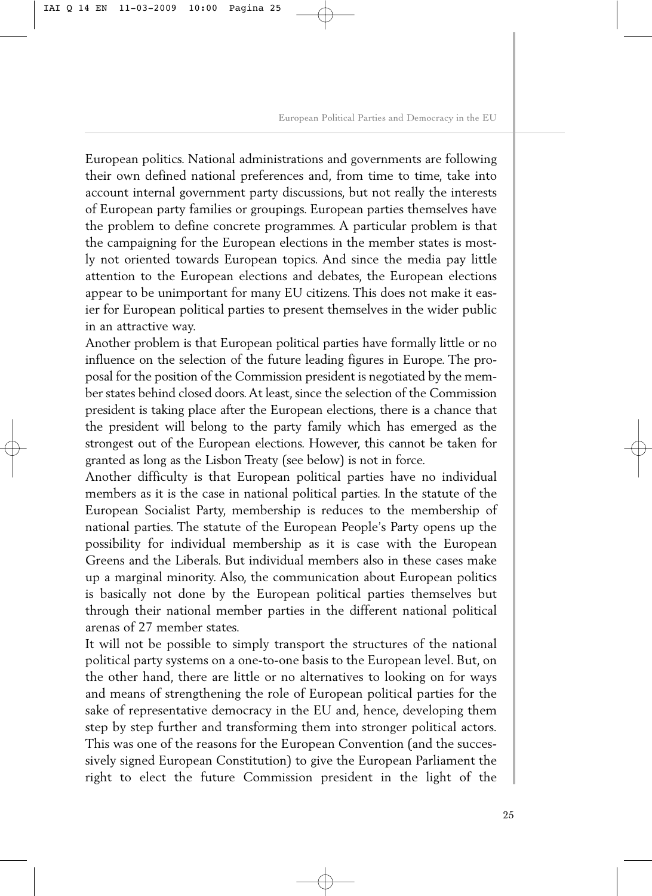European politics. National administrations and governments are following their own defined national preferences and, from time to time, take into account internal government party discussions, but not really the interests of European party families or groupings. European parties themselves have the problem to define concrete programmes. A particular problem is that the campaigning for the European elections in the member states is mostly not oriented towards European topics. And since the media pay little attention to the European elections and debates, the European elections appear to be unimportant for many EU citizens. This does not make it easier for European political parties to present themselves in the wider public in an attractive way.

Another problem is that European political parties have formally little or no influence on the selection of the future leading figures in Europe. The proposal for the position of the Commission president is negotiated by the member states behind closed doors. At least, since the selection of the Commission president is taking place after the European elections, there is a chance that the president will belong to the party family which has emerged as the strongest out of the European elections. However, this cannot be taken for granted as long as the Lisbon Treaty (see below) is not in force.

Another difficulty is that European political parties have no individual members as it is the case in national political parties. In the statute of the European Socialist Party, membership is reduces to the membership of national parties. The statute of the European People's Party opens up the possibility for individual membership as it is case with the European Greens and the Liberals. But individual members also in these cases make up a marginal minority. Also, the communication about European politics is basically not done by the European political parties themselves but through their national member parties in the different national political arenas of 27 member states.

It will not be possible to simply transport the structures of the national political party systems on a one-to-one basis to the European level. But, on the other hand, there are little or no alternatives to looking on for ways and means of strengthening the role of European political parties for the sake of representative democracy in the EU and, hence, developing them step by step further and transforming them into stronger political actors. This was one of the reasons for the European Convention (and the successively signed European Constitution) to give the European Parliament the right to elect the future Commission president in the light of the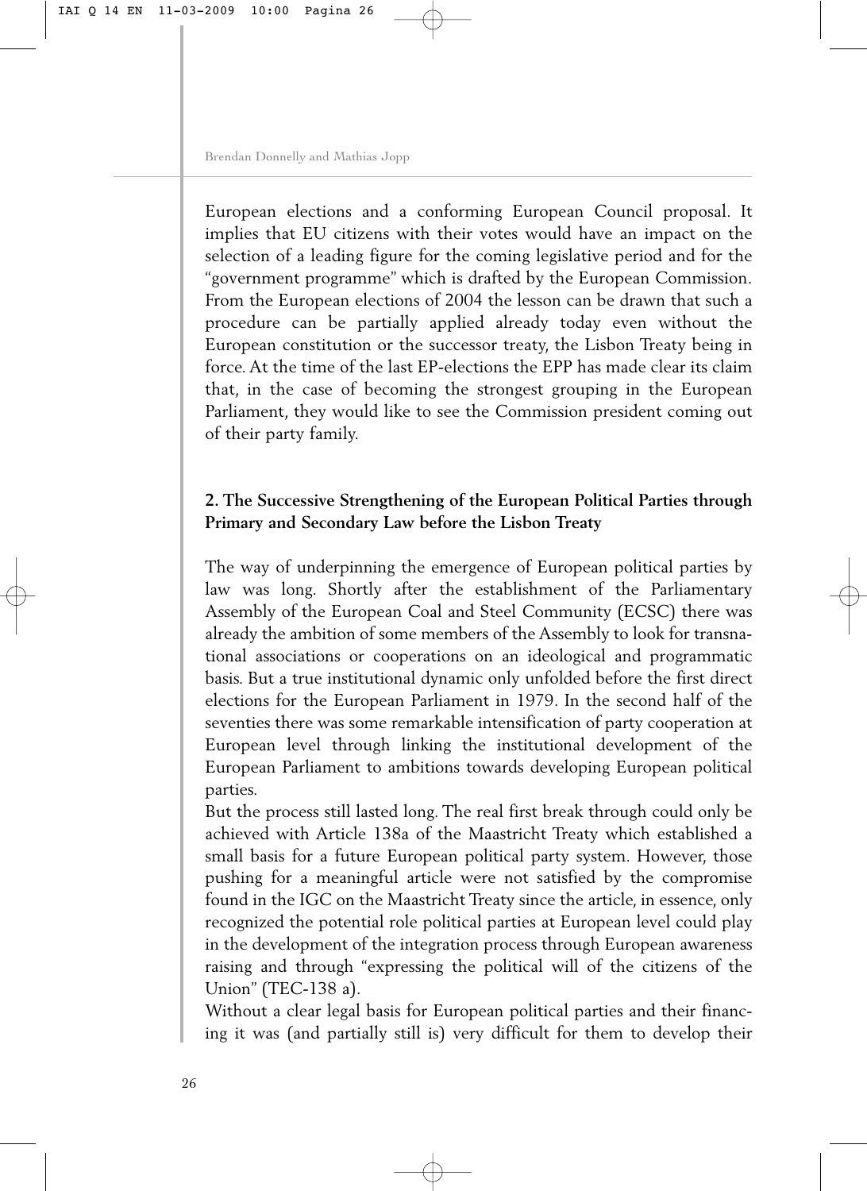European elections and a conforming European Council proposal. It implies that EU citizens with their votes would have an impact on the selection of a leading figure for the coming legislative period and for the "government programme" which is drafted by the European Commission. From the European elections of 2004 the lesson can be drawn that such a procedure can be partially applied already today even without the European constitution or the successor treaty, the Lisbon Treaty being in force. At the time of the last EP-elections the EPP has made clear its claim that, in the case of becoming the strongest grouping in the European Parliament, they would like to see the Commission president coming out of their party family.

## 2. The Successive Strengthening of the European Political Parties through Primary and Secondary Law before the Lisbon Treaty

The way of underpinning the emergence of European political parties by law was long. Shortly after the establishment of the Parliamentary Assembly of the European Coal and Steel Community (ECSC) there was already the ambition of some members of the Assembly to look for transnational associations or cooperations on an ideological and programmatic basis. But a true institutional dynamic only unfolded before the first direct elections for the European Parliament in 1979. In the second half of the seventies there was some remarkable intensification of party cooperation at European level through linking the institutional development of the European Parliament to ambitions towards developing European political parties.

But the process still lasted long. The real first break through could only be achieved with Article 138a of the Maastricht Treaty which established a small basis for a future European political party system. However, those pushing for a meaningful article were not satisfied by the compromise found in the IGC on the Maastricht Treaty since the article, in essence, only recognized the potential role political parties at European level could play in the development of the integration process through European awareness raising and through "expressing the political will of the citizens of the Union" (TEC-138 a).

Without a clear legal basis for European political parties and their financing it was (and partially still is) very difficult for them to develop their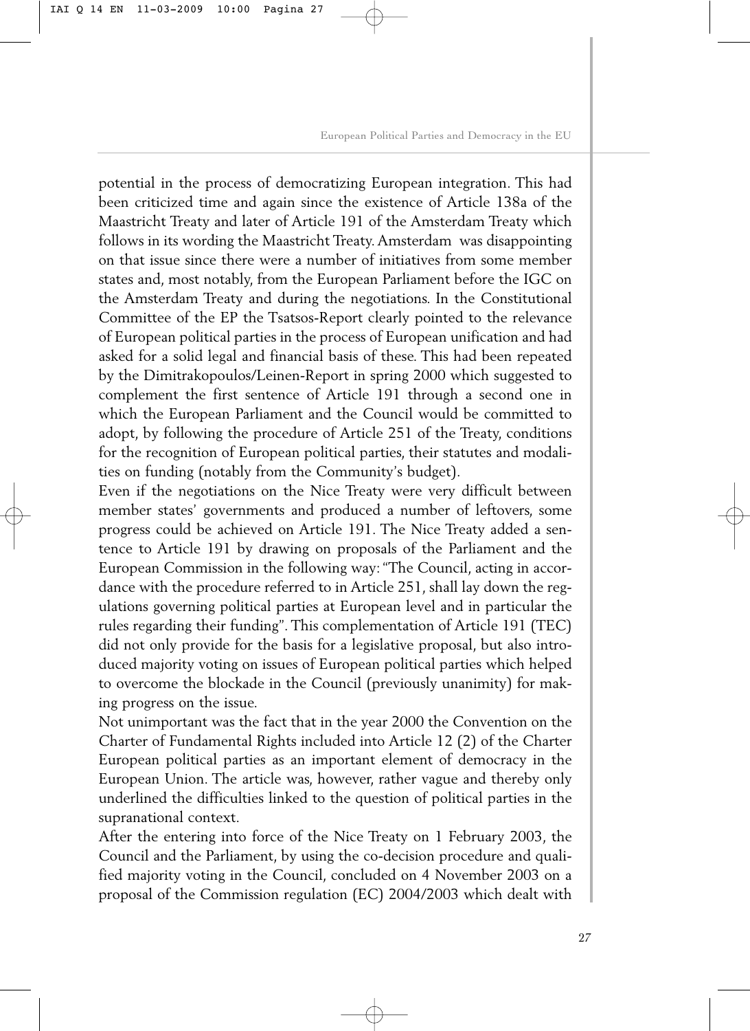potential in the process of democratizing European integration. This had been criticized time and again since the existence of Article 138a of the Maastricht Treaty and later of Article 191 of the Amsterdam Treaty which follows in its wording the Maastricht Treaty. Amsterdam was disappointing on that issue since there were a number of initiatives from some member states and, most notably, from the European Parliament before the IGC on the Amsterdam Treaty and during the negotiations. In the Constitutional Committee of the EP the Tsatsos-Report clearly pointed to the relevance of European political parties in the process of European unification and had asked for a solid legal and financial basis of these. This had been repeated by the Dimitrakopoulos/Leinen-Report in spring 2000 which suggested to complement the first sentence of Article 191 through a second one in which the European Parliament and the Council would be committed to adopt, by following the procedure of Article 251 of the Treaty, conditions for the recognition of European political parties, their statutes and modalities on funding (notably from the Community's budget).

Even if the negotiations on the Nice Treaty were very difficult between member states' governments and produced a number of leftovers, some progress could be achieved on Article 191. The Nice Treaty added a sentence to Article 191 by drawing on proposals of the Parliament and the European Commission in the following way: "The Council, acting in accordance with the procedure referred to in Article 251, shall lay down the regulations governing political parties at European level and in particular the rules regarding their funding". This complementation of Article 191 (TEC) did not only provide for the basis for a legislative proposal, but also introduced majority voting on issues of European political parties which helped to overcome the blockade in the Council (previously unanimity) for making progress on the issue.

Not unimportant was the fact that in the year 2000 the Convention on the Charter of Fundamental Rights included into Article 12 (2) of the Charter European political parties as an important element of democracy in the European Union. The article was, however, rather vague and thereby only underlined the difficulties linked to the question of political parties in the supranational context.

After the entering into force of the Nice Treaty on 1 February 2003, the Council and the Parliament, by using the co-decision procedure and qualified majority voting in the Council, concluded on 4 November 2003 on a proposal of the Commission regulation (EC) 2004/2003 which dealt with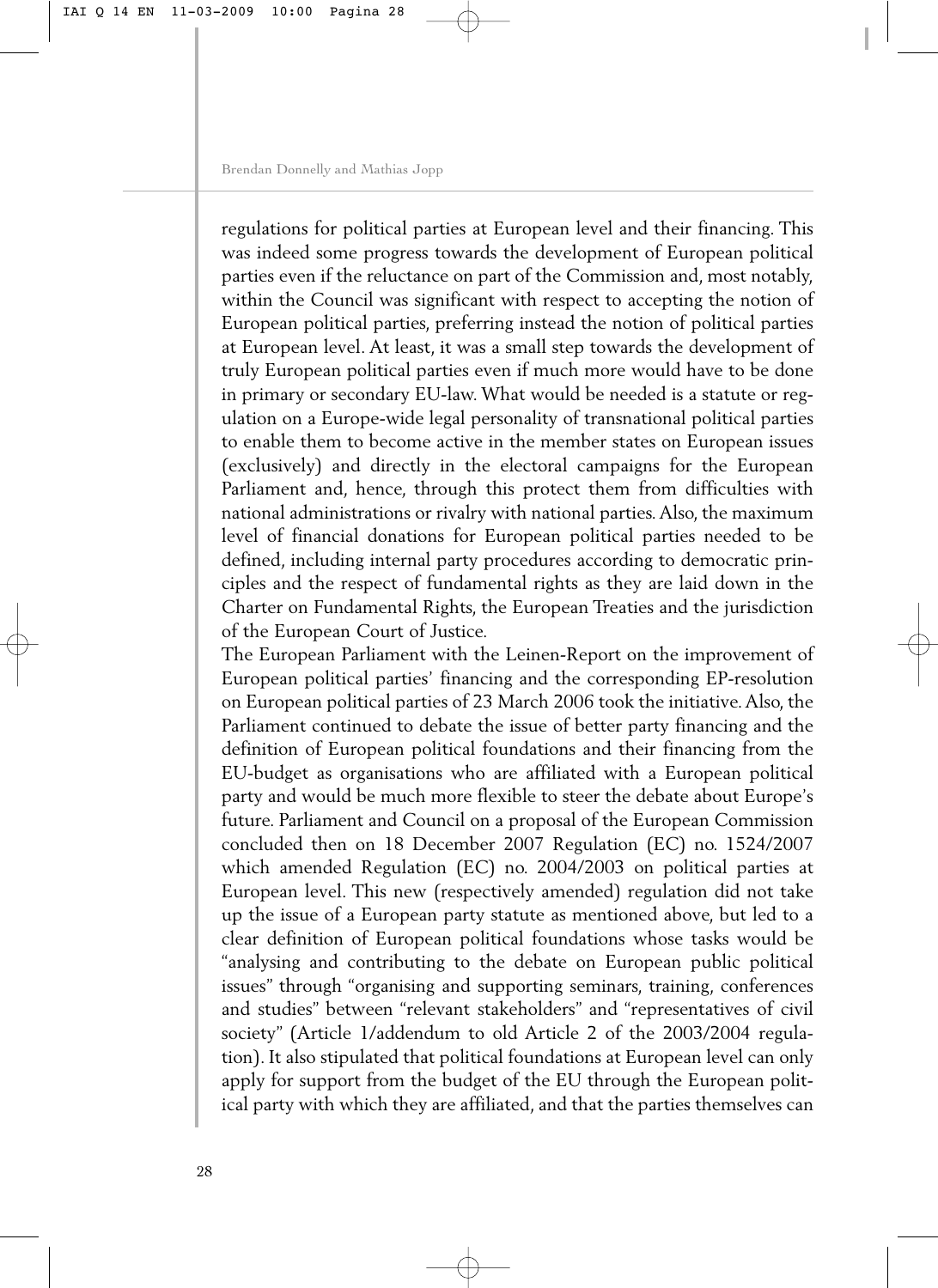regulations for political parties at European level and their financing. This was indeed some progress towards the development of European political parties even if the reluctance on part of the Commission and, most notably, within the Council was significant with respect to accepting the notion of European political parties, preferring instead the notion of political parties at European level. At least, it was a small step towards the development of truly European political parties even if much more would have to be done in primary or secondary EU-law. What would be needed is a statute or regulation on a Europe-wide legal personality of transnational political parties to enable them to become active in the member states on European issues (exclusively) and directly in the electoral campaigns for the European Parliament and, hence, through this protect them from difficulties with national administrations or rivalry with national parties. Also, the maximum level of financial donations for European political parties needed to be defined, including internal party procedures according to democratic principles and the respect of fundamental rights as they are laid down in the Charter on Fundamental Rights, the European Treaties and the jurisdiction of the European Court of Justice.

The European Parliament with the Leinen-Report on the improvement of European political parties' financing and the corresponding EP-resolution on European political parties of 23 March 2006 took the initiative. Also, the Parliament continued to debate the issue of better party financing and the definition of European political foundations and their financing from the EU-budget as organisations who are affiliated with a European political party and would be much more flexible to steer the debate about Europe's future. Parliament and Council on a proposal of the European Commission concluded then on 18 December 2007 Regulation (EC) no. 1524/2007 which amended Regulation (EC) no. 2004/2003 on political parties at European level. This new (respectively amended) regulation did not take up the issue of a European party statute as mentioned above, but led to a clear definition of European political foundations whose tasks would be "analysing and contributing to the debate on European public political issues" through "organising and supporting seminars, training, conferences and studies" between "relevant stakeholders" and "representatives of civil society" (Article 1/addendum to old Article 2 of the 2003/2004 regulation). It also stipulated that political foundations at European level can only apply for support from the budget of the EU through the European political party with which they are affiliated, and that the parties themselves can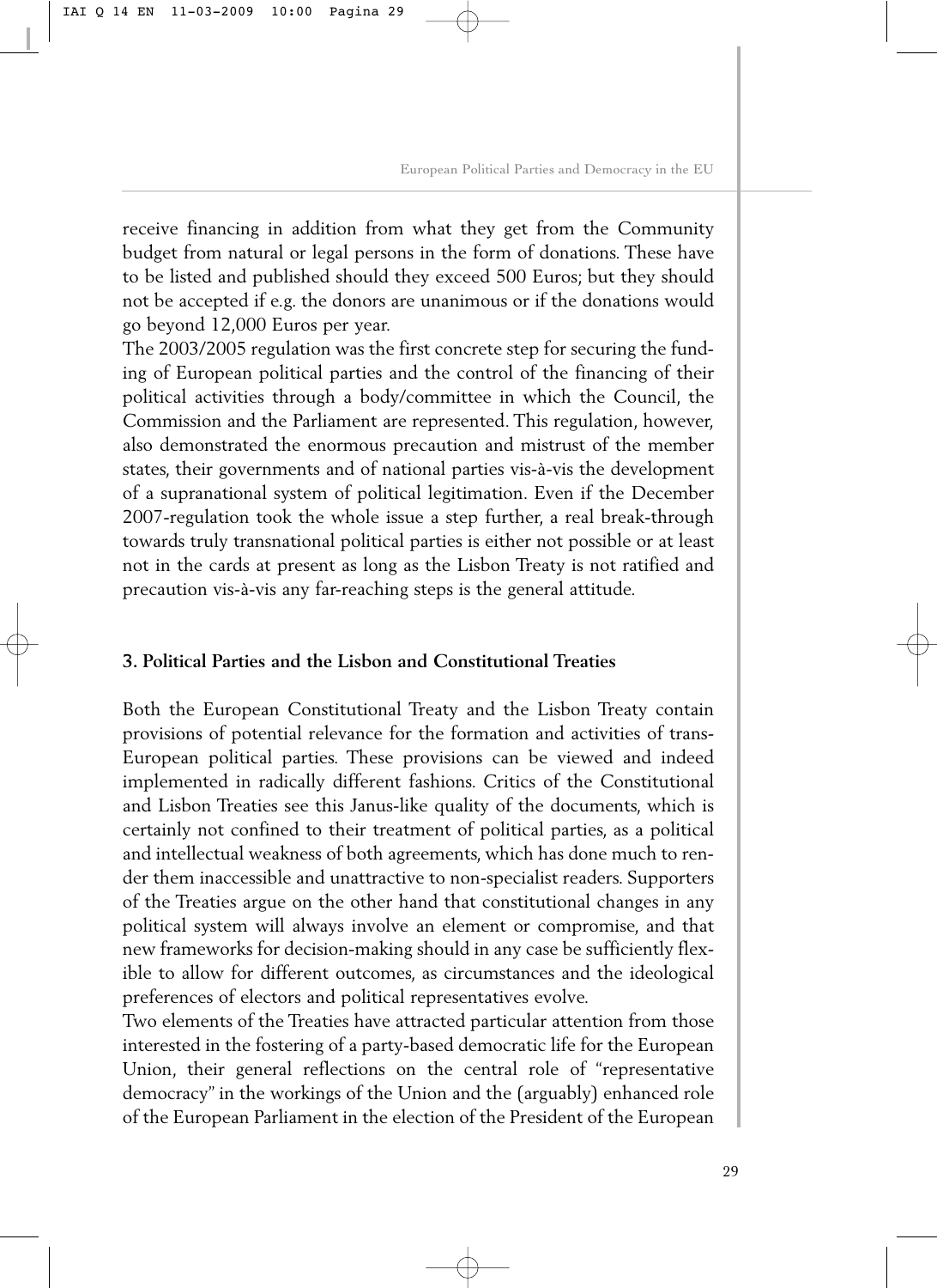receive financing in addition from what they get from the Community budget from natural or legal persons in the form of donations. These have to be listed and published should they exceed 500 Euros; but they should not be accepted if e.g. the donors are unanimous or if the donations would go beyond 12,000 Euros per year.

The 2003/2005 regulation was the first concrete step for securing the funding of European political parties and the control of the financing of their political activities through a body/committee in which the Council, the Commission and the Parliament are represented. This regulation, however, also demonstrated the enormous precaution and mistrust of the member states, their governments and of national parties vis-à-vis the development of a supranational system of political legitimation. Even if the December 2007-regulation took the whole issue a step further, a real break-through towards truly transnational political parties is either not possible or at least not in the cards at present as long as the Lisbon Treaty is not ratified and precaution vis-à-vis any far-reaching steps is the general attitude.

### 3. Political Parties and the Lisbon and Constitutional Treaties

Both the European Constitutional Treaty and the Lisbon Treaty contain provisions of potential relevance for the formation and activities of trans-European political parties. These provisions can be viewed and indeed implemented in radically different fashions. Critics of the Constitutional and Lisbon Treaties see this Janus-like quality of the documents, which is certainly not confined to their treatment of political parties, as a political and intellectual weakness of both agreements, which has done much to render them inaccessible and unattractive to non-specialist readers. Supporters of the Treaties argue on the other hand that constitutional changes in any political system will always involve an element or compromise, and that new frameworks for decision-making should in any case be sufficiently flexible to allow for different outcomes, as circumstances and the ideological preferences of electors and political representatives evolve.

Two elements of the Treaties have attracted particular attention from those interested in the fostering of a party-based democratic life for the European Union, their general reflections on the central role of "representative democracy" in the workings of the Union and the (arguably) enhanced role of the European Parliament in the election of the President of the European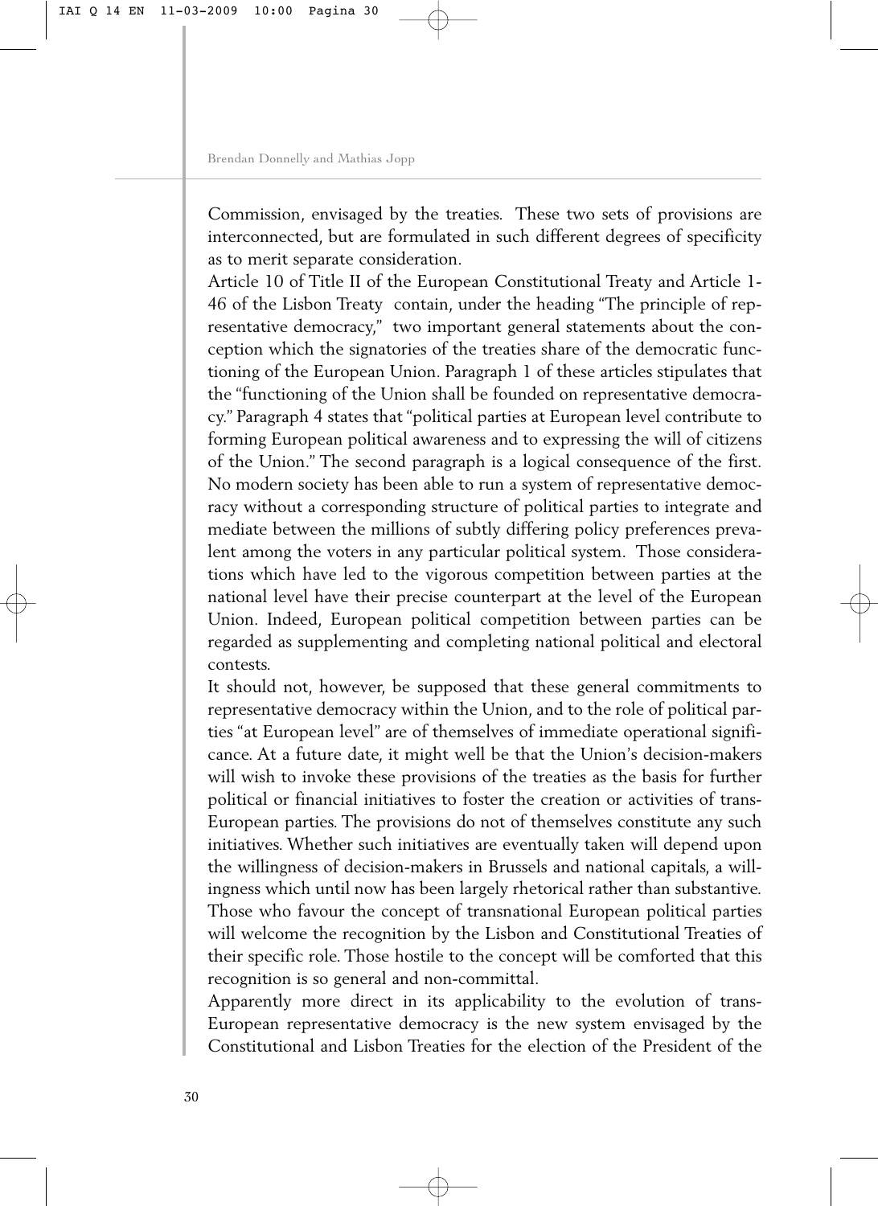Commission, envisaged by the treaties. These two sets of provisions are interconnected, but are formulated in such different degrees of specificity as to merit separate consideration.

Article 10 of Title II of the European Constitutional Treaty and Article 1-46 of the Lisbon Treaty contain, under the heading "The principle of representative democracy," two important general statements about the conception which the signatories of the treaties share of the democratic functioning of the European Union. Paragraph 1 of these articles stipulates that the "functioning of the Union shall be founded on representative democracy." Paragraph 4 states that "political parties at European level contribute to forming European political awareness and to expressing the will of citizens of the Union." The second paragraph is a logical consequence of the first. No modern society has been able to run a system of representative democracy without a corresponding structure of political parties to integrate and mediate between the millions of subtly differing policy preferences prevalent among the voters in any particular political system. Those considerations which have led to the vigorous competition between parties at the national level have their precise counterpart at the level of the European Union. Indeed, European political competition between parties can be regarded as supplementing and completing national political and electoral contests.

It should not, however, be supposed that these general commitments to representative democracy within the Union, and to the role of political parties "at European level" are of themselves of immediate operational significance. At a future date, it might well be that the Union's decision-makers will wish to invoke these provisions of the treaties as the basis for further political or financial initiatives to foster the creation or activities of trans-European parties. The provisions do not of themselves constitute any such initiatives. Whether such initiatives are eventually taken will depend upon the willingness of decision-makers in Brussels and national capitals, a willingness which until now has been largely rhetorical rather than substantive. Those who favour the concept of transnational European political parties will welcome the recognition by the Lisbon and Constitutional Treaties of their specific role. Those hostile to the concept will be comforted that this recognition is so general and non-committal.

Apparently more direct in its applicability to the evolution of trans-European representative democracy is the new system envisaged by the Constitutional and Lisbon Treaties for the election of the President of the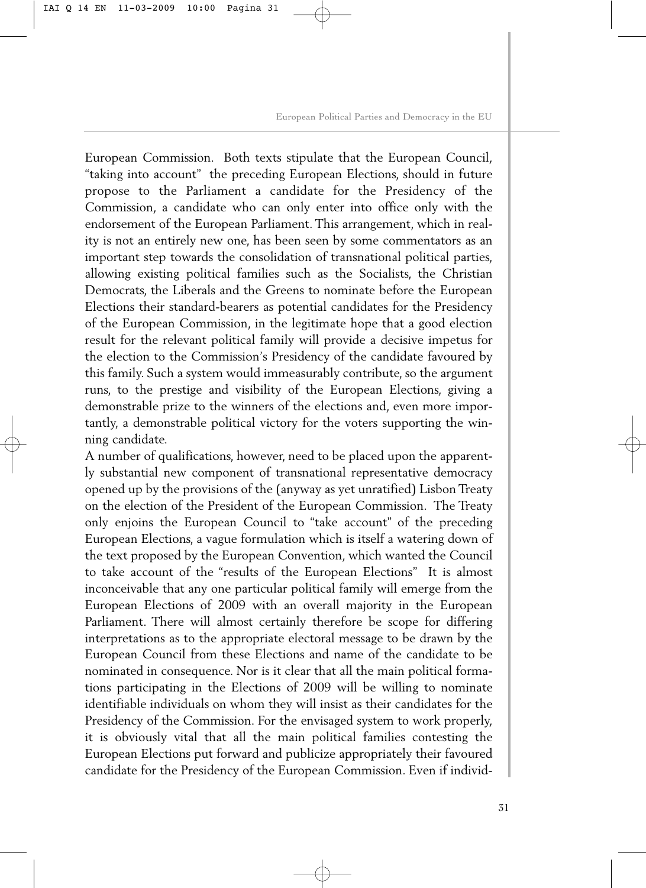European Commission. Both texts stipulate that the European Council, "taking into account" the preceding European Elections, should in future propose to the Parliament a candidate for the Presidency of the Commission, a candidate who can only enter into office only with the endorsement of the European Parliament. This arrangement, which in reality is not an entirely new one, has been seen by some commentators as an important step towards the consolidation of transnational political parties, allowing existing political families such as the Socialists, the Christian Democrats, the Liberals and the Greens to nominate before the European Elections their standard-bearers as potential candidates for the Presidency of the European Commission, in the legitimate hope that a good election result for the relevant political family will provide a decisive impetus for the election to the Commission's Presidency of the candidate favoured by this family. Such a system would immeasurably contribute, so the argument runs, to the prestige and visibility of the European Elections, giving a demonstrable prize to the winners of the elections and, even more importantly, a demonstrable political victory for the voters supporting the winning candidate.

A number of qualifications, however, need to be placed upon the apparently substantial new component of transnational representative democracy opened up by the provisions of the (anyway as yet unratified) Lisbon Treaty on the election of the President of the European Commission. The Treaty only enjoins the European Council to "take account" of the preceding European Elections, a vague formulation which is itself a watering down of the text proposed by the European Convention, which wanted the Council to take account of the "results of the European Elections" It is almost inconceivable that any one particular political family will emerge from the European Elections of 2009 with an overall majority in the European Parliament. There will almost certainly therefore be scope for differing interpretations as to the appropriate electoral message to be drawn by the European Council from these Elections and name of the candidate to be nominated in consequence. Nor is it clear that all the main political formations participating in the Elections of 2009 will be willing to nominate identifiable individuals on whom they will insist as their candidates for the Presidency of the Commission. For the envisaged system to work properly, it is obviously vital that all the main political families contesting the European Elections put forward and publicize appropriately their favoured candidate for the Presidency of the European Commission. Even if individ-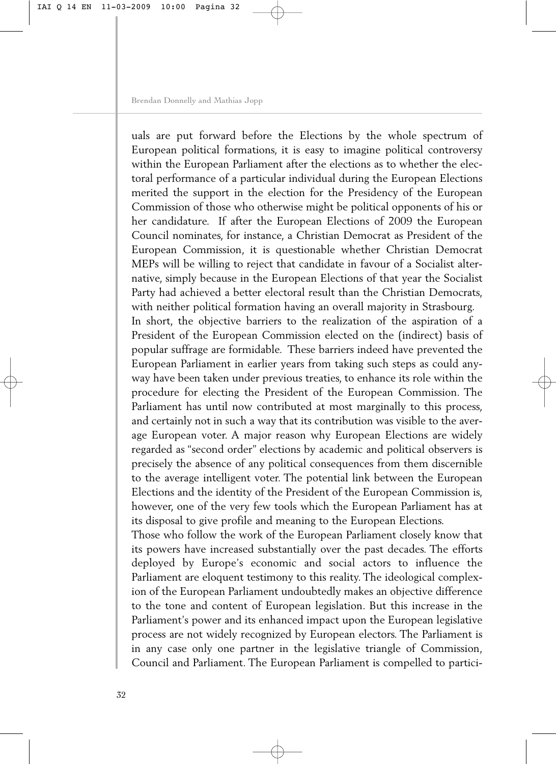uals are put forward before the Elections by the whole spectrum of European political formations, it is easy to imagine political controversy within the European Parliament after the elections as to whether the electoral performance of a particular individual during the European Elections merited the support in the election for the Presidency of the European Commission of those who otherwise might be political opponents of his or her candidature. If after the European Elections of 2009 the European Council nominates, for instance, a Christian Democrat as President of the European Commission, it is questionable whether Christian Democrat MEPs will be willing to reject that candidate in favour of a Socialist alternative, simply because in the European Elections of that year the Socialist Party had achieved a better electoral result than the Christian Democrats, with neither political formation having an overall majority in Strasbourg.

In short, the objective barriers to the realization of the aspiration of a President of the European Commission elected on the (indirect) basis of popular suffrage are formidable. These barriers indeed have prevented the European Parliament in earlier years from taking such steps as could anyway have been taken under previous treaties, to enhance its role within the procedure for electing the President of the European Commission. The Parliament has until now contributed at most marginally to this process, and certainly not in such a way that its contribution was visible to the average European voter. A major reason why European Elections are widely regarded as "second order" elections by academic and political observers is precisely the absence of any political consequences from them discernible to the average intelligent voter. The potential link between the European Elections and the identity of the President of the European Commission is, however, one of the very few tools which the European Parliament has at its disposal to give profile and meaning to the European Elections.

Those who follow the work of the European Parliament closely know that its powers have increased substantially over the past decades. The efforts deployed by Europe's economic and social actors to influence the Parliament are eloquent testimony to this reality. The ideological complexion of the European Parliament undoubtedly makes an objective difference to the tone and content of European legislation. But this increase in the Parliament's power and its enhanced impact upon the European legislative process are not widely recognized by European electors. The Parliament is in any case only one partner in the legislative triangle of Commission, Council and Parliament. The European Parliament is compelled to partici-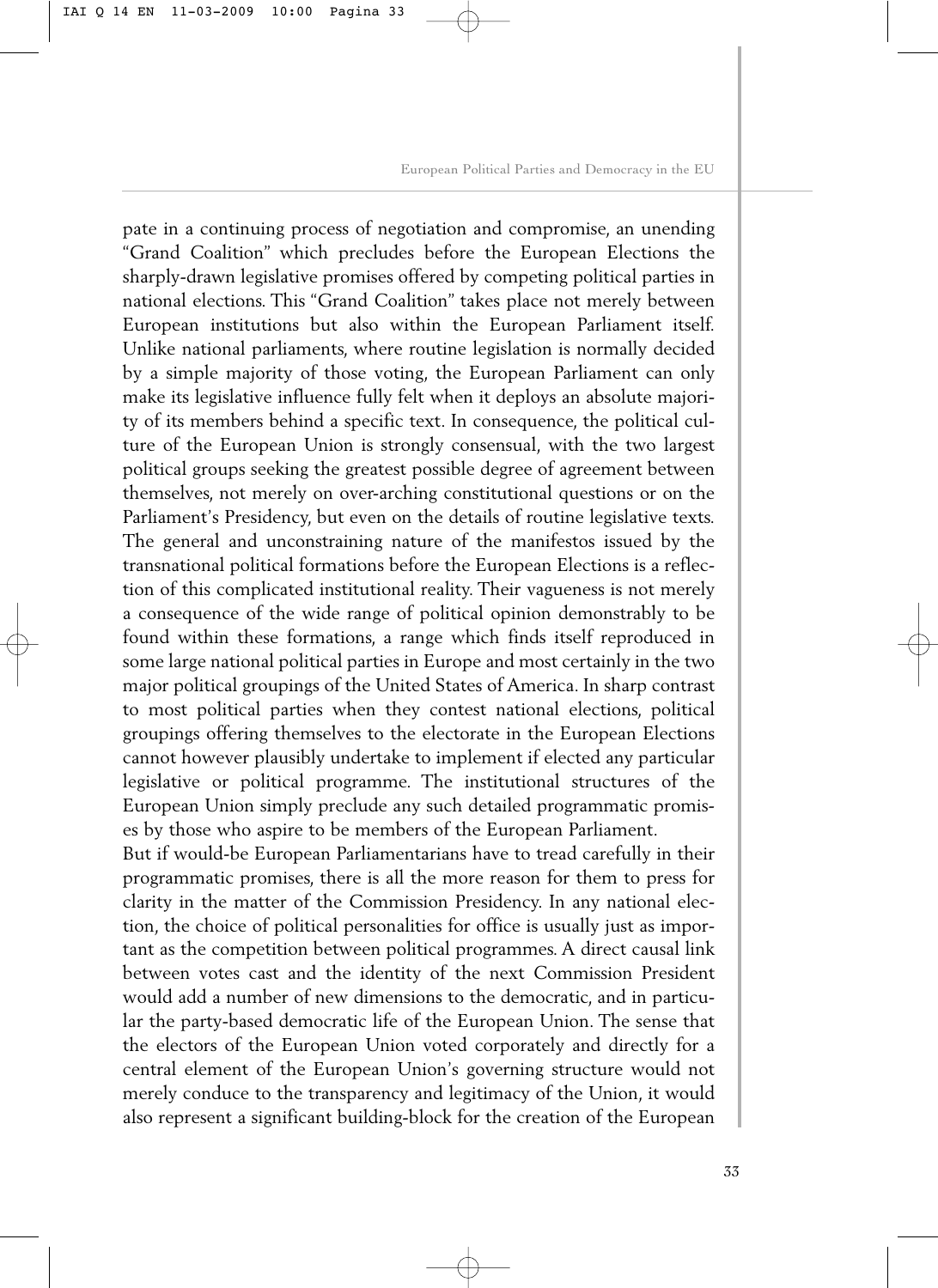pate in a continuing process of negotiation and compromise, an unending "Grand Coalition" which precludes before the European Elections the sharply-drawn legislative promises offered by competing political parties in national elections. This "Grand Coalition" takes place not merely between European institutions but also within the European Parliament itself. Unlike national parliaments, where routine legislation is normally decided by a simple majority of those voting, the European Parliament can only make its legislative influence fully felt when it deploys an absolute majority of its members behind a specific text. In consequence, the political culture of the European Union is strongly consensual, with the two largest political groups seeking the greatest possible degree of agreement between themselves, not merely on over-arching constitutional questions or on the Parliament's Presidency, but even on the details of routine legislative texts. The general and unconstraining nature of the manifestos issued by the transnational political formations before the European Elections is a reflection of this complicated institutional reality. Their vagueness is not merely a consequence of the wide range of political opinion demonstrably to be found within these formations, a range which finds itself reproduced in some large national political parties in Europe and most certainly in the two major political groupings of the United States of America. In sharp contrast to most political parties when they contest national elections, political groupings offering themselves to the electorate in the European Elections cannot however plausibly undertake to implement if elected any particular legislative or political programme. The institutional structures of the European Union simply preclude any such detailed programmatic promises by those who aspire to be members of the European Parliament.

But if would-be European Parliamentarians have to tread carefully in their programmatic promises, there is all the more reason for them to press for clarity in the matter of the Commission Presidency. In any national election, the choice of political personalities for office is usually just as important as the competition between political programmes. A direct causal link between votes cast and the identity of the next Commission President would add a number of new dimensions to the democratic, and in particular the party-based democratic life of the European Union. The sense that the electors of the European Union voted corporately and directly for a central element of the European Union's governing structure would not merely conduce to the transparency and legitimacy of the Union, it would also represent a significant building-block for the creation of the European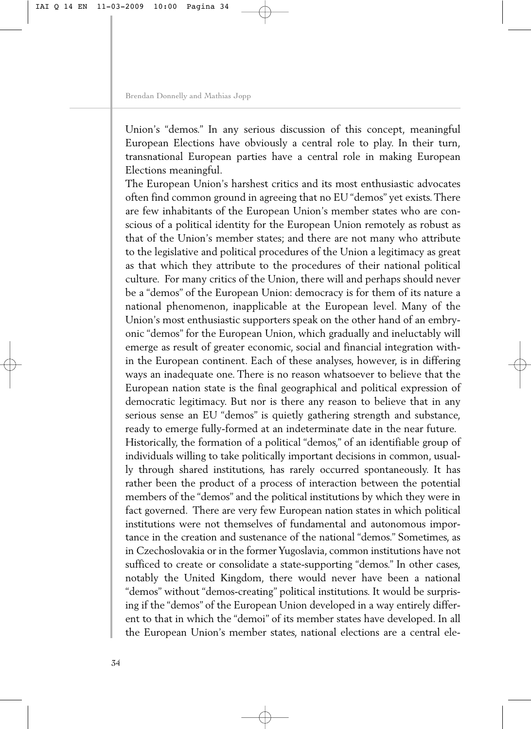Union's "demos." In any serious discussion of this concept, meaningful European Elections have obviously a central role to play. In their turn, transnational European parties have a central role in making European Elections meaningful.

The European Union's harshest critics and its most enthusiastic advocates often find common ground in agreeing that no EU "demos" yet exists. There are few inhabitants of the European Union's member states who are conscious of a political identity for the European Union remotely as robust as that of the Union's member states; and there are not many who attribute to the legislative and political procedures of the Union a legitimacy as great as that which they attribute to the procedures of their national political culture. For many critics of the Union, there will and perhaps should never be a "demos" of the European Union: democracy is for them of its nature a national phenomenon, inapplicable at the European level. Many of the Union's most enthusiastic supporters speak on the other hand of an embryonic "demos" for the European Union, which gradually and ineluctably will emerge as result of greater economic, social and financial integration within the European continent. Each of these analyses, however, is in differing ways an inadequate one. There is no reason whatsoever to believe that the European nation state is the final geographical and political expression of democratic legitimacy. But nor is there any reason to believe that in any serious sense an EU "demos" is quietly gathering strength and substance, ready to emerge fully-formed at an indeterminate date in the near future.

Historically, the formation of a political "demos," of an identifiable group of individuals willing to take politically important decisions in common, usually through shared institutions, has rarely occurred spontaneously. It has rather been the product of a process of interaction between the potential members of the "demos" and the political institutions by which they were in fact governed. There are very few European nation states in which political institutions were not themselves of fundamental and autonomous importance in the creation and sustenance of the national "demos." Sometimes, as in Czechoslovakia or in the former Yugoslavia, common institutions have not sufficed to create or consolidate a state-supporting "demos." In other cases, notably the United Kingdom, there would never have been a national "demos" without "demos-creating" political institutions. It would be surprising if the "demos" of the European Union developed in a way entirely different to that in which the "demoi" of its member states have developed. In all the European Union's member states, national elections are a central ele-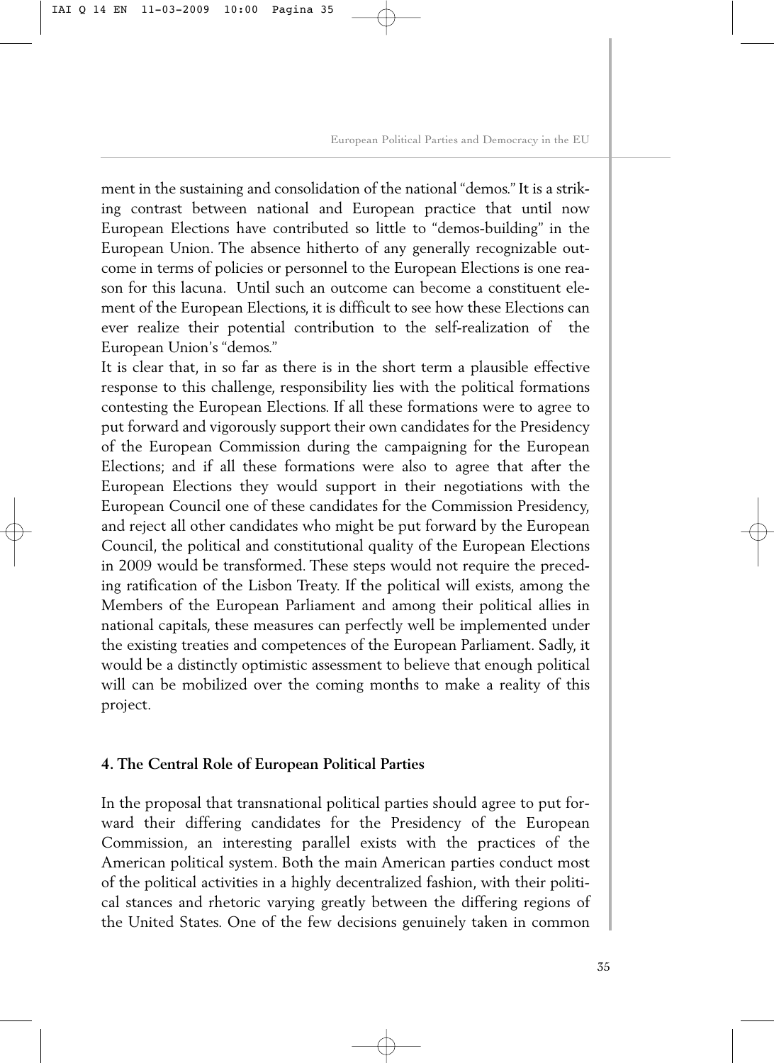ment in the sustaining and consolidation of the national "demos." It is a striking contrast between national and European practice that until now European Elections have contributed so little to "demos-building" in the European Union. The absence hitherto of any generally recognizable outcome in terms of policies or personnel to the European Elections is one reason for this lacuna. Until such an outcome can become a constituent element of the European Elections, it is difficult to see how these Elections can ever realize their potential contribution to the self-realization of the European Union's "demos."

It is clear that, in so far as there is in the short term a plausible effective response to this challenge, responsibility lies with the political formations contesting the European Elections. If all these formations were to agree to put forward and vigorously support their own candidates for the Presidency of the European Commission during the campaigning for the European Elections; and if all these formations were also to agree that after the European Elections they would support in their negotiations with the European Council one of these candidates for the Commission Presidency, and reject all other candidates who might be put forward by the European Council, the political and constitutional quality of the European Elections in 2009 would be transformed. These steps would not require the preceding ratification of the Lisbon Treaty. If the political will exists, among the Members of the European Parliament and among their political allies in national capitals, these measures can perfectly well be implemented under the existing treaties and competences of the European Parliament. Sadly, it would be a distinctly optimistic assessment to believe that enough political will can be mobilized over the coming months to make a reality of this project.

## 4. The Central Role of European Political Parties

In the proposal that transnational political parties should agree to put forward their differing candidates for the Presidency of the European Commission, an interesting parallel exists with the practices of the American political system. Both the main American parties conduct most of the political activities in a highly decentralized fashion, with their political stances and rhetoric varying greatly between the differing regions of the United States. One of the few decisions genuinely taken in common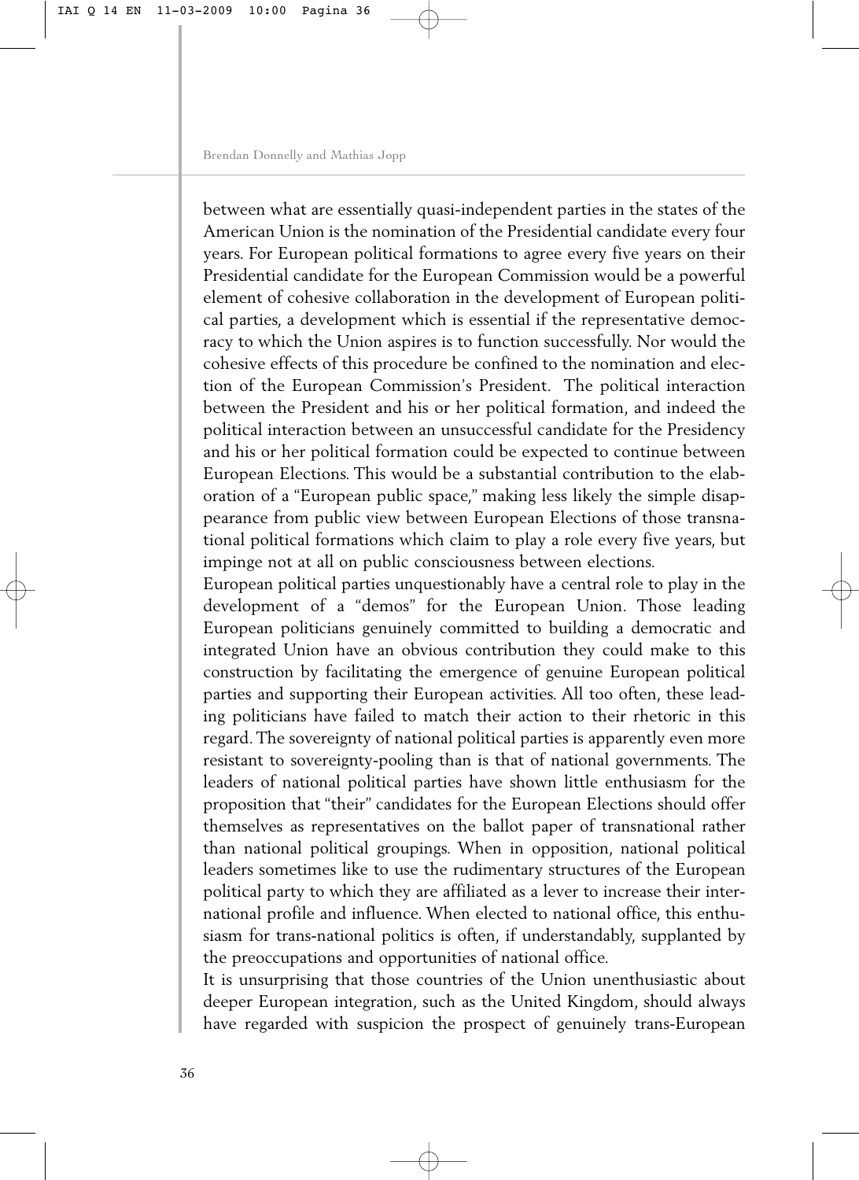between what are essentially quasi-independent parties in the states of the American Union is the nomination of the Presidential candidate every four years. For European political formations to agree every five years on their Presidential candidate for the European Commission would be a powerful element of cohesive collaboration in the development of European political parties, a development which is essential if the representative democracy to which the Union aspires is to function successfully. Nor would the cohesive effects of this procedure be confined to the nomination and election of the European Commission's President. The political interaction between the President and his or her political formation, and indeed the political interaction between an unsuccessful candidate for the Presidency and his or her political formation could be expected to continue between European Elections. This would be a substantial contribution to the elaboration of a "European public space," making less likely the simple disappearance from public view between European Elections of those transnational political formations which claim to play a role every five years, but impinge not at all on public consciousness between elections.

European political parties unquestionably have a central role to play in the development of a "demos" for the European Union. Those leading European politicians genuinely committed to building a democratic and integrated Union have an obvious contribution they could make to this construction by facilitating the emergence of genuine European political parties and supporting their European activities. All too often, these leading politicians have failed to match their action to their rhetoric in this regard. The sovereignty of national political parties is apparently even more resistant to sovereignty-pooling than is that of national governments. The leaders of national political parties have shown little enthusiasm for the proposition that "their" candidates for the European Elections should offer themselves as representatives on the ballot paper of transnational rather than national political groupings. When in opposition, national political leaders sometimes like to use the rudimentary structures of the European political party to which they are affiliated as a lever to increase their international profile and influence. When elected to national office, this enthusiasm for trans-national politics is often, if understandably, supplanted by the preoccupations and opportunities of national office.

It is unsurprising that those countries of the Union unenthusiastic about deeper European integration, such as the United Kingdom, should always have regarded with suspicion the prospect of genuinely trans-European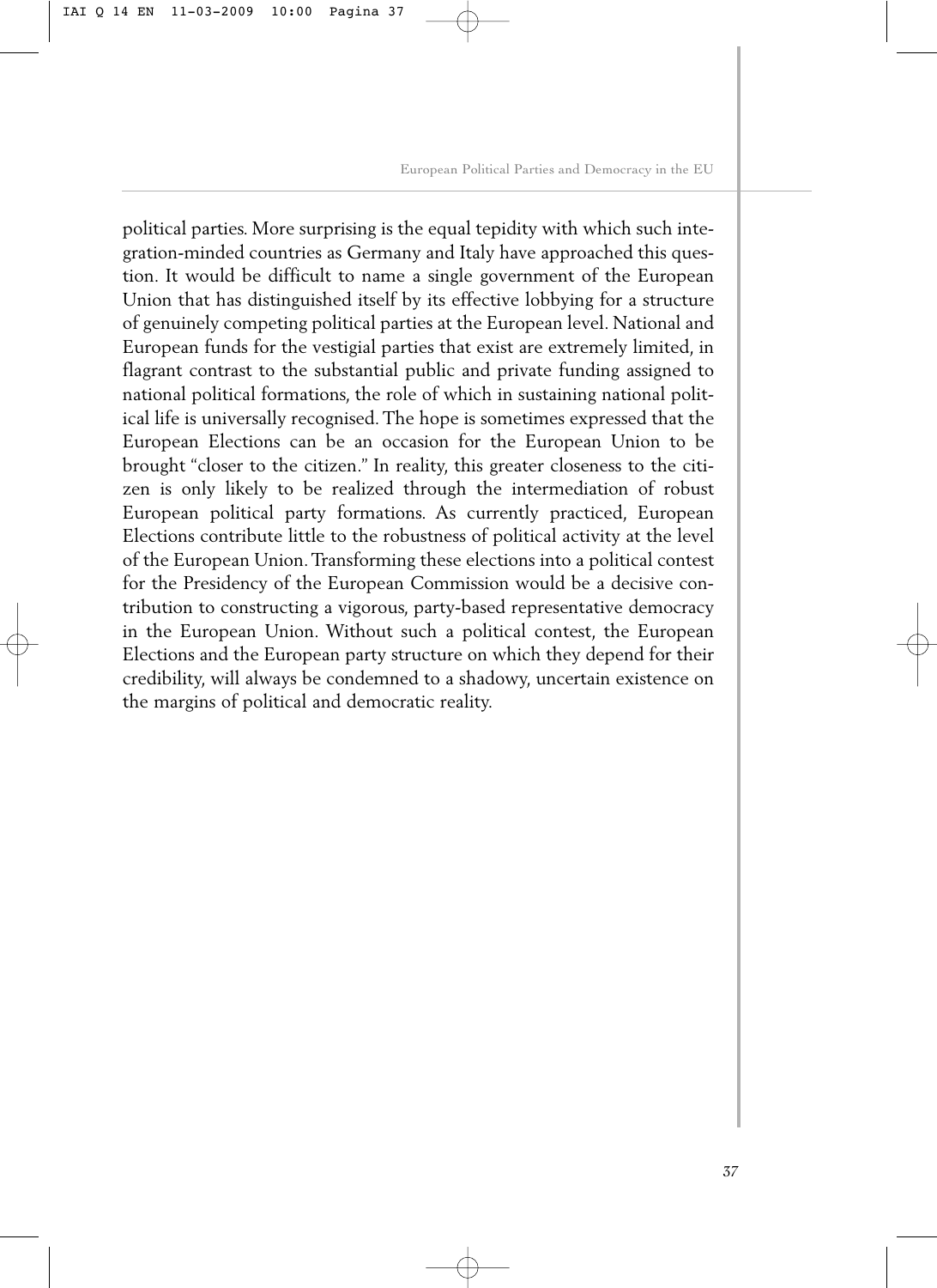political parties. More surprising is the equal tepidity with which such integration-minded countries as Germany and Italy have approached this question. It would be difficult to name a single government of the European Union that has distinguished itself by its effective lobbying for a structure of genuinely competing political parties at the European level. National and European funds for the vestigial parties that exist are extremely limited, in flagrant contrast to the substantial public and private funding assigned to national political formations, the role of which in sustaining national political life is universally recognised. The hope is sometimes expressed that the European Elections can be an occasion for the European Union to be brought "closer to the citizen." In reality, this greater closeness to the citizen is only likely to be realized through the intermediation of robust European political party formations. As currently practiced, European Elections contribute little to the robustness of political activity at the level of the European Union. Transforming these elections into a political contest for the Presidency of the European Commission would be a decisive contribution to constructing a vigorous, party-based representative democracy in the European Union. Without such a political contest, the European Elections and the European party structure on which they depend for their credibility, will always be condemned to a shadowy, uncertain existence on the margins of political and democratic reality.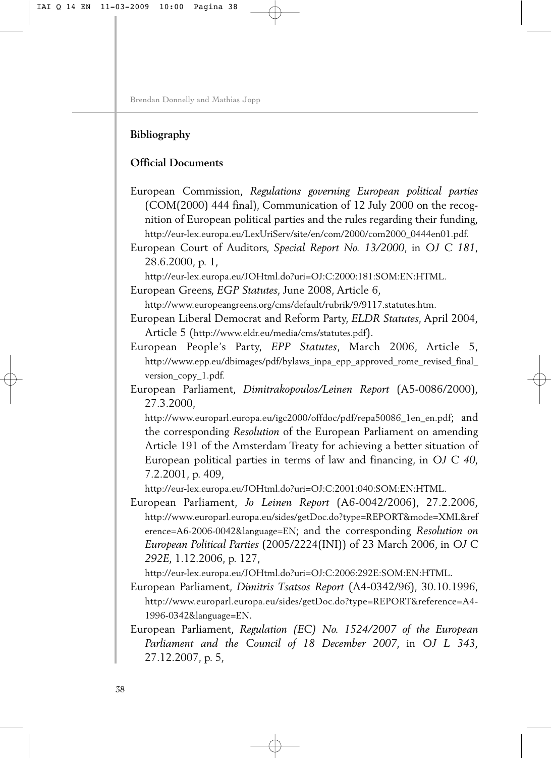## Bibliography

### Official Documents

European Commission, *Regulations governing European political parties* (COM(2000) 444 final), Communication of 12 July 2000 on the recognition of European political parties and the rules regarding their funding, http://eur-lex.europa.eu/LexUriServ/site/en/com/2000/com2000_0444en01.pdf.

European Court of Auditors, *Special Report No. 13/2000*, in *OJ C 181*, 28.6.2000, p. 1, http://eur-lex.europa.eu/JOHtml.do?uri=OJ:C:2000:181:SOM:EN:HTML.

European Greens, *EGP Statutes*, June 2008, Article 6, http://www.europeangreens.org/cms/default/rubrik/9/9117.statutes.htm.

European Liberal Democrat and Reform Party, *ELDR Statutes*, April 2004, Article 5 (http://www.eldr.eu/media/cms/statutes.pdf).

European People's Party, *EPP Statutes*, March 2006, Article 5, http://www.epp.eu/dbimages/pdf/bylaws_inpa_epp_approved_rome_revised_final_version_copy_1.pdf.

European Parliament, *Dimitrakopoulos/Leinen Report* (A5-0086/2000), 27.3.2000, http://www.europarl.europa.eu/igc2000/offdoc/pdf/repa50086_1en_en.pdf; and the corresponding *Resolution* of the European Parliament on amending Article 191 of the Amsterdam Treaty for achieving a better situation of European political parties in terms of law and financing, in *OJ C 40*, 7.2.2001, p. 409, http://eur-lex.europa.eu/JOHtml.do?uri=OJ:C:2001:040:SOM:EN:HTML.

European Parliament, *Jo Leinen Report* (A6-0042/2006), 27.2.2006, http://www.europarl.europa.eu/sides/getDoc.do?type=REPORT&mode=XML&reference=A6-2006-0042&language=EN; and the corresponding *Resolution on European Political Parties* (2005/2224(INI)) of 23 March 2006, in *OJ C 292E*, 1.12.2006, p. 127, http://eur-lex.europa.eu/JOHtml.do?uri=OJ:C:2006:292E:SOM:EN:HTML.

European Parliament, *Dimitris Tsatsos Report* (A4-0342/96), 30.10.1996, http://www.europarl.europa.eu/sides/getDoc.do?type=REPORT&reference=A4-1996-0342&language=EN.

European Parliament, *Regulation (EC) No. 1524/2007 of the European Parliament and the Council of 18 December 2007*, in *OJ L 343*, 27.12.2007, p. 5,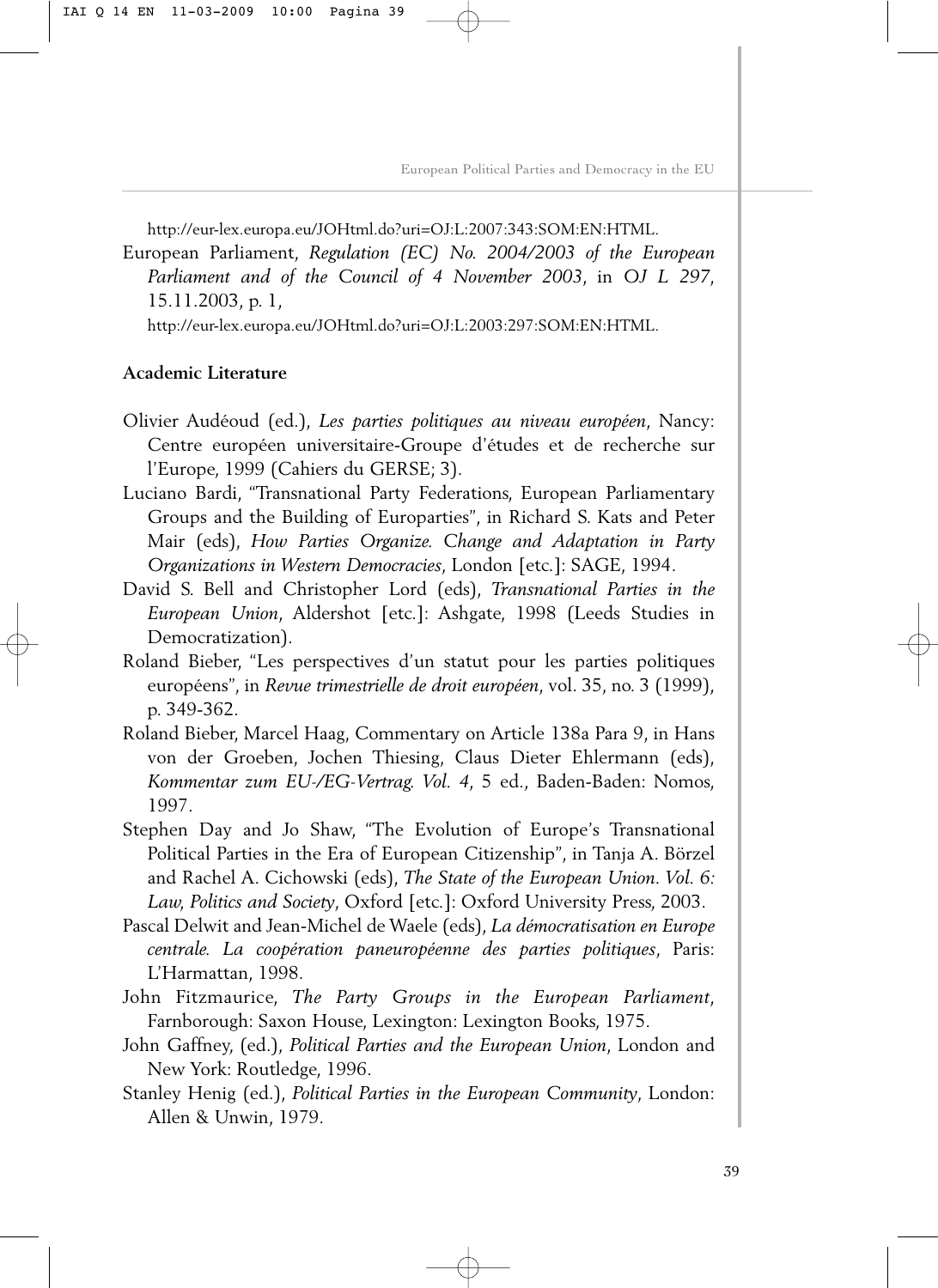http://eur-lex.europa.eu/JOHtml.do?uri=OJ:L:2007:343:SOM:EN:HTML.

European Parliament, *Regulation (EC) No. 2004/2003 of the European Parliament and of the Council of 4 November 2003*, in *OJ L 297*, 15.11.2003, p. 1, http://eur-lex.europa.eu/JOHtml.do?uri=OJ:L:2003:297:SOM:EN:HTML.

**Academic Literature**

Olivier Audéoud (ed.), *Les parties politiques au niveau européen*, Nancy: Centre européen universitaire-Groupe d'études et de recherche sur l'Europe, 1999 (Cahiers du GERSE; 3).

Luciano Bardi, "Transnational Party Federations, European Parliamentary Groups and the Building of Europarties", in Richard S. Kats and Peter Mair (eds), *How Parties Organize. Change and Adaptation in Party Organizations in Western Democracies*, London [etc.]: SAGE, 1994.

David S. Bell and Christopher Lord (eds), *Transnational Parties in the European Union*, Aldershot [etc.]: Ashgate, 1998 (Leeds Studies in Democratization).

Roland Bieber, "Les perspectives d'un statut pour les parties politiques européens", in *Revue trimestrielle de droit européen*, vol. 35, no. 3 (1999), p. 349-362.

Roland Bieber, Marcel Haag, Commentary on Article 138a Para 9, in Hans von der Groeben, Jochen Thiesing, Claus Dieter Ehlermann (eds), *Kommentar zum EU-/EG-Vertrag. Vol. 4*, 5 ed., Baden-Baden: Nomos, 1997.

Stephen Day and Jo Shaw, "The Evolution of Europe's Transnational Political Parties in the Era of European Citizenship", in Tanja A. Börzel and Rachel A. Cichowski (eds), *The State of the European Union. Vol. 6: Law, Politics and Society*, Oxford [etc.]: Oxford University Press, 2003.

Pascal Delwit and Jean-Michel de Waele (eds), *La démocratisation en Europe centrale. La coopération paneuropéenne des parties politiques*, Paris: L'Harmattan, 1998.

John Fitzmaurice, *The Party Groups in the European Parliament*, Farnborough: Saxon House, Lexington: Lexington Books, 1975.

John Gaffney, (ed.), *Political Parties and the European Union*, London and New York: Routledge, 1996.

Stanley Henig (ed.), *Political Parties in the European Community*, London: Allen & Unwin, 1979.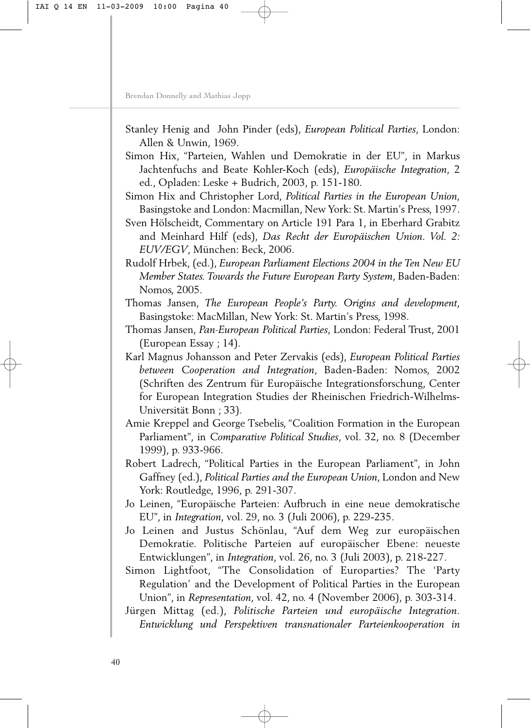Stanley Henig and John Pinder (eds), *European Political Parties*, London: Allen & Unwin, 1969.

Simon Hix, "Parteien, Wahlen und Demokratie in der EU", in Markus Jachtenfuchs and Beate Kohler-Koch (eds), *Europäische Integration*, 2 ed., Opladen: Leske + Budrich, 2003, p. 151-180.

Simon Hix and Christopher Lord, *Political Parties in the European Union*, Basingstoke and London: Macmillan, New York: St. Martin's Press, 1997.

Sven Hölscheidt, Commentary on Article 191 Para 1, in Eberhard Grabitz and Meinhard Hilf (eds), *Das Recht der Europäischen Union. Vol. 2: EUV/EGV*, München: Beck, 2006.

Rudolf Hrbek, (ed.), *European Parliament Elections 2004 in the Ten New EU Member States. Towards the Future European Party System*, Baden-Baden: Nomos, 2005.

Thomas Jansen, *The European People's Party. Origins and development*, Basingstoke: MacMillan, New York: St. Martin's Press, 1998.

Thomas Jansen, *Pan-European Political Parties*, London: Federal Trust, 2001 (European Essay ; 14).

Karl Magnus Johansson and Peter Zervakis (eds), *European Political Parties between Cooperation and Integration*, Baden-Baden: Nomos, 2002 (Schriften des Zentrum für Europäische Integrationsforschung, Center for European Integration Studies der Rheinischen Friedrich-Wilhelms-Universität Bonn ; 33).

Amie Kreppel and George Tsebelis, "Coalition Formation in the European Parliament", in *Comparative Political Studies*, vol. 32, no. 8 (December 1999), p. 933-966.

Robert Ladrech, "Political Parties in the European Parliament", in John Gaffney (ed.), *Political Parties and the European Union*, London and New York: Routledge, 1996, p. 291-307.

Jo Leinen, "Europäische Parteien: Aufbruch in eine neue demokratische EU", in *Integration*, vol. 29, no. 3 (Juli 2006), p. 229-235.

Jo Leinen and Justus Schönlau, "Auf dem Weg zur europäischen Demokratie. Politische Parteien auf europäischer Ebene: neueste Entwicklungen", in *Integration*, vol. 26, no. 3 (Juli 2003), p. 218-227.

Simon Lightfoot, "The Consolidation of Europarties? The 'Party Regulation' and the Development of Political Parties in the European Union", in *Representation*, vol. 42, no. 4 (November 2006), p. 303-314.

Jürgen Mittag (ed.), *Politische Parteien und europäische Integration. Entwicklung und Perspektiven transnationaler Parteienkooperation in*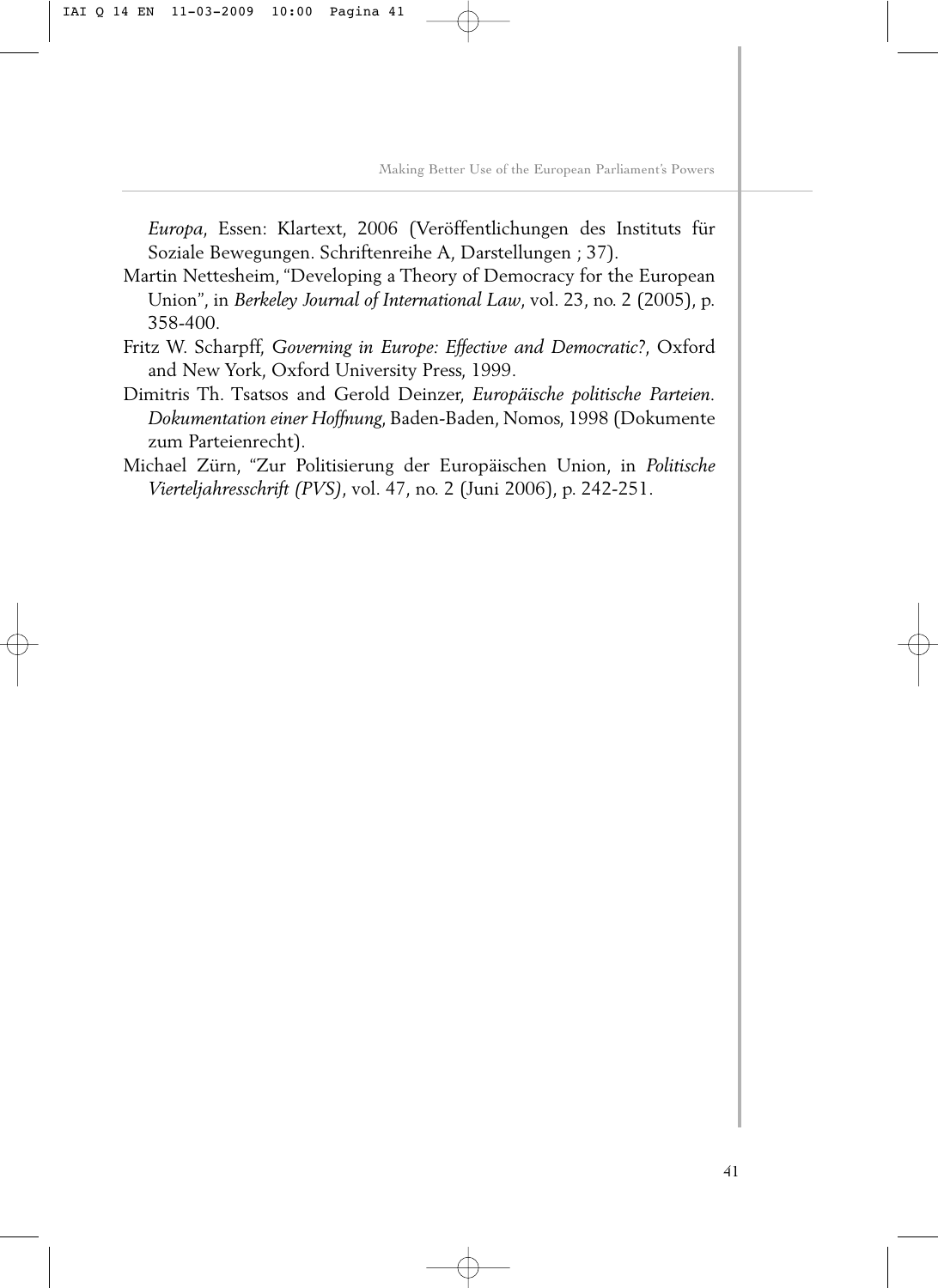*Europa*, Essen: Klartext, 2006 (Veröffentlichungen des Instituts für Soziale Bewegungen. Schriftenreihe A, Darstellungen ; 37).

Martin Nettesheim, "Developing a Theory of Democracy for the European Union", in *Berkeley Journal of International Law*, vol. 23, no. 2 (2005), p. 358-400.

Fritz W. Scharpff, *Governing in Europe: Effective and Democratic?*, Oxford and New York, Oxford University Press, 1999.

Dimitris Th. Tsatsos and Gerold Deinzer, *Europäische politische Parteien. Dokumentation einer Hoffnung*, Baden-Baden, Nomos, 1998 (Dokumente zum Parteienrecht).

Michael Zürn, "Zur Politisierung der Europäischen Union, in *Politische Vierteljahresschrift (PVS)*, vol. 47, no. 2 (Juni 2006), p. 242-251.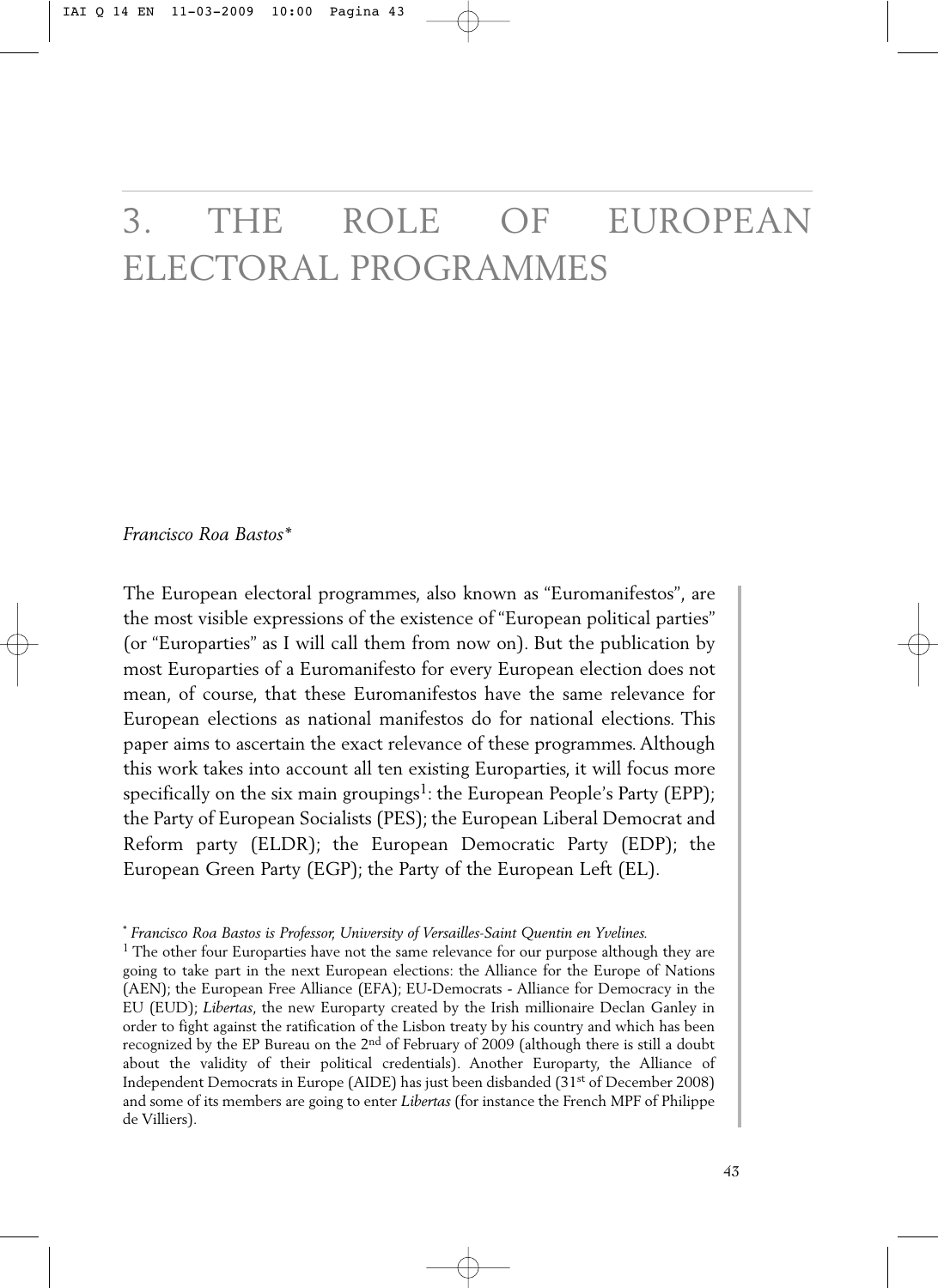# 3. THE ROLE OF EUROPEAN ELECTORAL PROGRAMMES

*Francisco Roa Bastos\**

The European electoral programmes, also known as "Euromanifestos", are the most visible expressions of the existence of "European political parties" (or "Europarties" as I will call them from now on). But the publication by most Europarties of a Euromanifesto for every European election does not mean, of course, that these Euromanifestos have the same relevance for European elections as national manifestos do for national elections. This paper aims to ascertain the exact relevance of these programmes. Although this work takes into account all ten existing Europarties, it will focus more specifically on the six main groupings[1]: the European People's Party (EPP); the Party of European Socialists (PES); the European Liberal Democrat and Reform party (ELDR); the European Democratic Party (EDP); the European Green Party (EGP); the Party of the European Left (EL).

\* *Francisco Roa Bastos is Professor, University of Versailles-Saint Quentin en Yvelines.*

[1] The other four Europarties have not the same relevance for our purpose although they are going to take part in the next European elections: the Alliance for the Europe of Nations (AEN); the European Free Alliance (EFA); EU-Democrats - Alliance for Democracy in the EU (EUD); *Libertas*, the new Europarty created by the Irish millionaire Declan Ganley in order to fight against the ratification of the Lisbon treaty by his country and which has been recognized by the EP Bureau on the 2nd of February of 2009 (although there is still a doubt about the validity of their political credentials). Another Europarty, the Alliance of Independent Democrats in Europe (AIDE) has just been disbanded (31st of December 2008) and some of its members are going to enter *Libertas* (for instance the French MPF of Philippe de Villiers).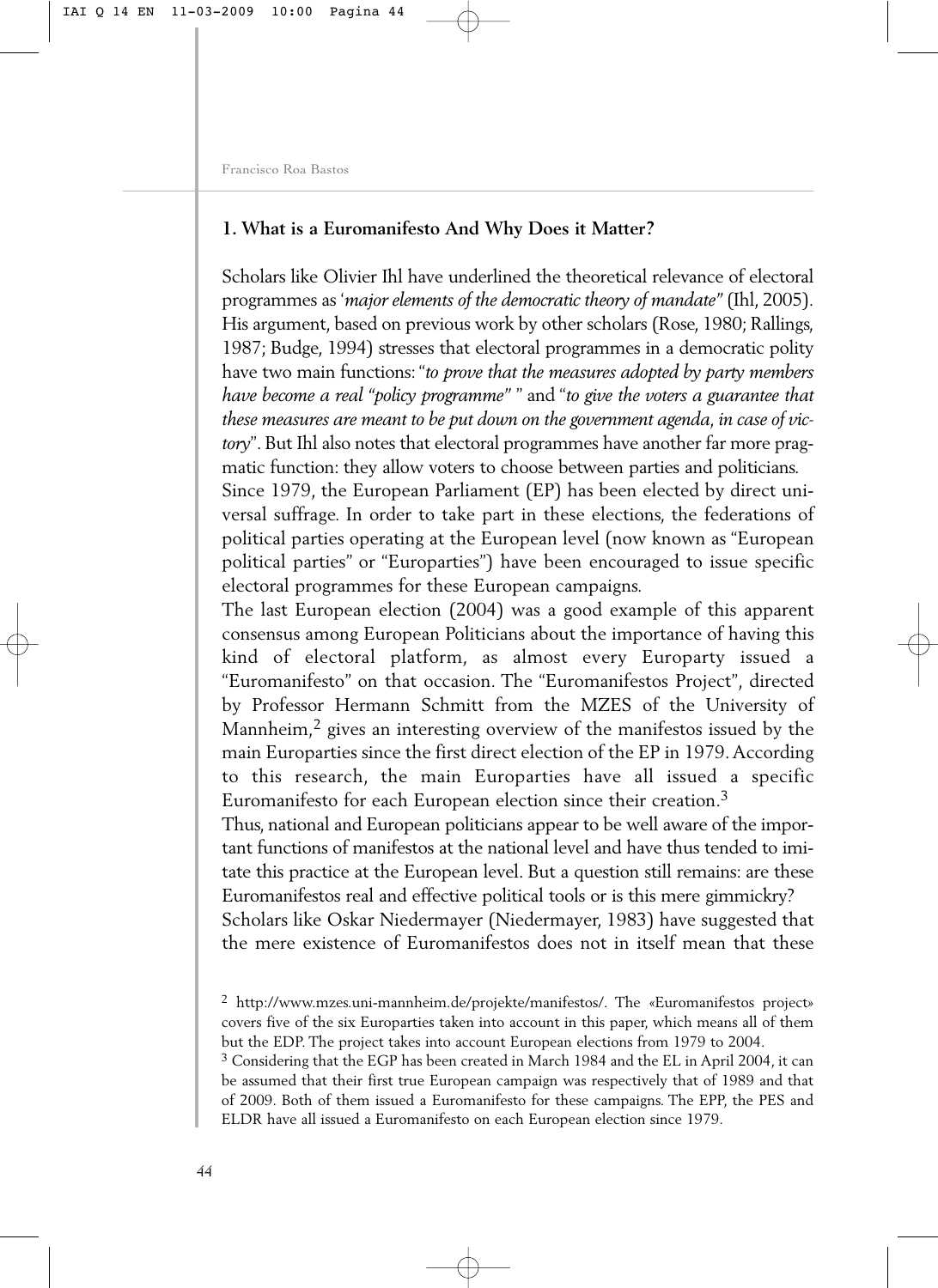## 1. What is a Euromanifesto And Why Does it Matter?

Scholars like Olivier Ihl have underlined the theoretical relevance of electoral programmes as '*major elements of the democratic theory of mandate*" (Ihl, 2005). His argument, based on previous work by other scholars (Rose, 1980; Rallings, 1987; Budge, 1994) stresses that electoral programmes in a democratic polity have two main functions: "*to prove that the measures adopted by party members have become a real "policy programme"* " and "*to give the voters a guarantee that these measures are meant to be put down on the government agenda, in case of victory*". But Ihl also notes that electoral programmes have another far more pragmatic function: they allow voters to choose between parties and politicians.

Since 1979, the European Parliament (EP) has been elected by direct universal suffrage. In order to take part in these elections, the federations of political parties operating at the European level (now known as "European political parties" or "Europarties") have been encouraged to issue specific electoral programmes for these European campaigns.

The last European election (2004) was a good example of this apparent consensus among European Politicians about the importance of having this kind of electoral platform, as almost every Europarty issued a "Euromanifesto" on that occasion. The "Euromanifestos Project", directed by Professor Hermann Schmitt from the MZES of the University of Mannheim,[2] gives an interesting overview of the manifestos issued by the main Europarties since the first direct election of the EP in 1979. According to this research, the main Europarties have all issued a specific Euromanifesto for each European election since their creation.[3]

Thus, national and European politicians appear to be well aware of the important functions of manifestos at the national level and have thus tended to imitate this practice at the European level. But a question still remains: are these Euromanifestos real and effective political tools or is this mere gimmickry?

Scholars like Oskar Niedermayer (Niedermayer, 1983) have suggested that the mere existence of Euromanifestos does not in itself mean that these

---

[2] http://www.mzes.uni-mannheim.de/projekte/manifestos/. The «Euromanifestos project» covers five of the six Europarties taken into account in this paper, which means all of them but the EDP. The project takes into account European elections from 1979 to 2004.

[3] Considering that the EGP has been created in March 1984 and the EL in April 2004, it can be assumed that their first true European campaign was respectively that of 1989 and that of 2009. Both of them issued a Euromanifesto for these campaigns. The EPP, the PES and ELDR have all issued a Euromanifesto on each European election since 1979.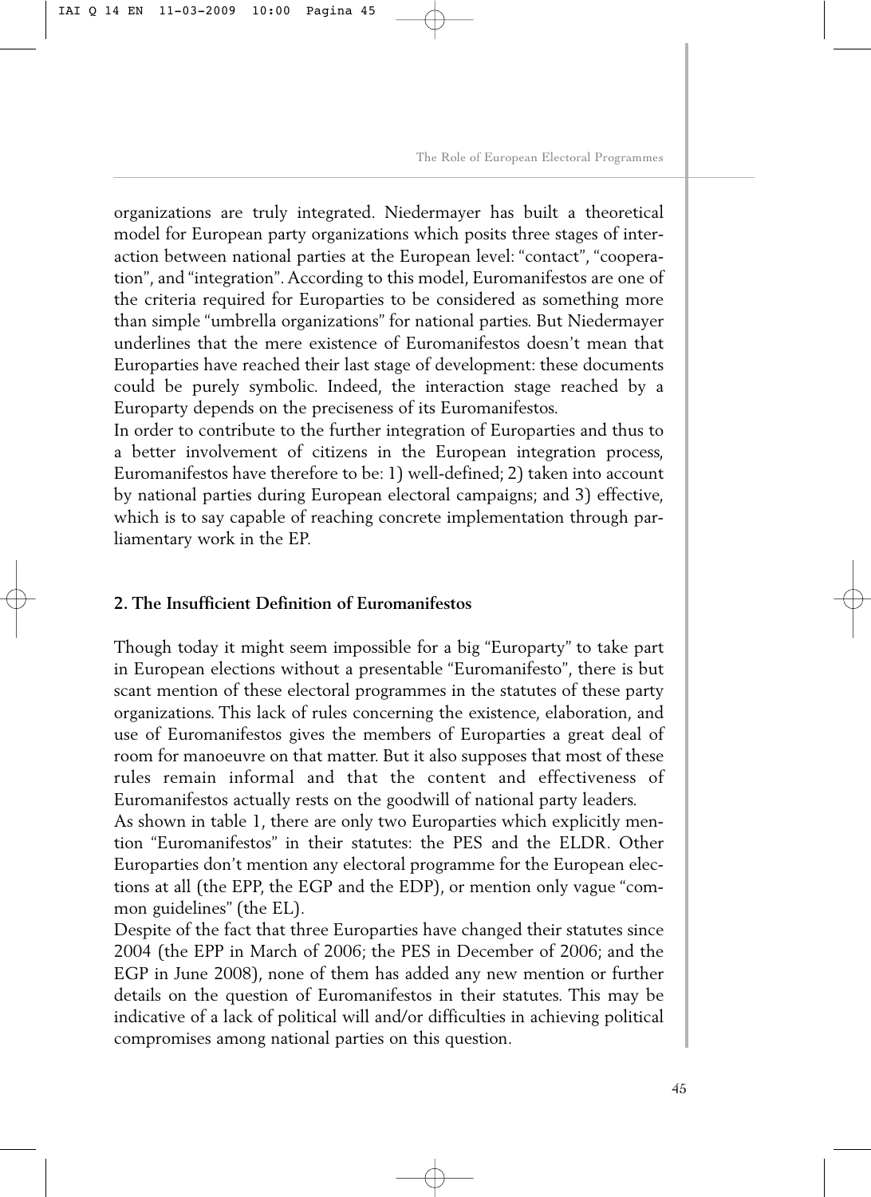organizations are truly integrated. Niedermayer has built a theoretical model for European party organizations which posits three stages of interaction between national parties at the European level: "contact", "cooperation", and "integration". According to this model, Euromanifestos are one of the criteria required for Europarties to be considered as something more than simple "umbrella organizations" for national parties. But Niedermayer underlines that the mere existence of Euromanifestos doesn't mean that Europarties have reached their last stage of development: these documents could be purely symbolic. Indeed, the interaction stage reached by a Europarty depends on the preciseness of its Euromanifestos.

In order to contribute to the further integration of Europarties and thus to a better involvement of citizens in the European integration process, Euromanifestos have therefore to be: 1) well-defined; 2) taken into account by national parties during European electoral campaigns; and 3) effective, which is to say capable of reaching concrete implementation through parliamentary work in the EP.

## 2. The Insufficient Definition of Euromanifestos

Though today it might seem impossible for a big "Europarty" to take part in European elections without a presentable "Euromanifesto", there is but scant mention of these electoral programmes in the statutes of these party organizations. This lack of rules concerning the existence, elaboration, and use of Euromanifestos gives the members of Europarties a great deal of room for manoeuvre on that matter. But it also supposes that most of these rules remain informal and that the content and effectiveness of Euromanifestos actually rests on the goodwill of national party leaders.

As shown in table 1, there are only two Europarties which explicitly mention "Euromanifestos" in their statutes: the PES and the ELDR. Other Europarties don't mention any electoral programme for the European elections at all (the EPP, the EGP and the EDP), or mention only vague "common guidelines" (the EL).

Despite of the fact that three Europarties have changed their statutes since 2004 (the EPP in March of 2006; the PES in December of 2006; and the EGP in June 2008), none of them has added any new mention or further details on the question of Euromanifestos in their statutes. This may be indicative of a lack of political will and/or difficulties in achieving political compromises among national parties on this question.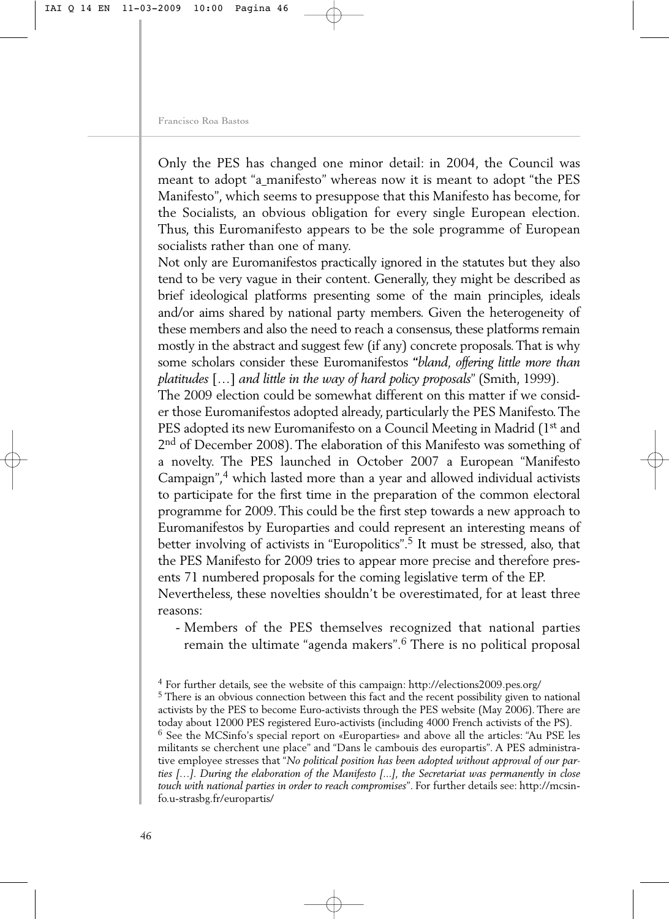Only the PES has changed one minor detail: in 2004, the Council was meant to adopt "a_manifesto" whereas now it is meant to adopt "the PES Manifesto", which seems to presuppose that this Manifesto has become, for the Socialists, an obvious obligation for every single European election. Thus, this Euromanifesto appears to be the sole programme of European socialists rather than one of many.

Not only are Euromanifestos practically ignored in the statutes but they also tend to be very vague in their content. Generally, they might be described as brief ideological platforms presenting some of the main principles, ideals and/or aims shared by national party members. Given the heterogeneity of these members and also the need to reach a consensus, these platforms remain mostly in the abstract and suggest few (if any) concrete proposals. That is why some scholars consider these Euromanifestos "*bland, offering little more than platitudes* […] *and little in the way of hard policy proposals*" (Smith, 1999).

The 2009 election could be somewhat different on this matter if we consider those Euromanifestos adopted already, particularly the PES Manifesto. The PES adopted its new Euromanifesto on a Council Meeting in Madrid (1st and 2nd of December 2008). The elaboration of this Manifesto was something of a novelty. The PES launched in October 2007 a European "Manifesto Campaign",[4] which lasted more than a year and allowed individual activists to participate for the first time in the preparation of the common electoral programme for 2009. This could be the first step towards a new approach to Euromanifestos by Europarties and could represent an interesting means of better involving of activists in "Europolitics".[5] It must be stressed, also, that the PES Manifesto for 2009 tries to appear more precise and therefore presents 71 numbered proposals for the coming legislative term of the EP.

Nevertheless, these novelties shouldn't be overestimated, for at least three reasons:

- Members of the PES themselves recognized that national parties remain the ultimate "agenda makers".[6] There is no political proposal

---

[4] For further details, see the website of this campaign: http://elections2009.pes.org/

[5] There is an obvious connection between this fact and the recent possibility given to national activists by the PES to become Euro-activists through the PES website (May 2006). There are today about 12000 PES registered Euro-activists (including 4000 French activists of the PS).

[6] See the MCSinfo's special report on «Europarties» and above all the articles: "Au PSE les militants se cherchent une place" and "Dans le cambouis des europartis". A PES administrative employee stresses that "*No political position has been adopted without approval of our parties […]. During the elaboration of the Manifesto [...], the Secretariat was permanently in close touch with national parties in order to reach compromises*". For further details see: http://mcsinfo.u-strasbg.fr/europartis/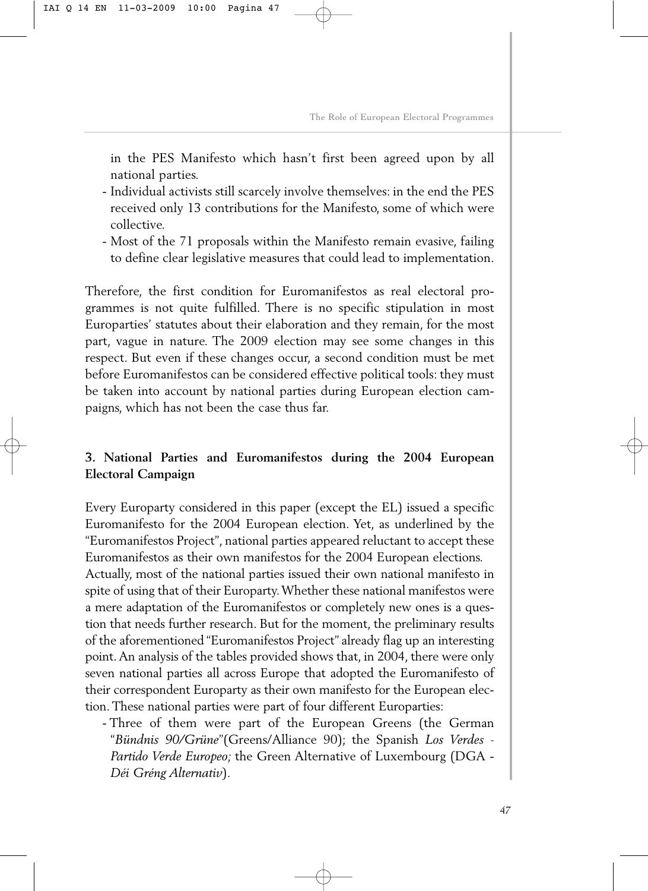in the PES Manifesto which hasn't first been agreed upon by all national parties.

- Individual activists still scarcely involve themselves: in the end the PES received only 13 contributions for the Manifesto, some of which were collective.
- Most of the 71 proposals within the Manifesto remain evasive, failing to define clear legislative measures that could lead to implementation.

Therefore, the first condition for Euromanifestos as real electoral programmes is not quite fulfilled. There is no specific stipulation in most Europarties' statutes about their elaboration and they remain, for the most part, vague in nature. The 2009 election may see some changes in this respect. But even if these changes occur, a second condition must be met before Euromanifestos can be considered effective political tools: they must be taken into account by national parties during European election campaigns, which has not been the case thus far.

## 3. National Parties and Euromanifestos during the 2004 European Electoral Campaign

Every Europarty considered in this paper (except the EL) issued a specific Euromanifesto for the 2004 European election. Yet, as underlined by the "Euromanifestos Project", national parties appeared reluctant to accept these Euromanifestos as their own manifestos for the 2004 European elections.

Actually, most of the national parties issued their own national manifesto in spite of using that of their Europarty. Whether these national manifestos were a mere adaptation of the Euromanifestos or completely new ones is a question that needs further research. But for the moment, the preliminary results of the aforementioned "Euromanifestos Project" already flag up an interesting point. An analysis of the tables provided shows that, in 2004, there were only seven national parties all across Europe that adopted the Euromanifesto of their correspondent Europarty as their own manifesto for the European election. These national parties were part of four different Europarties:

- Three of them were part of the European Greens (the German "*Bündnis 90/Grüne*"(Greens/Alliance 90); the Spanish *Los Verdes - Partido Verde Europeo*; the Green Alternative of Luxembourg (DGA - *Déi Gréng Alternativ*).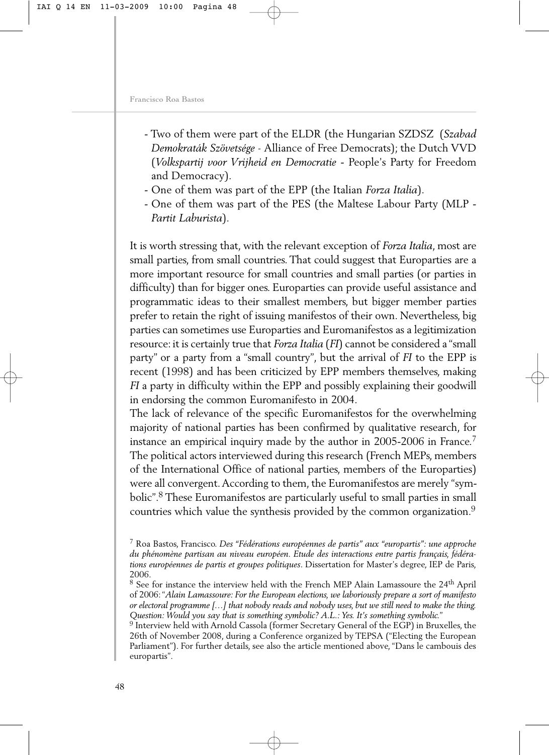- Two of them were part of the ELDR (the Hungarian SZDSZ (*Szabad Demokraták Szövetsége* - Alliance of Free Democrats); the Dutch VVD (*Volkspartij voor Vrijheid en Democratie* - People's Party for Freedom and Democracy).
- One of them was part of the EPP (the Italian *Forza Italia*).
- One of them was part of the PES (the Maltese Labour Party (MLP - *Partit Laburista*).

It is worth stressing that, with the relevant exception of *Forza Italia*, most are small parties, from small countries. That could suggest that Europarties are a more important resource for small countries and small parties (or parties in difficulty) than for bigger ones. Europarties can provide useful assistance and programmatic ideas to their smallest members, but bigger member parties prefer to retain the right of issuing manifestos of their own. Nevertheless, big parties can sometimes use Europarties and Euromanifestos as a legitimization resource: it is certainly true that *Forza Italia* (*FI*) cannot be considered a "small party" or a party from a "small country", but the arrival of *FI* to the EPP is recent (1998) and has been criticized by EPP members themselves, making *FI* a party in difficulty within the EPP and possibly explaining their goodwill in endorsing the common Euromanifesto in 2004.

The lack of relevance of the specific Euromanifestos for the overwhelming majority of national parties has been confirmed by qualitative research, for instance an empirical inquiry made by the author in 2005-2006 in France.[7] The political actors interviewed during this research (French MEPs, members of the International Office of national parties, members of the Europarties) were all convergent. According to them, the Euromanifestos are merely "symbolic".[8] These Euromanifestos are particularly useful to small parties in small countries which value the synthesis provided by the common organization.[9]

[7] Roa Bastos, Francisco. *Des "Fédérations européennes de partis" aux "europartis": une approche du phénomène partisan au niveau européen. Etude des interactions entre partis français, fédérations européennes de partis et groupes politiques*. Dissertation for Master's degree, IEP de Paris, 2006.

[8] See for instance the interview held with the French MEP Alain Lamassoure the 24th April of 2006: "*Alain Lamassoure: For the European elections, we laboriously prepare a sort of manifesto or electoral programme […] that nobody reads and nobody uses, but we still need to make the thing. Question: Would you say that is something symbolic? A.L.: Yes. It's something symbolic.*"

[9] Interview held with Arnold Cassola (former Secretary General of the EGP) in Bruxelles, the 26th of November 2008, during a Conference organized by TEPSA ("Electing the European Parliament"). For further details, see also the article mentioned above, "Dans le cambouis des europartis".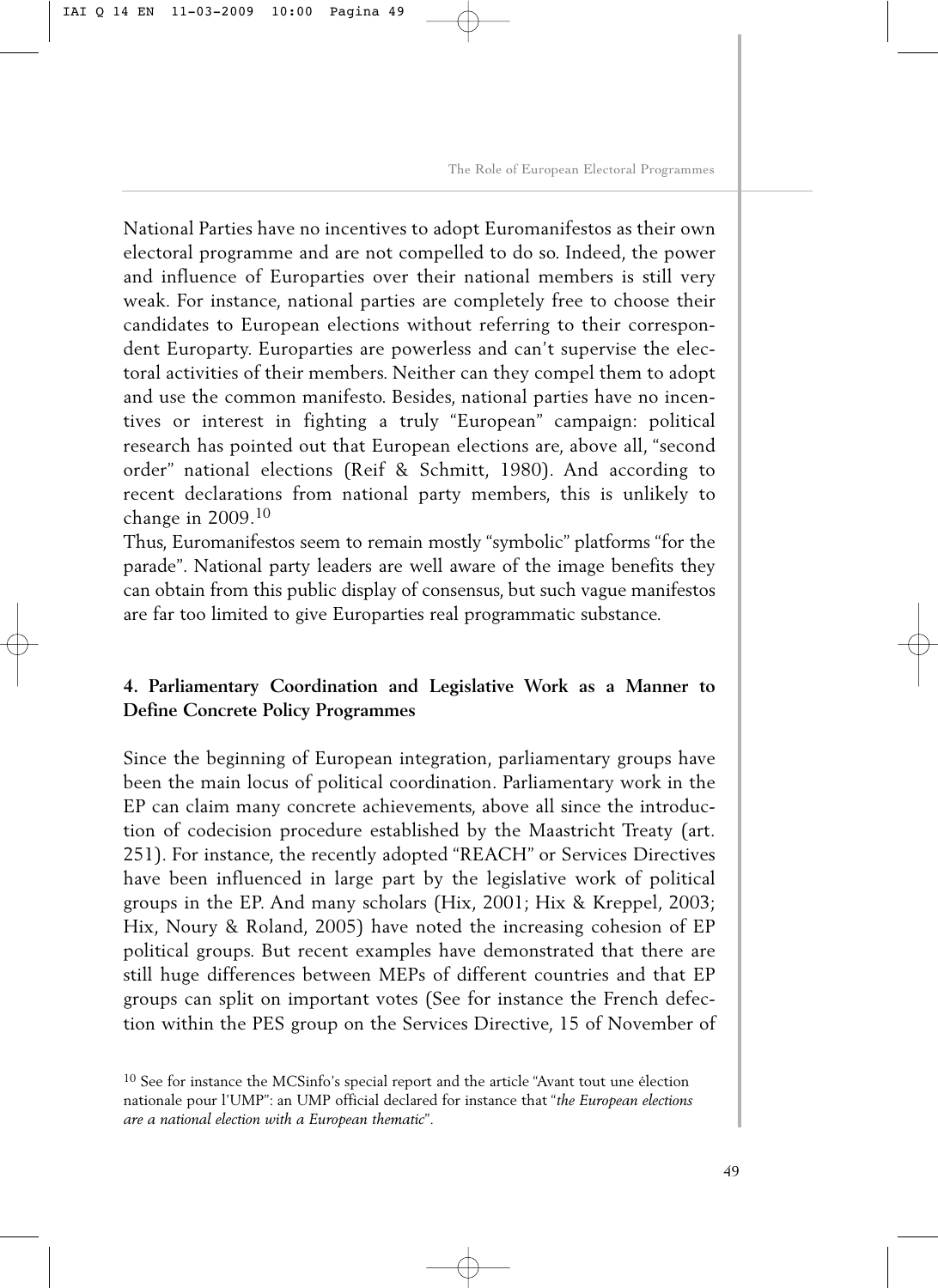National Parties have no incentives to adopt Euromanifestos as their own electoral programme and are not compelled to do so. Indeed, the power and influence of Europarties over their national members is still very weak. For instance, national parties are completely free to choose their candidates to European elections without referring to their correspondent Europarty. Europarties are powerless and can't supervise the electoral activities of their members. Neither can they compel them to adopt and use the common manifesto. Besides, national parties have no incentives or interest in fighting a truly "European" campaign: political research has pointed out that European elections are, above all, "second order" national elections (Reif & Schmitt, 1980). And according to recent declarations from national party members, this is unlikely to change in 2009.[10]

Thus, Euromanifestos seem to remain mostly "symbolic" platforms "for the parade". National party leaders are well aware of the image benefits they can obtain from this public display of consensus, but such vague manifestos are far too limited to give Europarties real programmatic substance.

## 4. Parliamentary Coordination and Legislative Work as a Manner to Define Concrete Policy Programmes

Since the beginning of European integration, parliamentary groups have been the main locus of political coordination. Parliamentary work in the EP can claim many concrete achievements, above all since the introduction of codecision procedure established by the Maastricht Treaty (art. 251). For instance, the recently adopted "REACH" or Services Directives have been influenced in large part by the legislative work of political groups in the EP. And many scholars (Hix, 2001; Hix & Kreppel, 2003; Hix, Noury & Roland, 2005) have noted the increasing cohesion of EP political groups. But recent examples have demonstrated that there are still huge differences between MEPs of different countries and that EP groups can split on important votes (See for instance the French defection within the PES group on the Services Directive, 15 of November of

[10] See for instance the MCSinfo's special report and the article "Avant tout une élection nationale pour l'UMP": an UMP official declared for instance that "*the European elections are a national election with a European thematic*".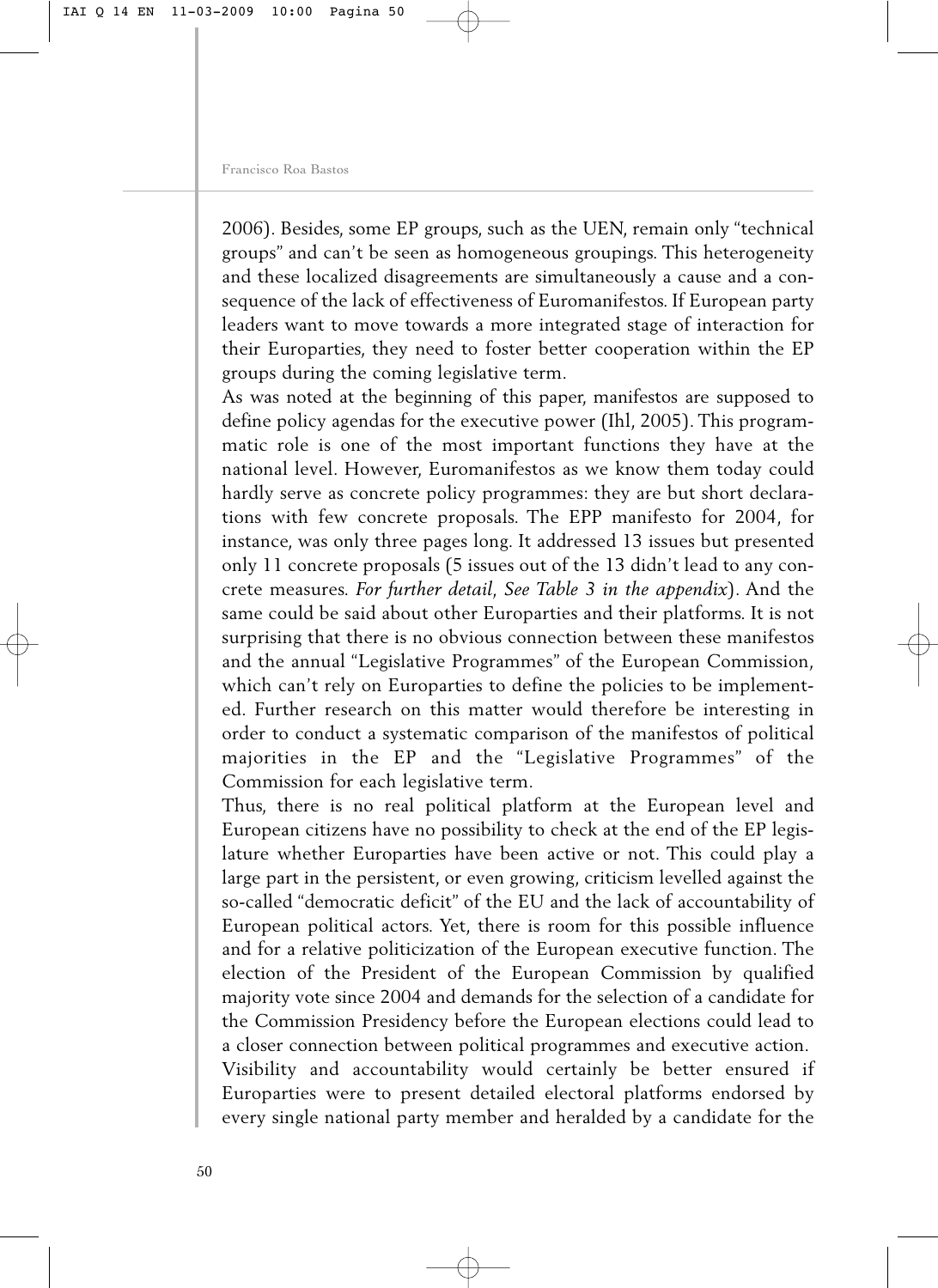2006). Besides, some EP groups, such as the UEN, remain only "technical groups" and can't be seen as homogeneous groupings. This heterogeneity and these localized disagreements are simultaneously a cause and a consequence of the lack of effectiveness of Euromanifestos. If European party leaders want to move towards a more integrated stage of interaction for their Europarties, they need to foster better cooperation within the EP groups during the coming legislative term.

As was noted at the beginning of this paper, manifestos are supposed to define policy agendas for the executive power (Ihl, 2005). This programmatic role is one of the most important functions they have at the national level. However, Euromanifestos as we know them today could hardly serve as concrete policy programmes: they are but short declarations with few concrete proposals. The EPP manifesto for 2004, for instance, was only three pages long. It addressed 13 issues but presented only 11 concrete proposals (5 issues out of the 13 didn't lead to any concrete measures. *For further detail, See Table 3 in the appendix*). And the same could be said about other Europarties and their platforms. It is not surprising that there is no obvious connection between these manifestos and the annual "Legislative Programmes" of the European Commission, which can't rely on Europarties to define the policies to be implemented. Further research on this matter would therefore be interesting in order to conduct a systematic comparison of the manifestos of political majorities in the EP and the "Legislative Programmes" of the Commission for each legislative term.

Thus, there is no real political platform at the European level and European citizens have no possibility to check at the end of the EP legislature whether Europarties have been active or not. This could play a large part in the persistent, or even growing, criticism levelled against the so-called "democratic deficit" of the EU and the lack of accountability of European political actors. Yet, there is room for this possible influence and for a relative politicization of the European executive function. The election of the President of the European Commission by qualified majority vote since 2004 and demands for the selection of a candidate for the Commission Presidency before the European elections could lead to a closer connection between political programmes and executive action.

Visibility and accountability would certainly be better ensured if Europarties were to present detailed electoral platforms endorsed by every single national party member and heralded by a candidate for the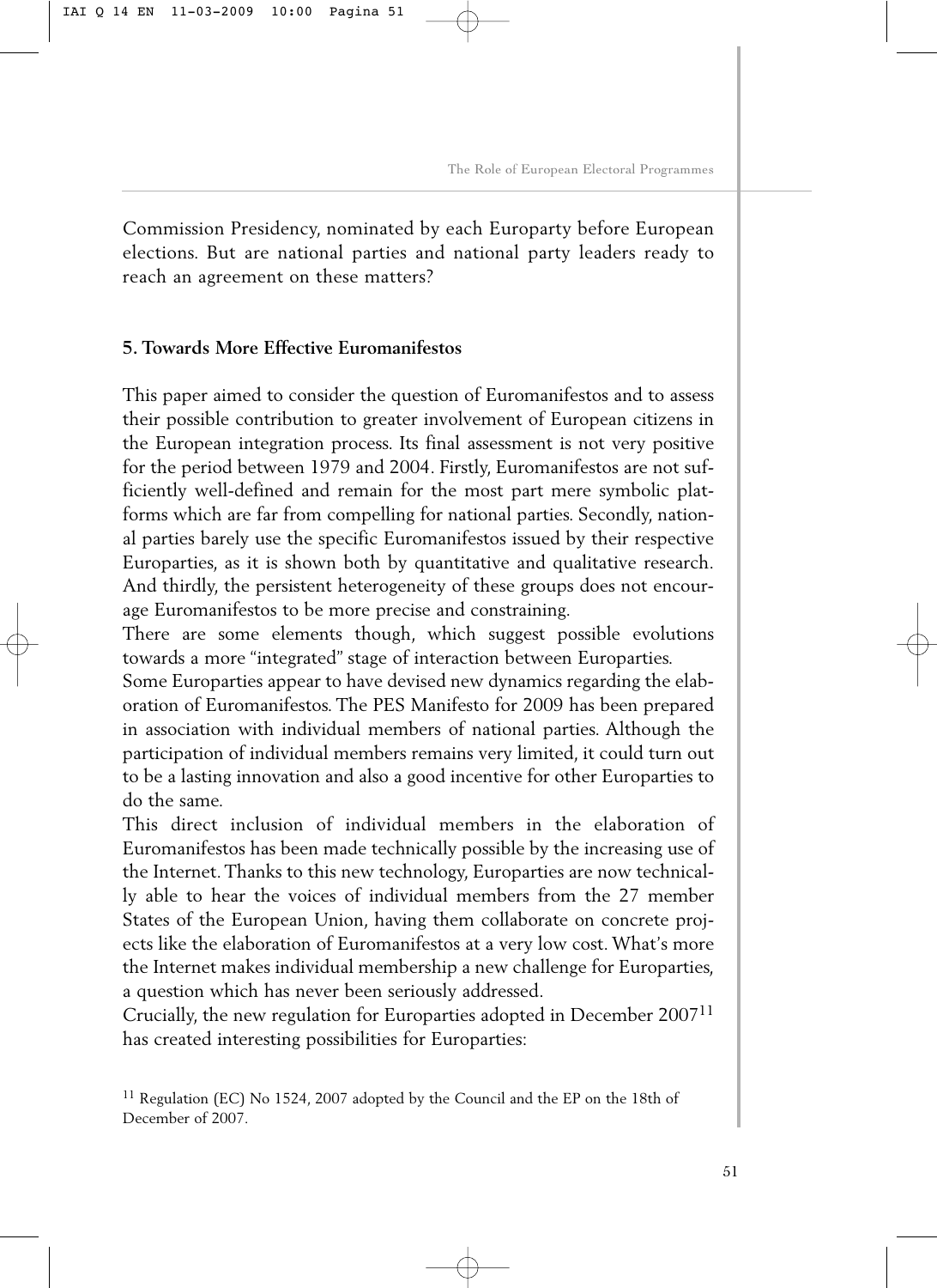Commission Presidency, nominated by each Europarty before European elections. But are national parties and national party leaders ready to reach an agreement on these matters?

## 5. Towards More Effective Euromanifestos

This paper aimed to consider the question of Euromanifestos and to assess their possible contribution to greater involvement of European citizens in the European integration process. Its final assessment is not very positive for the period between 1979 and 2004. Firstly, Euromanifestos are not sufficiently well-defined and remain for the most part mere symbolic platforms which are far from compelling for national parties. Secondly, national parties barely use the specific Euromanifestos issued by their respective Europarties, as it is shown both by quantitative and qualitative research. And thirdly, the persistent heterogeneity of these groups does not encourage Euromanifestos to be more precise and constraining.

There are some elements though, which suggest possible evolutions towards a more "integrated" stage of interaction between Europarties.

Some Europarties appear to have devised new dynamics regarding the elaboration of Euromanifestos. The PES Manifesto for 2009 has been prepared in association with individual members of national parties. Although the participation of individual members remains very limited, it could turn out to be a lasting innovation and also a good incentive for other Europarties to do the same.

This direct inclusion of individual members in the elaboration of Euromanifestos has been made technically possible by the increasing use of the Internet. Thanks to this new technology, Europarties are now technically able to hear the voices of individual members from the 27 member States of the European Union, having them collaborate on concrete projects like the elaboration of Euromanifestos at a very low cost. What's more the Internet makes individual membership a new challenge for Europarties, a question which has never been seriously addressed.

Crucially, the new regulation for Europarties adopted in December 2007[11] has created interesting possibilities for Europarties:

[11] Regulation (EC) No 1524, 2007 adopted by the Council and the EP on the 18th of December of 2007.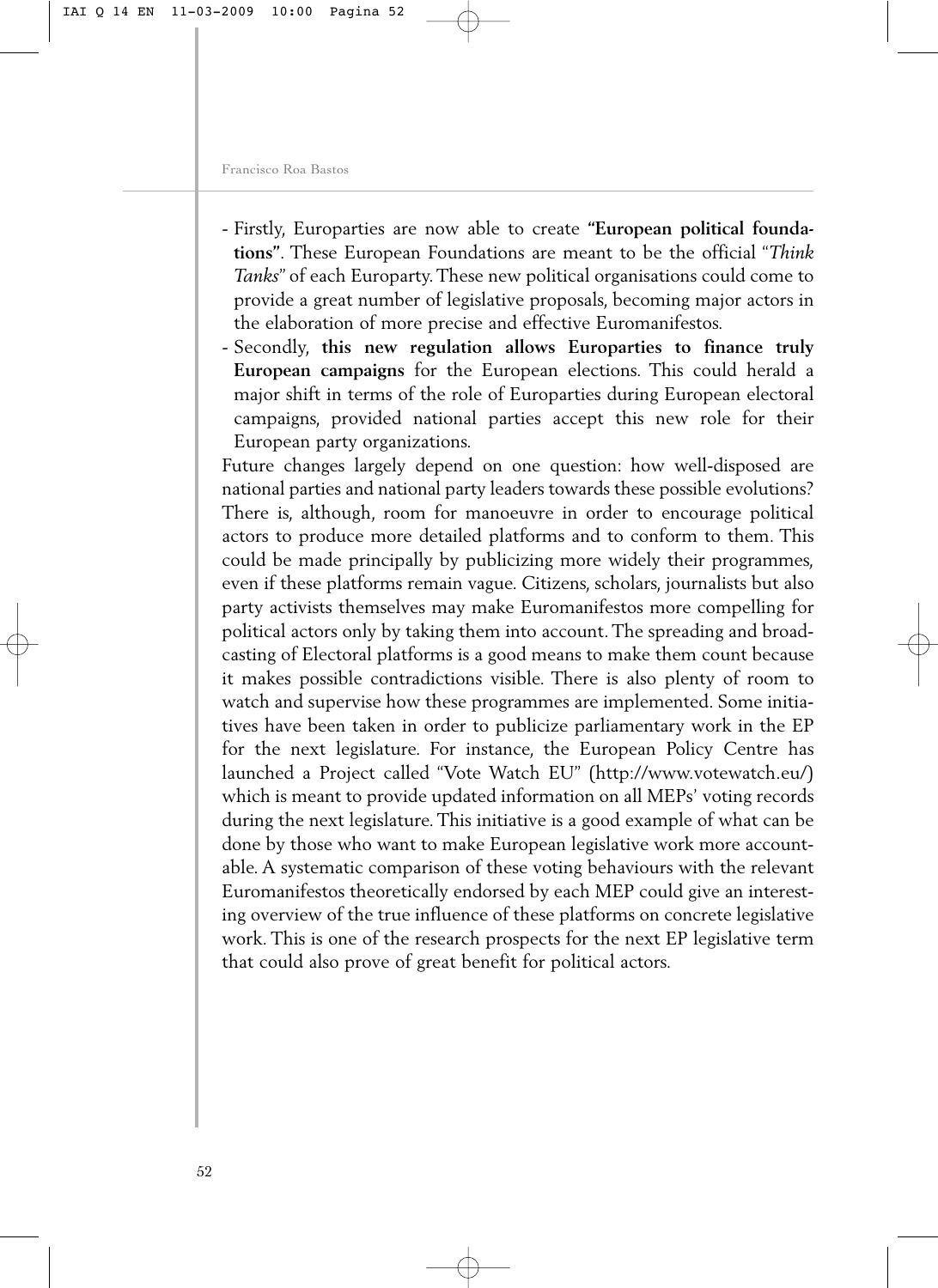- Firstly, Europarties are now able to create **"European political foundations"**. These European Foundations are meant to be the official "*Think Tanks*" of each Europarty. These new political organisations could come to provide a great number of legislative proposals, becoming major actors in the elaboration of more precise and effective Euromanifestos.
- Secondly, **this new regulation allows Europarties to finance truly European campaigns** for the European elections. This could herald a major shift in terms of the role of Europarties during European electoral campaigns, provided national parties accept this new role for their European party organizations.

Future changes largely depend on one question: how well-disposed are national parties and national party leaders towards these possible evolutions? There is, although, room for manoeuvre in order to encourage political actors to produce more detailed platforms and to conform to them. This could be made principally by publicizing more widely their programmes, even if these platforms remain vague. Citizens, scholars, journalists but also party activists themselves may make Euromanifestos more compelling for political actors only by taking them into account. The spreading and broadcasting of Electoral platforms is a good means to make them count because it makes possible contradictions visible. There is also plenty of room to watch and supervise how these programmes are implemented. Some initiatives have been taken in order to publicize parliamentary work in the EP for the next legislature. For instance, the European Policy Centre has launched a Project called "Vote Watch EU" (http://www.votewatch.eu/) which is meant to provide updated information on all MEPs' voting records during the next legislature. This initiative is a good example of what can be done by those who want to make European legislative work more accountable. A systematic comparison of these voting behaviours with the relevant Euromanifestos theoretically endorsed by each MEP could give an interesting overview of the true influence of these platforms on concrete legislative work. This is one of the research prospects for the next EP legislative term that could also prove of great benefit for political actors.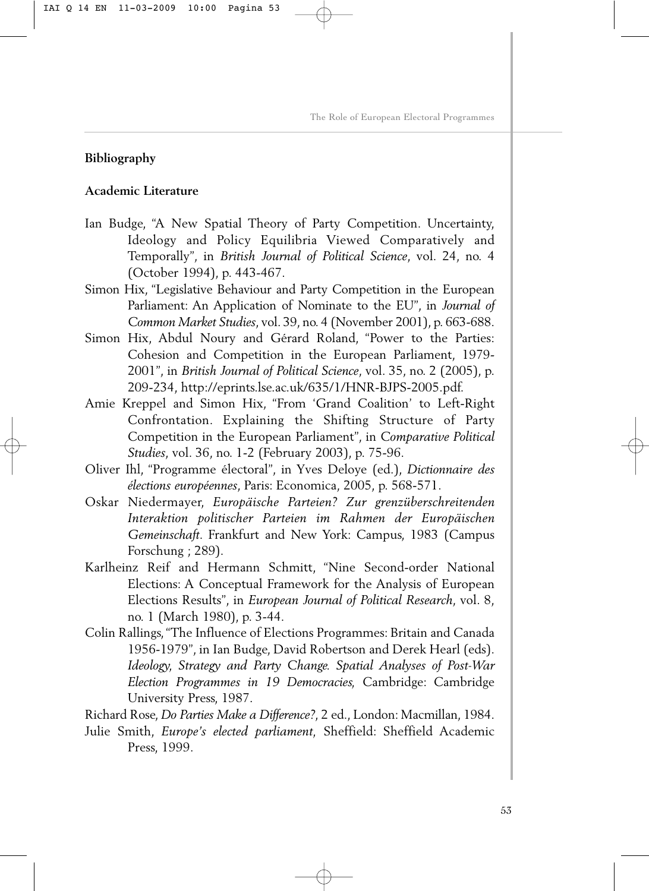## Bibliography

### Academic Literature

Ian Budge, "A New Spatial Theory of Party Competition. Uncertainty, Ideology and Policy Equilibria Viewed Comparatively and Temporally", in *British Journal of Political Science*, vol. 24, no. 4 (October 1994), p. 443-467.

Simon Hix, "Legislative Behaviour and Party Competition in the European Parliament: An Application of Nominate to the EU", in *Journal of Common Market Studies*, vol. 39, no. 4 (November 2001), p. 663-688.

Simon Hix, Abdul Noury and Gérard Roland, "Power to the Parties: Cohesion and Competition in the European Parliament, 1979-2001", in *British Journal of Political Science*, vol. 35, no. 2 (2005), p. 209-234, http://eprints.lse.ac.uk/635/1/HNR-BJPS-2005.pdf.

Amie Kreppel and Simon Hix, "From 'Grand Coalition' to Left-Right Confrontation. Explaining the Shifting Structure of Party Competition in the European Parliament", in *Comparative Political Studies*, vol. 36, no. 1-2 (February 2003), p. 75-96.

Oliver Ihl, "Programme électoral", in Yves Deloye (ed.), *Dictionnaire des élections européennes*, Paris: Economica, 2005, p. 568-571.

Oskar Niedermayer, *Europäische Parteien? Zur grenzüberschreitenden Interaktion politischer Parteien im Rahmen der Europäischen Gemeinschaft*. Frankfurt and New York: Campus, 1983 (Campus Forschung ; 289).

Karlheinz Reif and Hermann Schmitt, "Nine Second-order National Elections: A Conceptual Framework for the Analysis of European Elections Results", in *European Journal of Political Research*, vol. 8, no. 1 (March 1980), p. 3-44.

Colin Rallings, "The Influence of Elections Programmes: Britain and Canada 1956-1979", in Ian Budge, David Robertson and Derek Hearl (eds). *Ideology, Strategy and Party Change. Spatial Analyses of Post-War Election Programmes in 19 Democracies*, Cambridge: Cambridge University Press, 1987.

Richard Rose, *Do Parties Make a Difference?*, 2 ed., London: Macmillan, 1984.

Julie Smith, *Europe's elected parliament*, Sheffield: Sheffield Academic Press, 1999.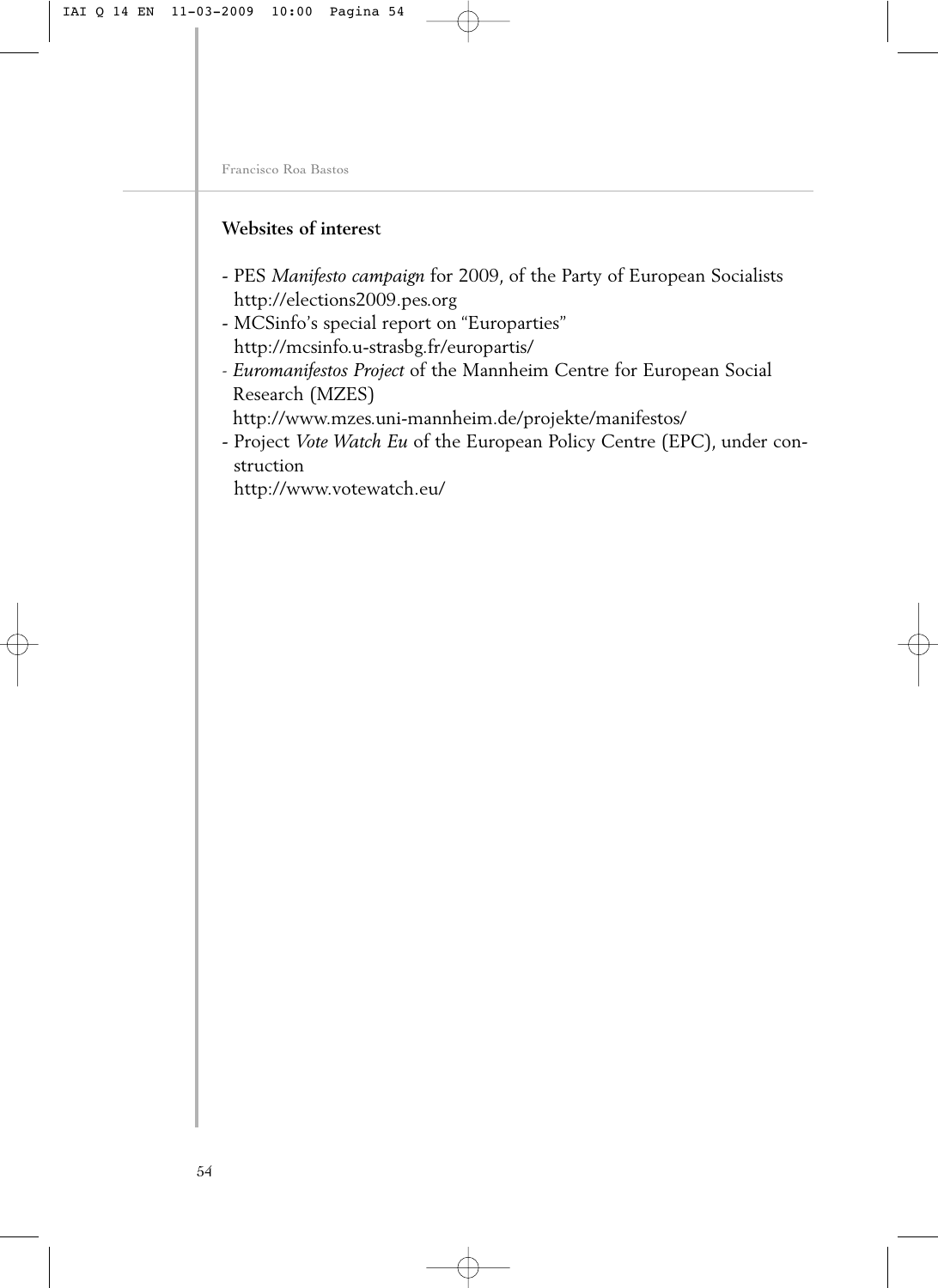**Websites of interest**

- PES *Manifesto campaign* for 2009, of the Party of European Socialists
  http://elections2009.pes.org
- MCSinfo's special report on "Europarties"
  http://mcsinfo.u-strasbg.fr/europartis/
- *Euromanifestos Project* of the Mannheim Centre for European Social Research (MZES)
  http://www.mzes.uni-mannheim.de/projekte/manifestos/
- Project *Vote Watch Eu* of the European Policy Centre (EPC), under construction
  http://www.votewatch.eu/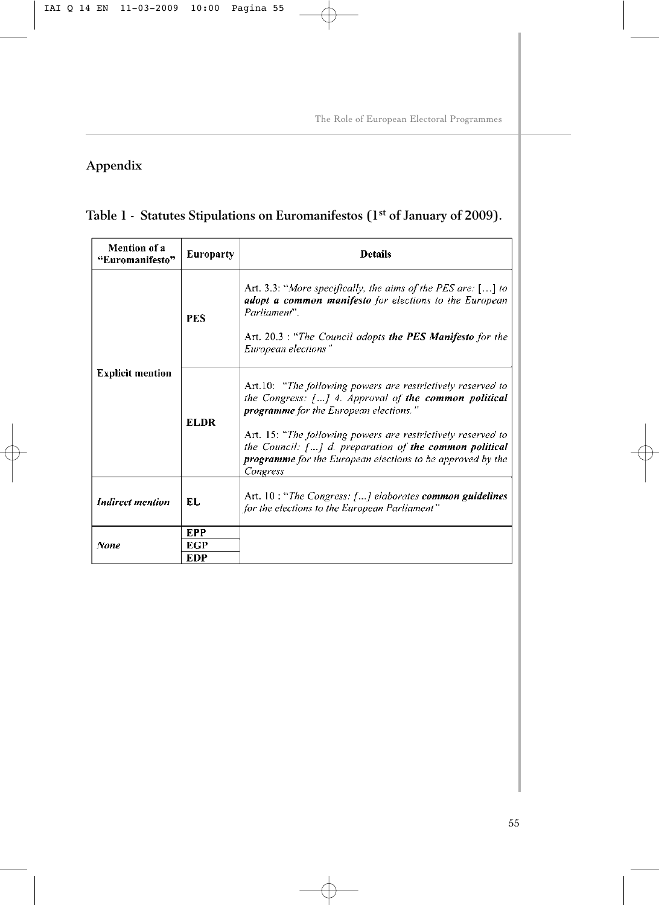## Appendix

### Table 1 - Statutes Stipulations on Euromanifestos (1st of January of 2009).

| Mention of a "Euromanifesto" | Europarty | Details |
|---|---|---|
| **Explicit mention** | **PES** | Art. 3.3: "*More specifically, the aims of the PES are:* […] *to* ***adopt a common manifesto*** *for elections to the European Parliament*". Art. 20.3 : "*The Council adopts* ***the PES Manifesto*** *for the European elections*" |
| | **ELDR** | Art.10: "*The following powers are restrictively reserved to the Congress: […] 4. Approval of* ***the common political programme*** *for the European elections.*" Art. 15: "*The following powers are restrictively reserved to the Council: […] d. preparation of* ***the common political programme*** *for the European elections to be approved by the Congress* |
| ***Indirect mention*** | **EL** | Art. 10 : "*The Congress: […] elaborates* ***common guidelines*** *for the elections to the European Parliament*" |
| ***None*** | **EPP** | |
| | **EGP** | |
| | **EDP** | |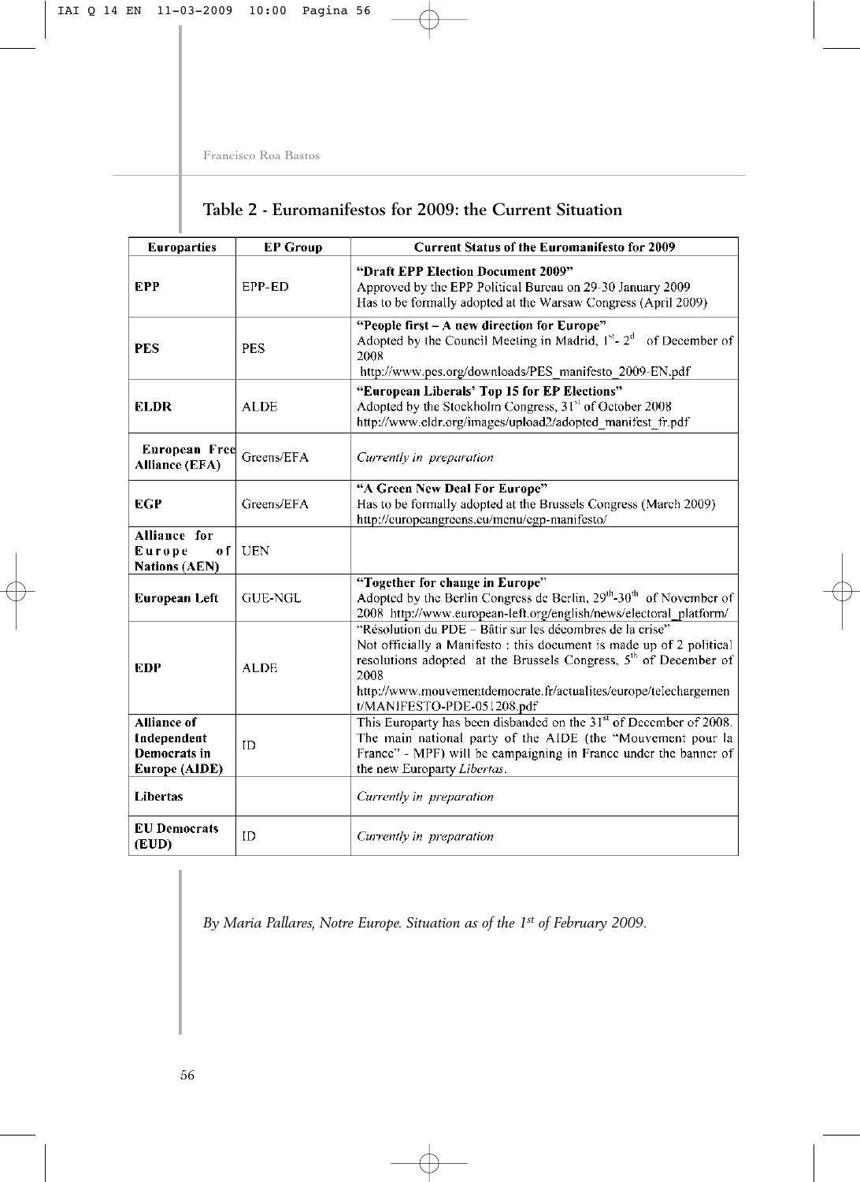## Table 2 - Euromanifestos for 2009: the Current Situation

| Europarties | EP Group | Current Status of the Euromanifesto for 2009 |
|---|---|---|
| **EPP** | EPP-ED | **"Draft EPP Election Document 2009"** Approved by the EPP Political Bureau on 29-30 January 2009 Has to be formally adopted at the Warsaw Congress (April 2009) |
| **PES** | PES | **"People first – A new direction for Europe"** Adopted by the Council Meeting in Madrid, 1st- 2d of December of 2008 http://www.pes.org/downloads/PES_manifesto_2009-EN.pdf |
| **ELDR** | ALDE | **"European Liberals' Top 15 for EP Elections"** Adopted by the Stockholm Congress, 31st of October 2008 http://www.eldr.org/images/upload2/adopted_manifest_fr.pdf |
| **European Free Alliance (EFA)** | Greens/EFA | *Currently in preparation* |
| **EGP** | Greens/EFA | **"A Green New Deal For Europe"** Has to be formally adopted at the Brussels Congress (March 2009) http://europeangreens.eu/menu/egp-manifesto/ |
| **Alliance for Europe of Nations (AEN)** | UEN | |
| **European Left** | GUE-NGL | **"Together for change in Europe"** Adopted by the Berlin Congress de Berlin, 29th-30th of November of 2008 http://www.european-left.org/english/news/electoral_platform/ |
| **EDP** | ALDE | "Résolution du PDE – Bâtir sur les décombres de la crise" Not officially a Manifesto : this document is made up of 2 political resolutions adopted at the Brussels Congress, 5th of December of 2008 http://www.mouvementdemocrate.fr/actualites/europe/telechargement/MANIFESTO-PDE-051208.pdf |
| **Alliance of Independent Democrats in Europe (AIDE)** | ID | This Europarty has been disbanded on the 31st of December of 2008. The main national party of the AIDE (the "Mouvement pour la France" - MPF) will be campaigning in France under the banner of the new Europarty *Libertas*. |
| **Libertas** | | *Currently in preparation* |
| **EU Democrats (EUD)** | ID | *Currently in preparation* |

*By Maria Pallares, Notre Europe. Situation as of the 1st of February 2009.*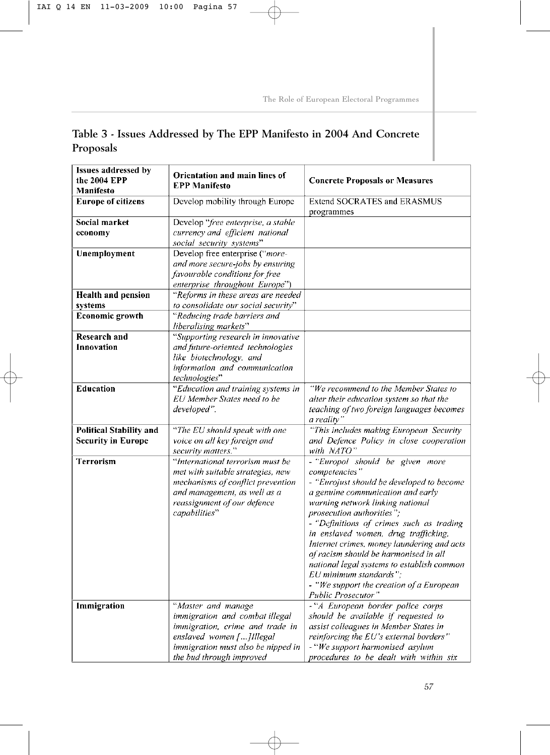## Table 3 - Issues Addressed by The EPP Manifesto in 2004 And Concrete Proposals

| Issues addressed by the 2004 EPP Manifesto | Orientation and main lines of EPP Manifesto | Concrete Proposals or Measures |
|---|---|---|
| **Europe of citizens** | Develop mobility through Europe | Extend SOCRATES and ERASMUS programmes |
| **Social market economy** | Develop "*free enterprise, a stable currency and efficient national social security systems*" | |
| **Unemployment** | Develop free enterprise ("*more-and more secure-jobs by ensuring favourable conditions for free enterprise throughout Europe*") | |
| **Health and pension systems** | "*Reforms in these areas are needed to consolidate our social security*" | |
| **Economic growth** | "*Reducing trade barriers and liberalising markets*" | |
| **Research and Innovation** | "*Supporting research in innovative and future-oriented technologies like biotechnology, and information and communication technologies*" | |
| **Education** | "*Education and training systems in EU Member States need to be developed*". | *"We recommend to the Member States to alter their education system so that the teaching of two foreign languages becomes a reality"* |
| **Political Stability and Security in Europe** | *"The EU should speak with one voice on all key foreign and security matters."* | *"This includes making European Security and Defence Policy in close cooperation with NATO"* |
| **Terrorism** | "*International terrorism must be met with suitable strategies, new mechanisms of conflict prevention and management, as well as a reassignment of our defence capabilities*" | - *"Europol should be given more competencies"* <br> - *"Eurojust should be developed to become a genuine communication and early warning network linking national prosecution authorities"*; <br> - *"Definitions of crimes such as trading in enslaved women, drug trafficking, Internet crimes, money laundering and acts of racism should be harmonised in all national legal systems to establish common EU minimum standards"*; <br> - *"We support the creation of a European Public Prosecutor"* |
| **Immigration** | "*Master and manage immigration and combat illegal immigration, crime and trade in enslaved women [...]Illegal immigration must also be nipped in the bud through improved* | - "*A European border police corps should be available if requested to assist colleagues in Member States in reinforcing the EU's external borders*" <br> - "*We support harmonised asylum procedures to be dealt with within six* |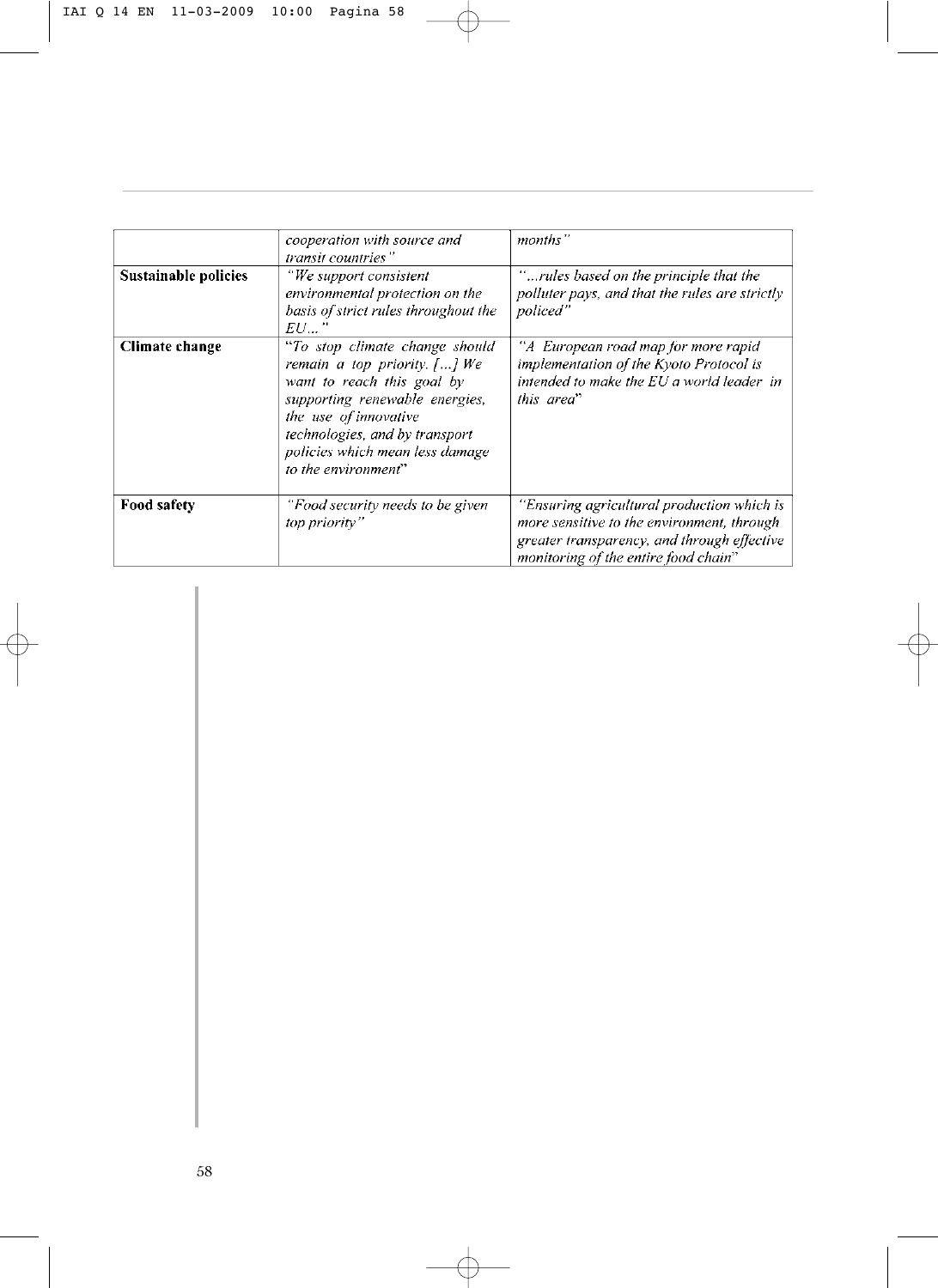| | | |
|---|---|---|
| | *cooperation with source and transit countries"* | *months"* |
| **Sustainable policies** | *"We support consistent environmental protection on the basis of strict rules throughout the EU..."* | *"...rules based on the principle that the polluter pays, and that the rules are strictly policed"* |
| **Climate change** | *"To stop climate change should remain a top priority. [...] We want to reach this goal by supporting renewable energies, the use of innovative technologies, and by transport policies which mean less damage to the environment"* | *"A European road map for more rapid implementation of the Kyoto Protocol is intended to make the EU a world leader in this area"* |
| **Food safety** | *"Food security needs to be given top priority"* | *"Ensuring agricultural production which is more sensitive to the environment, through greater transparency, and through effective monitoring of the entire food chain"* |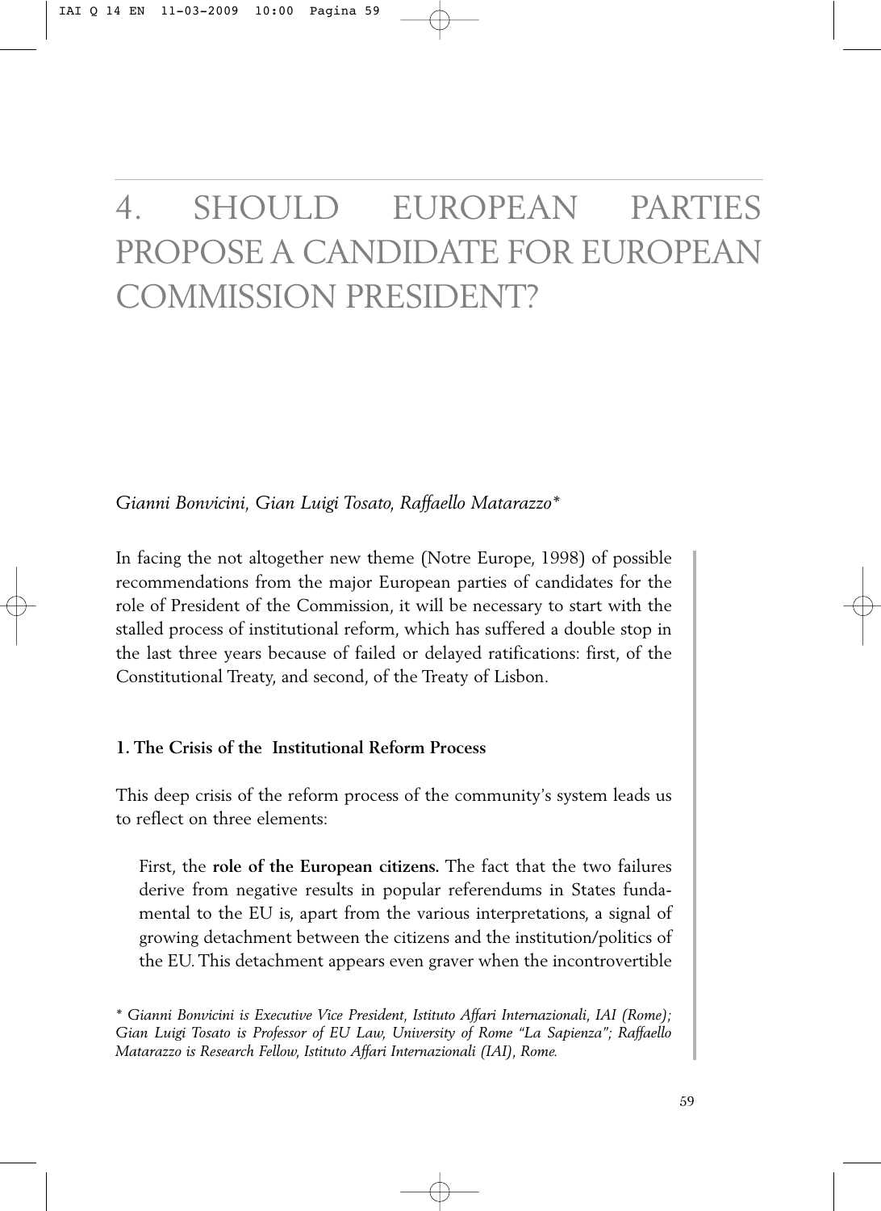# 4. SHOULD EUROPEAN PARTIES PROPOSE A CANDIDATE FOR EUROPEAN COMMISSION PRESIDENT?

*Gianni Bonvicini, Gian Luigi Tosato, Raffaello Matarazzo**

In facing the not altogether new theme (Notre Europe, 1998) of possible recommendations from the major European parties of candidates for the role of President of the Commission, it will be necessary to start with the stalled process of institutional reform, which has suffered a double stop in the last three years because of failed or delayed ratifications: first, of the Constitutional Treaty, and second, of the Treaty of Lisbon.

## 1. The Crisis of the Institutional Reform Process

This deep crisis of the reform process of the community's system leads us to reflect on three elements:

First, the **role of the European citizens.** The fact that the two failures derive from negative results in popular referendums in States fundamental to the EU is, apart from the various interpretations, a signal of growing detachment between the citizens and the institution/politics of the EU. This detachment appears even graver when the incontrovertible

*\* Gianni Bonvicini is Executive Vice President, Istituto Affari Internazionali, IAI (Rome); Gian Luigi Tosato is Professor of EU Law, University of Rome "La Sapienza"; Raffaello Matarazzo is Research Fellow, Istituto Affari Internazionali (IAI), Rome.*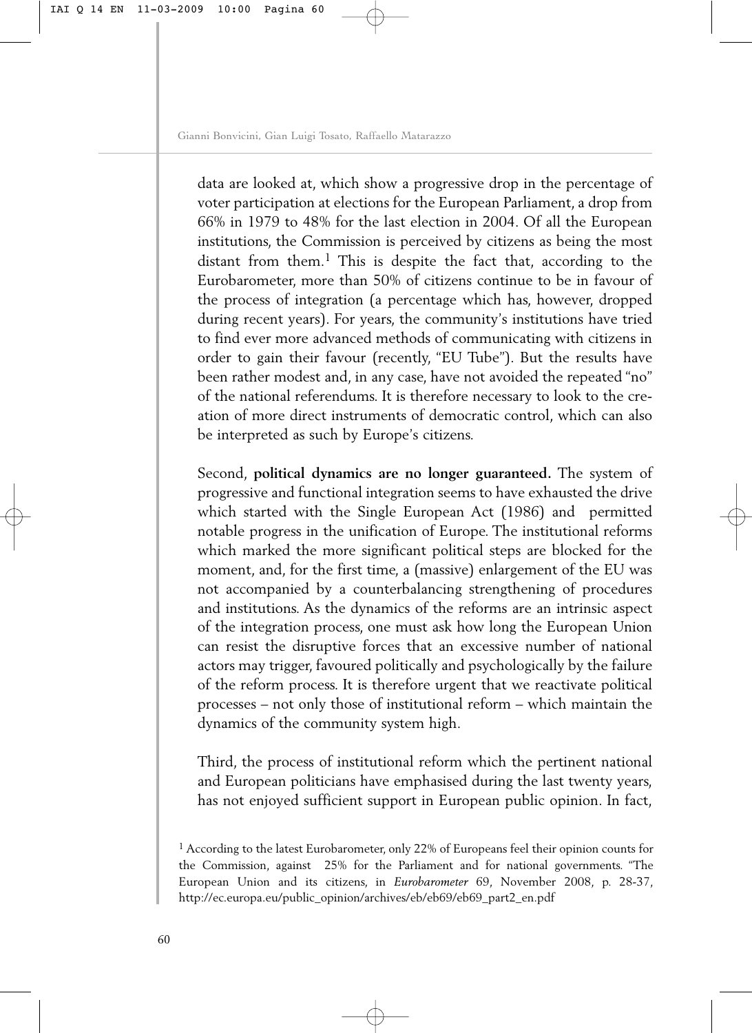data are looked at, which show a progressive drop in the percentage of voter participation at elections for the European Parliament, a drop from 66% in 1979 to 48% for the last election in 2004. Of all the European institutions, the Commission is perceived by citizens as being the most distant from them.[1] This is despite the fact that, according to the Eurobarometer, more than 50% of citizens continue to be in favour of the process of integration (a percentage which has, however, dropped during recent years). For years, the community's institutions have tried to find ever more advanced methods of communicating with citizens in order to gain their favour (recently, "EU Tube"). But the results have been rather modest and, in any case, have not avoided the repeated "no" of the national referendums. It is therefore necessary to look to the creation of more direct instruments of democratic control, which can also be interpreted as such by Europe's citizens.

Second, **political dynamics are no longer guaranteed.** The system of progressive and functional integration seems to have exhausted the drive which started with the Single European Act (1986) and permitted notable progress in the unification of Europe. The institutional reforms which marked the more significant political steps are blocked for the moment, and, for the first time, a (massive) enlargement of the EU was not accompanied by a counterbalancing strengthening of procedures and institutions. As the dynamics of the reforms are an intrinsic aspect of the integration process, one must ask how long the European Union can resist the disruptive forces that an excessive number of national actors may trigger, favoured politically and psychologically by the failure of the reform process. It is therefore urgent that we reactivate political processes – not only those of institutional reform – which maintain the dynamics of the community system high.

Third, the process of institutional reform which the pertinent national and European politicians have emphasised during the last twenty years, has not enjoyed sufficient support in European public opinion. In fact,

[1] According to the latest Eurobarometer, only 22% of Europeans feel their opinion counts for the Commission, against 25% for the Parliament and for national governments. "The European Union and its citizens, in *Eurobarometer* 69, November 2008, p. 28-37, http://ec.europa.eu/public_opinion/archives/eb/eb69/eb69_part2_en.pdf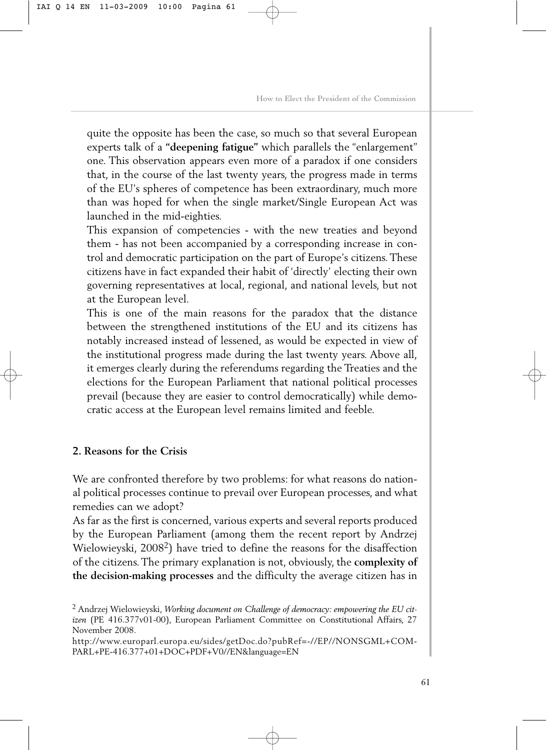quite the opposite has been the case, so much so that several European experts talk of a **"deepening fatigue"** which parallels the "enlargement" one. This observation appears even more of a paradox if one considers that, in the course of the last twenty years, the progress made in terms of the EU's spheres of competence has been extraordinary, much more than was hoped for when the single market/Single European Act was launched in the mid-eighties.

This expansion of competencies - with the new treaties and beyond them - has not been accompanied by a corresponding increase in control and democratic participation on the part of Europe's citizens. These citizens have in fact expanded their habit of 'directly' electing their own governing representatives at local, regional, and national levels, but not at the European level.

This is one of the main reasons for the paradox that the distance between the strengthened institutions of the EU and its citizens has notably increased instead of lessened, as would be expected in view of the institutional progress made during the last twenty years. Above all, it emerges clearly during the referendums regarding the Treaties and the elections for the European Parliament that national political processes prevail (because they are easier to control democratically) while democratic access at the European level remains limited and feeble.

## 2. Reasons for the Crisis

We are confronted therefore by two problems: for what reasons do national political processes continue to prevail over European processes, and what remedies can we adopt?

As far as the first is concerned, various experts and several reports produced by the European Parliament (among them the recent report by Andrzej Wielowieyski, 2008[2]) have tried to define the reasons for the disaffection of the citizens. The primary explanation is not, obviously, the **complexity of the decision-making processes** and the difficulty the average citizen has in

---

[2] Andrzej Wielowieyski, *Working document on Challenge of democracy: empowering the EU citizen* (PE 416.377v01-00), European Parliament Committee on Constitutional Affairs, 27 November 2008.

http://www.europarl.europa.eu/sides/getDoc.do?pubRef=-//EP//NONSGML+COMPARL+PE-416.377+01+DOC+PDF+V0//EN&language=EN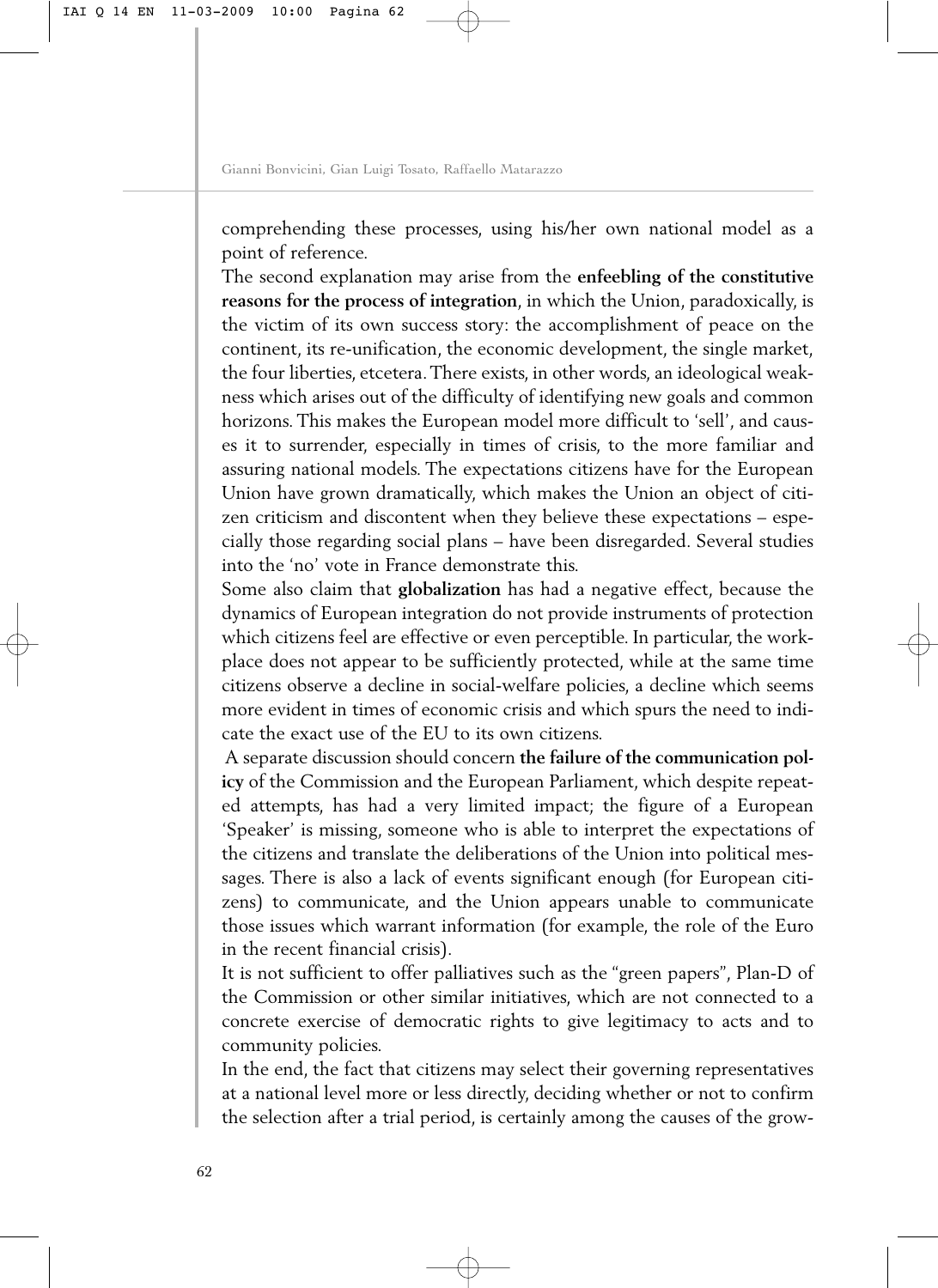comprehending these processes, using his/her own national model as a point of reference.

The second explanation may arise from the **enfeebling of the constitutive reasons for the process of integration**, in which the Union, paradoxically, is the victim of its own success story: the accomplishment of peace on the continent, its re-unification, the economic development, the single market, the four liberties, etcetera. There exists, in other words, an ideological weakness which arises out of the difficulty of identifying new goals and common horizons. This makes the European model more difficult to 'sell', and causes it to surrender, especially in times of crisis, to the more familiar and assuring national models. The expectations citizens have for the European Union have grown dramatically, which makes the Union an object of citizen criticism and discontent when they believe these expectations – especially those regarding social plans – have been disregarded. Several studies into the 'no' vote in France demonstrate this.

Some also claim that **globalization** has had a negative effect, because the dynamics of European integration do not provide instruments of protection which citizens feel are effective or even perceptible. In particular, the workplace does not appear to be sufficiently protected, while at the same time citizens observe a decline in social-welfare policies, a decline which seems more evident in times of economic crisis and which spurs the need to indicate the exact use of the EU to its own citizens.

A separate discussion should concern **the failure of the communication policy** of the Commission and the European Parliament, which despite repeated attempts, has had a very limited impact; the figure of a European 'Speaker' is missing, someone who is able to interpret the expectations of the citizens and translate the deliberations of the Union into political messages. There is also a lack of events significant enough (for European citizens) to communicate, and the Union appears unable to communicate those issues which warrant information (for example, the role of the Euro in the recent financial crisis).

It is not sufficient to offer palliatives such as the "green papers", Plan-D of the Commission or other similar initiatives, which are not connected to a concrete exercise of democratic rights to give legitimacy to acts and to community policies.

In the end, the fact that citizens may select their governing representatives at a national level more or less directly, deciding whether or not to confirm the selection after a trial period, is certainly among the causes of the grow-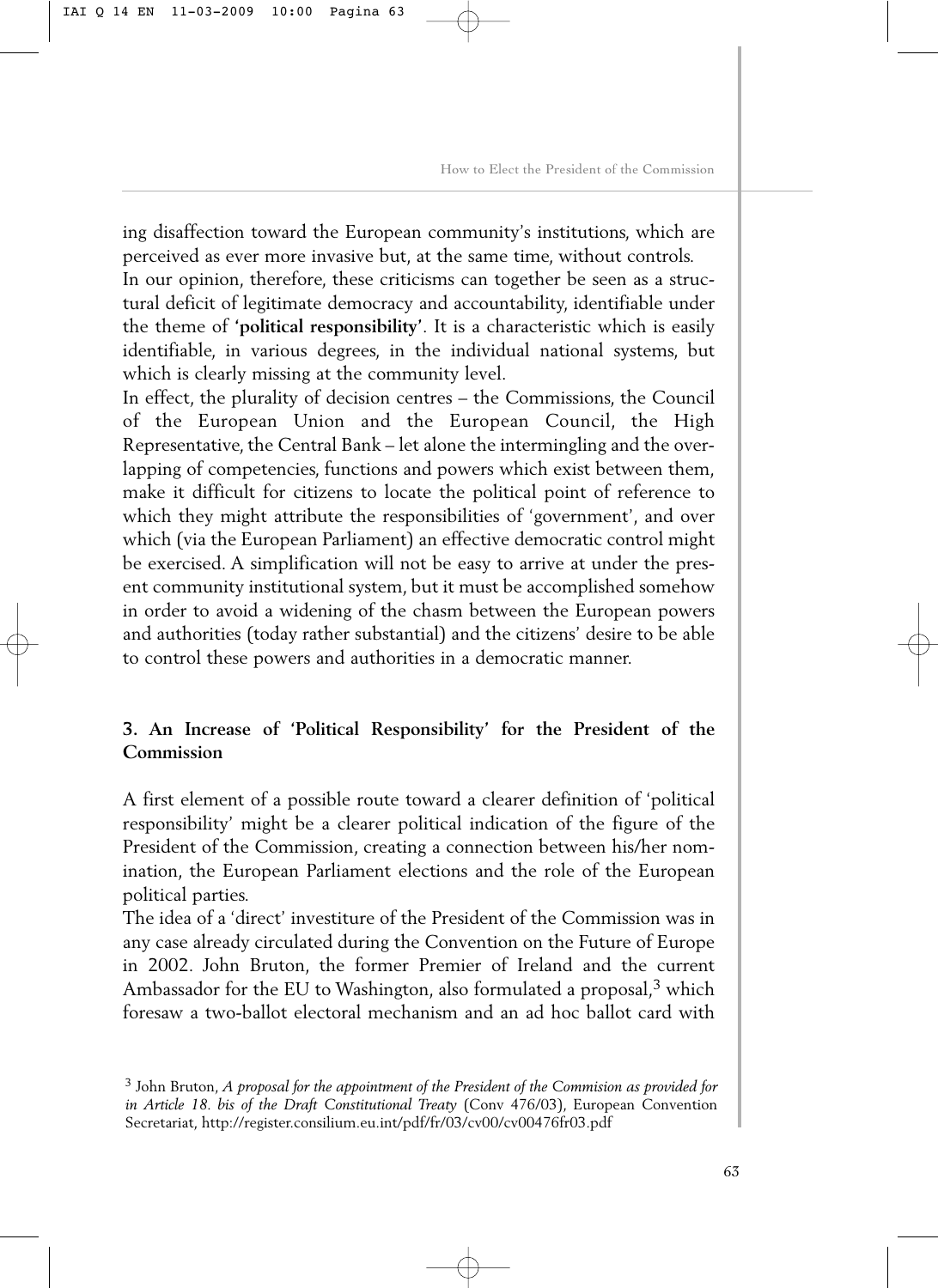ing disaffection toward the European community's institutions, which are perceived as ever more invasive but, at the same time, without controls.

In our opinion, therefore, these criticisms can together be seen as a structural deficit of legitimate democracy and accountability, identifiable under the theme of **'political responsibility'**. It is a characteristic which is easily identifiable, in various degrees, in the individual national systems, but which is clearly missing at the community level.

In effect, the plurality of decision centres – the Commissions, the Council of the European Union and the European Council, the High Representative, the Central Bank – let alone the intermingling and the overlapping of competencies, functions and powers which exist between them, make it difficult for citizens to locate the political point of reference to which they might attribute the responsibilities of 'government', and over which (via the European Parliament) an effective democratic control might be exercised. A simplification will not be easy to arrive at under the present community institutional system, but it must be accomplished somehow in order to avoid a widening of the chasm between the European powers and authorities (today rather substantial) and the citizens' desire to be able to control these powers and authorities in a democratic manner.

## 3. An Increase of 'Political Responsibility' for the President of the Commission

A first element of a possible route toward a clearer definition of 'political responsibility' might be a clearer political indication of the figure of the President of the Commission, creating a connection between his/her nomination, the European Parliament elections and the role of the European political parties.

The idea of a 'direct' investiture of the President of the Commission was in any case already circulated during the Convention on the Future of Europe in 2002. John Bruton, the former Premier of Ireland and the current Ambassador for the EU to Washington, also formulated a proposal,[3] which foresaw a two-ballot electoral mechanism and an ad hoc ballot card with

[3] John Bruton, *A proposal for the appointment of the President of the Commision as provided for in Article 18. bis of the Draft Constitutional Treaty* (Conv 476/03), European Convention Secretariat, http://register.consilium.eu.int/pdf/fr/03/cv00/cv00476fr03.pdf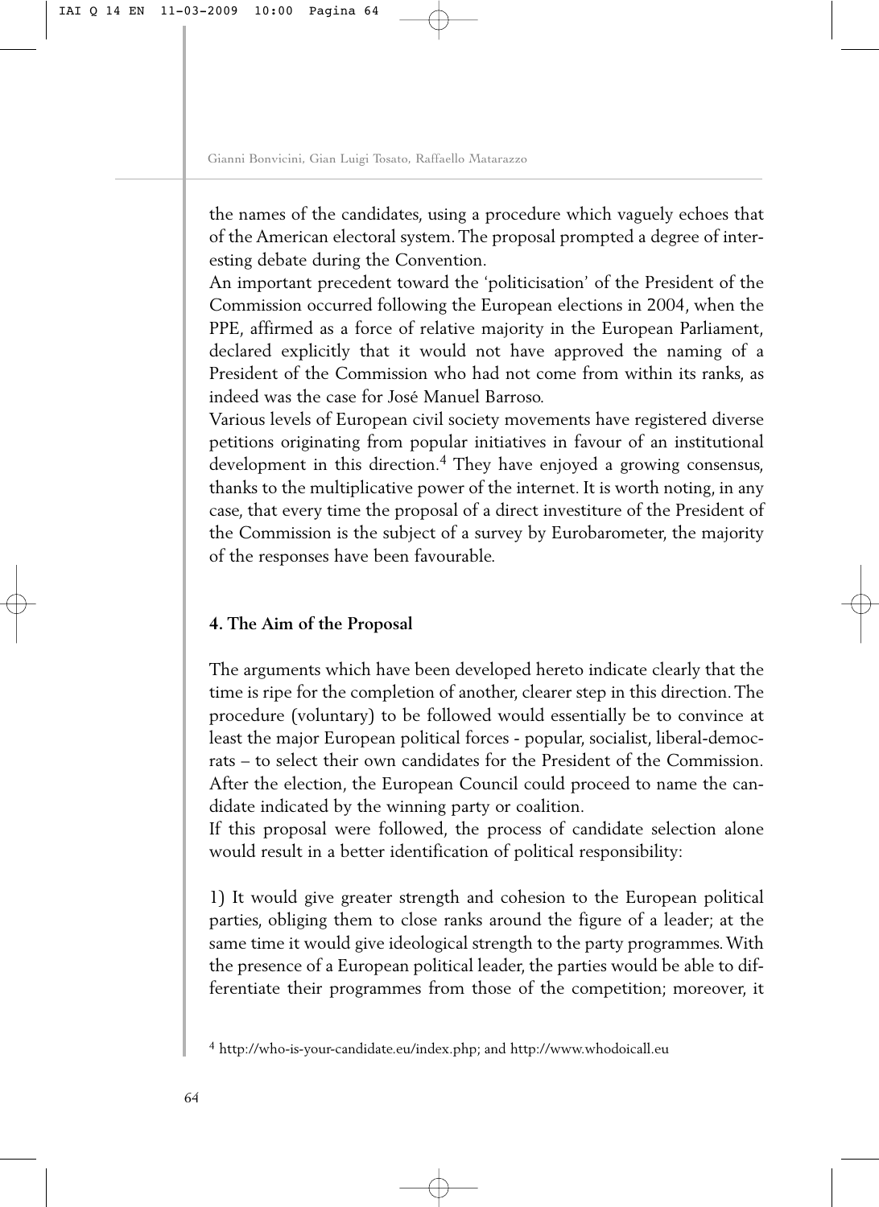the names of the candidates, using a procedure which vaguely echoes that of the American electoral system. The proposal prompted a degree of interesting debate during the Convention.

An important precedent toward the 'politicisation' of the President of the Commission occurred following the European elections in 2004, when the PPE, affirmed as a force of relative majority in the European Parliament, declared explicitly that it would not have approved the naming of a President of the Commission who had not come from within its ranks, as indeed was the case for José Manuel Barroso.

Various levels of European civil society movements have registered diverse petitions originating from popular initiatives in favour of an institutional development in this direction.[4] They have enjoyed a growing consensus, thanks to the multiplicative power of the internet. It is worth noting, in any case, that every time the proposal of a direct investiture of the President of the Commission is the subject of a survey by Eurobarometer, the majority of the responses have been favourable.

### 4. The Aim of the Proposal

The arguments which have been developed hereto indicate clearly that the time is ripe for the completion of another, clearer step in this direction. The procedure (voluntary) to be followed would essentially be to convince at least the major European political forces - popular, socialist, liberal-democrats – to select their own candidates for the President of the Commission. After the election, the European Council could proceed to name the candidate indicated by the winning party or coalition.

If this proposal were followed, the process of candidate selection alone would result in a better identification of political responsibility:

1) It would give greater strength and cohesion to the European political parties, obliging them to close ranks around the figure of a leader; at the same time it would give ideological strength to the party programmes. With the presence of a European political leader, the parties would be able to differentiate their programmes from those of the competition; moreover, it

[4] http://who-is-your-candidate.eu/index.php; and http://www.whodoicall.eu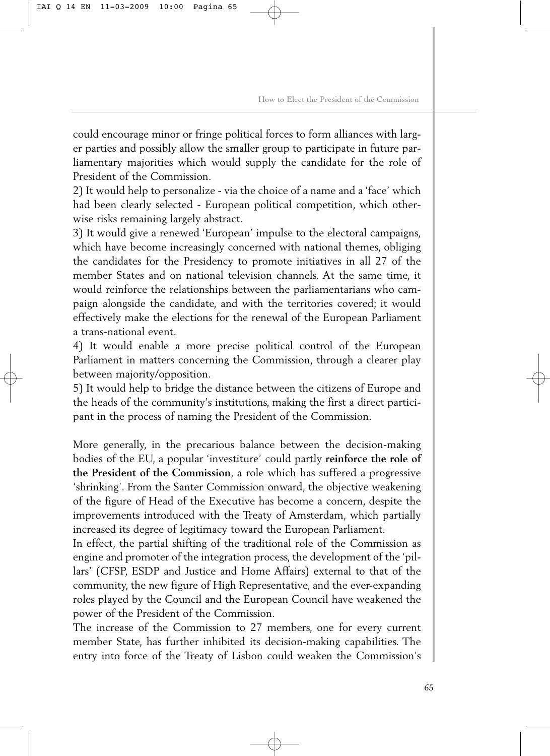could encourage minor or fringe political forces to form alliances with larger parties and possibly allow the smaller group to participate in future parliamentary majorities which would supply the candidate for the role of President of the Commission.

2) It would help to personalize - via the choice of a name and a 'face' which had been clearly selected - European political competition, which otherwise risks remaining largely abstract.

3) It would give a renewed 'European' impulse to the electoral campaigns, which have become increasingly concerned with national themes, obliging the candidates for the Presidency to promote initiatives in all 27 of the member States and on national television channels. At the same time, it would reinforce the relationships between the parliamentarians who campaign alongside the candidate, and with the territories covered; it would effectively make the elections for the renewal of the European Parliament a trans-national event.

4) It would enable a more precise political control of the European Parliament in matters concerning the Commission, through a clearer play between majority/opposition.

5) It would help to bridge the distance between the citizens of Europe and the heads of the community's institutions, making the first a direct participant in the process of naming the President of the Commission.

More generally, in the precarious balance between the decision-making bodies of the EU, a popular 'investiture' could partly **reinforce the role of the President of the Commission**, a role which has suffered a progressive 'shrinking'. From the Santer Commission onward, the objective weakening of the figure of Head of the Executive has become a concern, despite the improvements introduced with the Treaty of Amsterdam, which partially increased its degree of legitimacy toward the European Parliament.

In effect, the partial shifting of the traditional role of the Commission as engine and promoter of the integration process, the development of the 'pillars' (CFSP, ESDP and Justice and Home Affairs) external to that of the community, the new figure of High Representative, and the ever-expanding roles played by the Council and the European Council have weakened the power of the President of the Commission.

The increase of the Commission to 27 members, one for every current member State, has further inhibited its decision-making capabilities. The entry into force of the Treaty of Lisbon could weaken the Commission's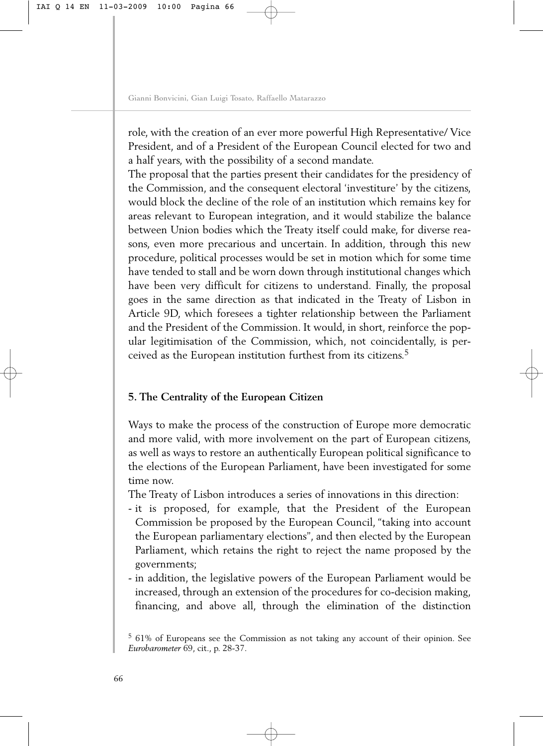role, with the creation of an ever more powerful High Representative/ Vice President, and of a President of the European Council elected for two and a half years, with the possibility of a second mandate.

The proposal that the parties present their candidates for the presidency of the Commission, and the consequent electoral 'investiture' by the citizens, would block the decline of the role of an institution which remains key for areas relevant to European integration, and it would stabilize the balance between Union bodies which the Treaty itself could make, for diverse reasons, even more precarious and uncertain. In addition, through this new procedure, political processes would be set in motion which for some time have tended to stall and be worn down through institutional changes which have been very difficult for citizens to understand. Finally, the proposal goes in the same direction as that indicated in the Treaty of Lisbon in Article 9D, which foresees a tighter relationship between the Parliament and the President of the Commission. It would, in short, reinforce the popular legitimisation of the Commission, which, not coincidentally, is perceived as the European institution furthest from its citizens.[5]

## 5. The Centrality of the European Citizen

Ways to make the process of the construction of Europe more democratic and more valid, with more involvement on the part of European citizens, as well as ways to restore an authentically European political significance to the elections of the European Parliament, have been investigated for some time now.

The Treaty of Lisbon introduces a series of innovations in this direction:

- it is proposed, for example, that the President of the European Commission be proposed by the European Council, "taking into account the European parliamentary elections", and then elected by the European Parliament, which retains the right to reject the name proposed by the governments;
- in addition, the legislative powers of the European Parliament would be increased, through an extension of the procedures for co-decision making, financing, and above all, through the elimination of the distinction

[5] 61% of Europeans see the Commission as not taking any account of their opinion. See *Eurobarometer* 69, cit., p. 28-37.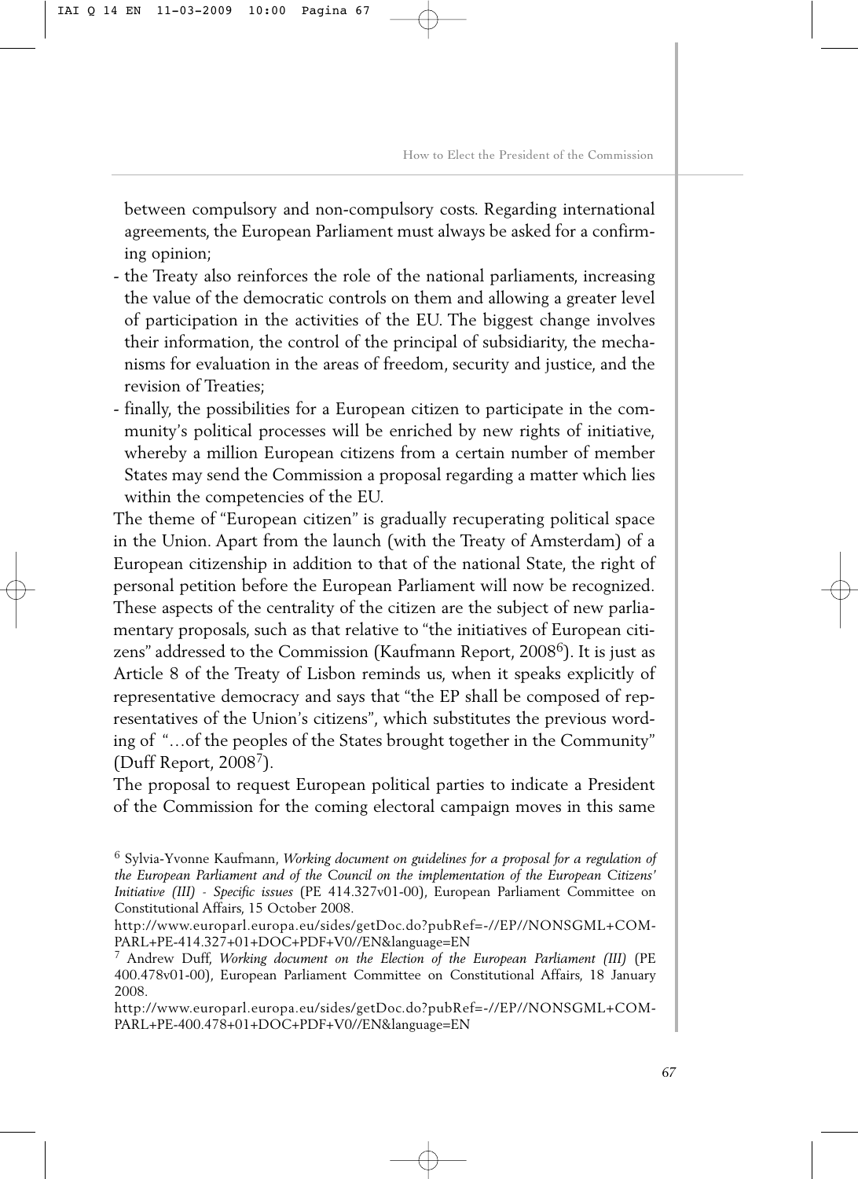between compulsory and non-compulsory costs. Regarding international agreements, the European Parliament must always be asked for a confirming opinion;

- the Treaty also reinforces the role of the national parliaments, increasing the value of the democratic controls on them and allowing a greater level of participation in the activities of the EU. The biggest change involves their information, the control of the principal of subsidiarity, the mechanisms for evaluation in the areas of freedom, security and justice, and the revision of Treaties;
- finally, the possibilities for a European citizen to participate in the community's political processes will be enriched by new rights of initiative, whereby a million European citizens from a certain number of member States may send the Commission a proposal regarding a matter which lies within the competencies of the EU.

The theme of "European citizen" is gradually recuperating political space in the Union. Apart from the launch (with the Treaty of Amsterdam) of a European citizenship in addition to that of the national State, the right of personal petition before the European Parliament will now be recognized. These aspects of the centrality of the citizen are the subject of new parliamentary proposals, such as that relative to "the initiatives of European citizens" addressed to the Commission (Kaufmann Report, 2008[6]). It is just as Article 8 of the Treaty of Lisbon reminds us, when it speaks explicitly of representative democracy and says that "the EP shall be composed of representatives of the Union's citizens", which substitutes the previous wording of "…of the peoples of the States brought together in the Community" (Duff Report, 2008[7]).

The proposal to request European political parties to indicate a President of the Commission for the coming electoral campaign moves in this same

[6] Sylvia-Yvonne Kaufmann, *Working document on guidelines for a proposal for a regulation of the European Parliament and of the Council on the implementation of the European Citizens' Initiative (III) - Specific issues* (PE 414.327v01-00), European Parliament Committee on Constitutional Affairs, 15 October 2008.
http://www.europarl.europa.eu/sides/getDoc.do?pubRef=-//EP//NONSGML+COMPARL+PE-414.327+01+DOC+PDF+V0//EN&language=EN

[7] Andrew Duff, *Working document on the Election of the European Parliament (III)* (PE 400.478v01-00), European Parliament Committee on Constitutional Affairs, 18 January 2008.
http://www.europarl.europa.eu/sides/getDoc.do?pubRef=-//EP//NONSGML+COMPARL+PE-400.478+01+DOC+PDF+V0//EN&language=EN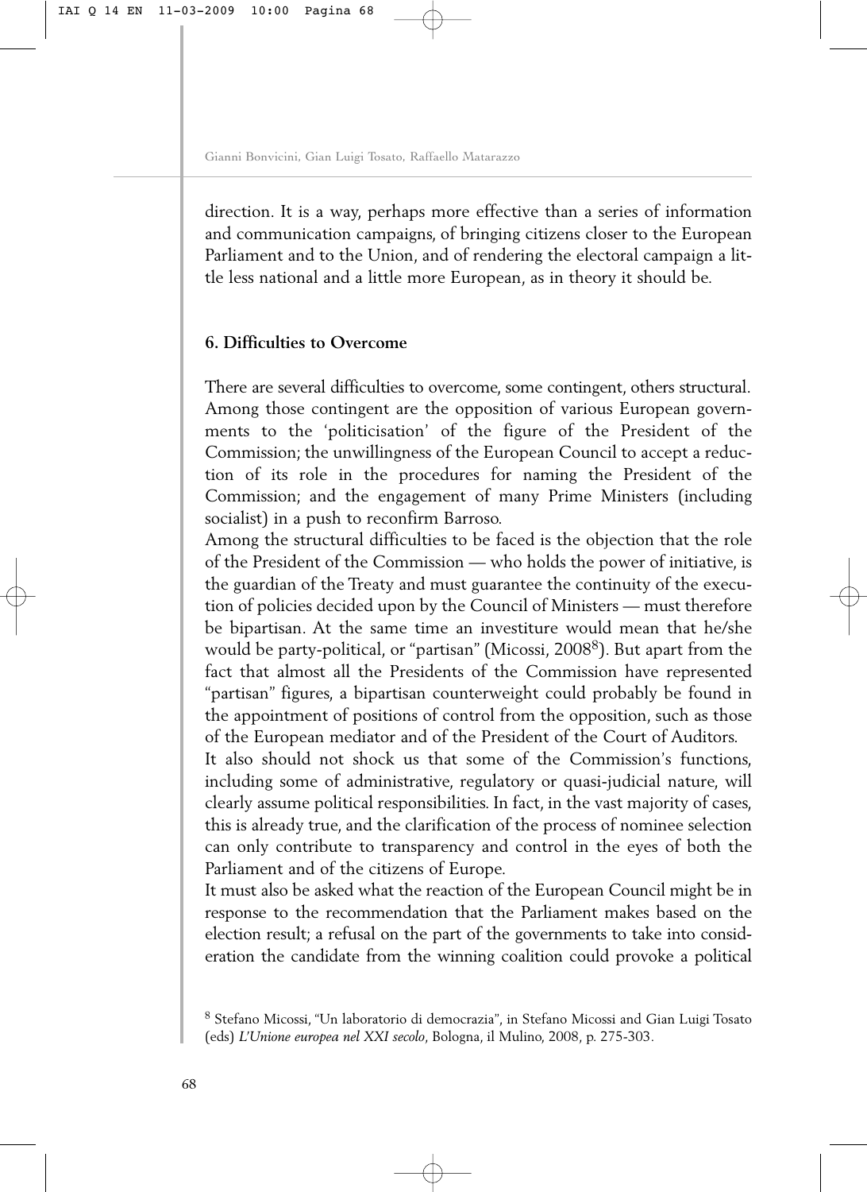direction. It is a way, perhaps more effective than a series of information and communication campaigns, of bringing citizens closer to the European Parliament and to the Union, and of rendering the electoral campaign a little less national and a little more European, as in theory it should be.

## 6. Difficulties to Overcome

There are several difficulties to overcome, some contingent, others structural. Among those contingent are the opposition of various European governments to the 'politicisation' of the figure of the President of the Commission; the unwillingness of the European Council to accept a reduction of its role in the procedures for naming the President of the Commission; and the engagement of many Prime Ministers (including socialist) in a push to reconfirm Barroso.

Among the structural difficulties to be faced is the objection that the role of the President of the Commission — who holds the power of initiative, is the guardian of the Treaty and must guarantee the continuity of the execution of policies decided upon by the Council of Ministers — must therefore be bipartisan. At the same time an investiture would mean that he/she would be party-political, or "partisan" (Micossi, 2008[8]). But apart from the fact that almost all the Presidents of the Commission have represented "partisan" figures, a bipartisan counterweight could probably be found in the appointment of positions of control from the opposition, such as those of the European mediator and of the President of the Court of Auditors.

It also should not shock us that some of the Commission's functions, including some of administrative, regulatory or quasi-judicial nature, will clearly assume political responsibilities. In fact, in the vast majority of cases, this is already true, and the clarification of the process of nominee selection can only contribute to transparency and control in the eyes of both the Parliament and of the citizens of Europe.

It must also be asked what the reaction of the European Council might be in response to the recommendation that the Parliament makes based on the election result; a refusal on the part of the governments to take into consideration the candidate from the winning coalition could provoke a political

[8] Stefano Micossi, "Un laboratorio di democrazia", in Stefano Micossi and Gian Luigi Tosato (eds) *L'Unione europea nel XXI secolo*, Bologna, il Mulino, 2008, p. 275-303.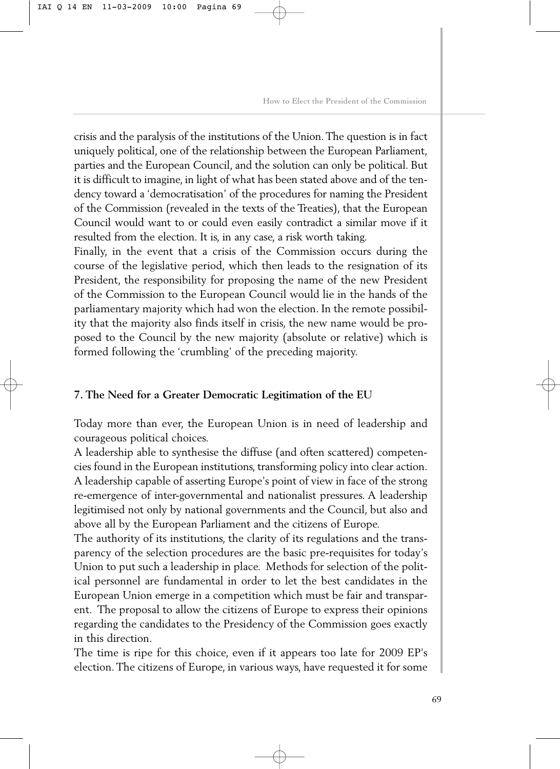crisis and the paralysis of the institutions of the Union. The question is in fact uniquely political, one of the relationship between the European Parliament, parties and the European Council, and the solution can only be political. But it is difficult to imagine, in light of what has been stated above and of the tendency toward a 'democratisation' of the procedures for naming the President of the Commission (revealed in the texts of the Treaties), that the European Council would want to or could even easily contradict a similar move if it resulted from the election. It is, in any case, a risk worth taking.

Finally, in the event that a crisis of the Commission occurs during the course of the legislative period, which then leads to the resignation of its President, the responsibility for proposing the name of the new President of the Commission to the European Council would lie in the hands of the parliamentary majority which had won the election. In the remote possibility that the majority also finds itself in crisis, the new name would be proposed to the Council by the new majority (absolute or relative) which is formed following the 'crumbling' of the preceding majority.

## 7. The Need for a Greater Democratic Legitimation of the EU

Today more than ever, the European Union is in need of leadership and courageous political choices.

A leadership able to synthesise the diffuse (and often scattered) competencies found in the European institutions, transforming policy into clear action. A leadership capable of asserting Europe's point of view in face of the strong re-emergence of inter-governmental and nationalist pressures. A leadership legitimised not only by national governments and the Council, but also and above all by the European Parliament and the citizens of Europe.

The authority of its institutions, the clarity of its regulations and the transparency of the selection procedures are the basic pre-requisites for today's Union to put such a leadership in place. Methods for selection of the political personnel are fundamental in order to let the best candidates in the European Union emerge in a competition which must be fair and transparent. The proposal to allow the citizens of Europe to express their opinions regarding the candidates to the Presidency of the Commission goes exactly in this direction.

The time is ripe for this choice, even if it appears too late for 2009 EP's election. The citizens of Europe, in various ways, have requested it for some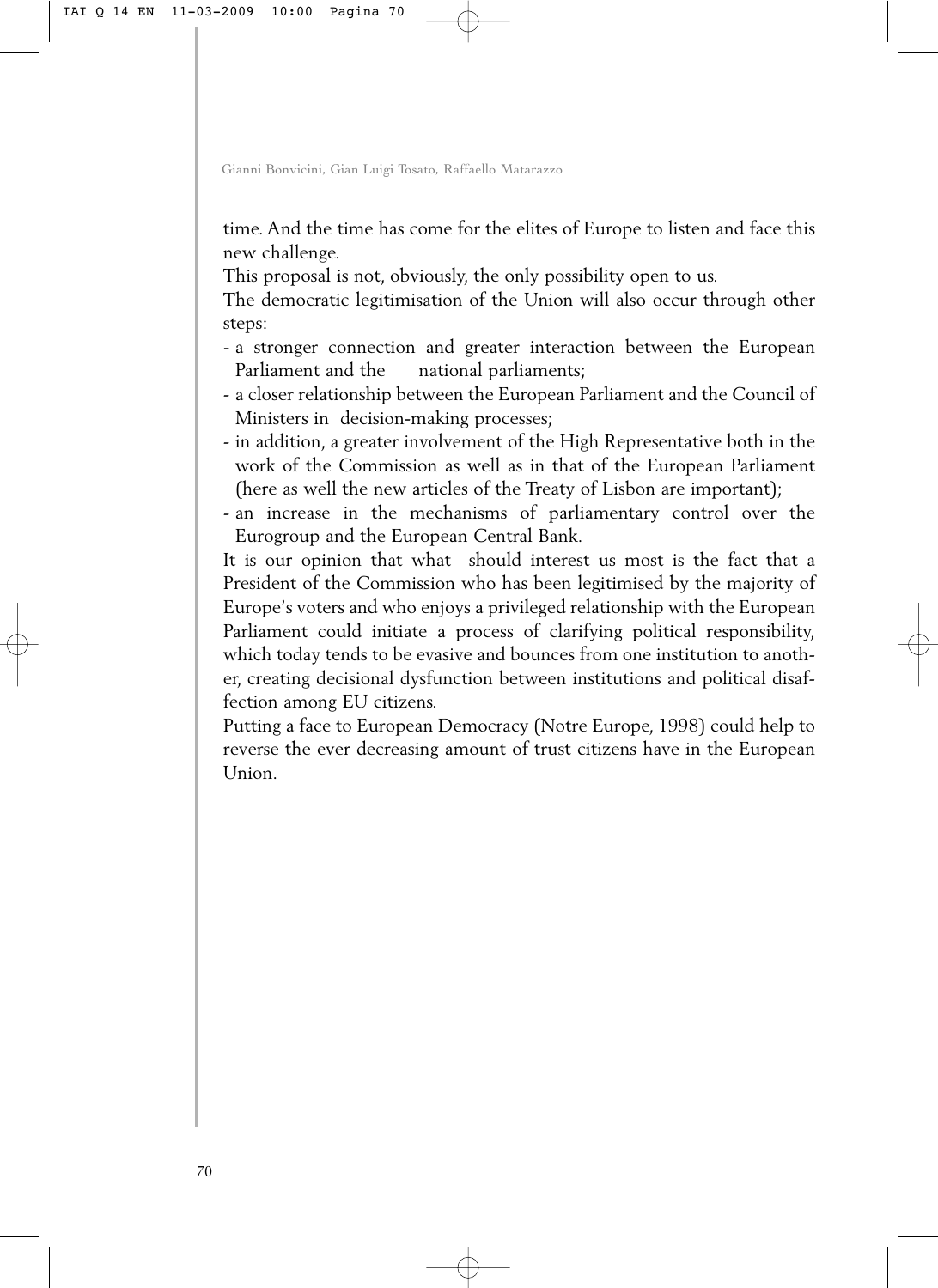time. And the time has come for the elites of Europe to listen and face this new challenge.

This proposal is not, obviously, the only possibility open to us.

The democratic legitimisation of the Union will also occur through other steps:

- a stronger connection and greater interaction between the European Parliament and the national parliaments;
- a closer relationship between the European Parliament and the Council of Ministers in decision-making processes;
- in addition, a greater involvement of the High Representative both in the work of the Commission as well as in that of the European Parliament (here as well the new articles of the Treaty of Lisbon are important);
- an increase in the mechanisms of parliamentary control over the Eurogroup and the European Central Bank.

It is our opinion that what should interest us most is the fact that a President of the Commission who has been legitimised by the majority of Europe's voters and who enjoys a privileged relationship with the European Parliament could initiate a process of clarifying political responsibility, which today tends to be evasive and bounces from one institution to another, creating decisional dysfunction between institutions and political disaffection among EU citizens.

Putting a face to European Democracy (Notre Europe, 1998) could help to reverse the ever decreasing amount of trust citizens have in the European Union.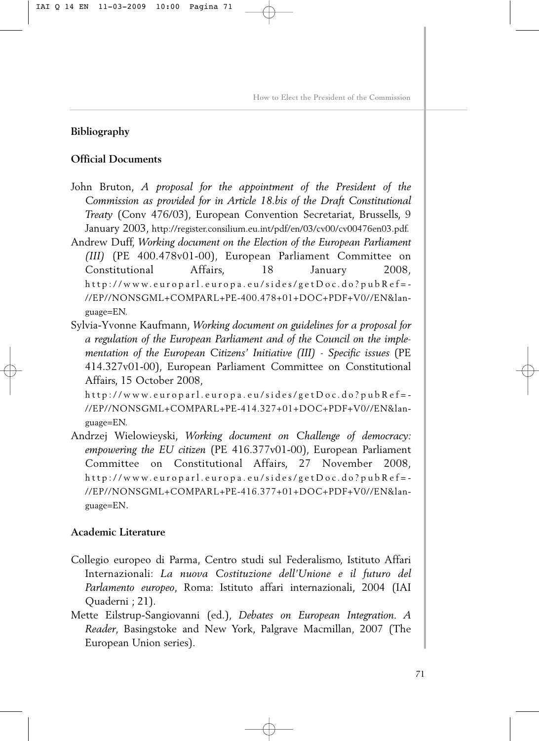## Bibliography

### Official Documents

John Bruton, *A proposal for the appointment of the President of the Commission as provided for in Article 18.bis of the Draft Constitutional Treaty* (Conv 476/03), European Convention Secretariat, Brussells, 9 January 2003, http://register.consilium.eu.int/pdf/en/03/cv00/cv00476en03.pdf.

Andrew Duff, *Working document on the Election of the European Parliament (III)* (PE 400.478v01-00), European Parliament Committee on Constitutional Affairs, 18 January 2008, http://www.europarl.europa.eu/sides/getDoc.do?pubRef=-//EP//NONSGML+COMPARL+PE-400.478+01+DOC+PDF+V0//EN&language=EN.

Sylvia-Yvonne Kaufmann, *Working document on guidelines for a proposal for a regulation of the European Parliament and of the Council on the implementation of the European Citizens' Initiative (III) - Specific issues* (PE 414.327v01-00), European Parliament Committee on Constitutional Affairs, 15 October 2008, http://www.europarl.europa.eu/sides/getDoc.do?pubRef=-//EP//NONSGML+COMPARL+PE-414.327+01+DOC+PDF+V0//EN&language=EN.

Andrzej Wielowieyski, *Working document on Challenge of democracy: empowering the EU citizen* (PE 416.377v01-00), European Parliament Committee on Constitutional Affairs, 27 November 2008, http://www.europarl.europa.eu/sides/getDoc.do?pubRef=-//EP//NONSGML+COMPARL+PE-416.377+01+DOC+PDF+V0//EN&language=EN.

### Academic Literature

Collegio europeo di Parma, Centro studi sul Federalismo, Istituto Affari Internazionali: *La nuova Costituzione dell'Unione e il futuro del Parlamento europeo*, Roma: Istituto affari internazionali, 2004 (IAI Quaderni ; 21).

Mette Eilstrup-Sangiovanni (ed.), *Debates on European Integration. A Reader*, Basingstoke and New York, Palgrave Macmillan, 2007 (The European Union series).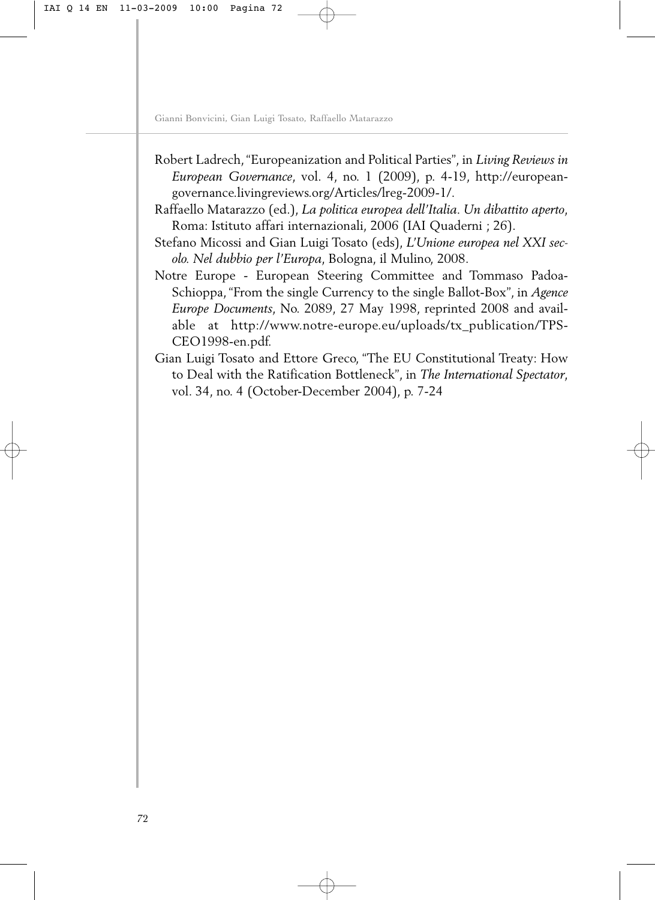Robert Ladrech, "Europeanization and Political Parties", in *Living Reviews in European Governance*, vol. 4, no. 1 (2009), p. 4-19, http://european-governance.livingreviews.org/Articles/lreg-2009-1/.

Raffaello Matarazzo (ed.), *La politica europea dell'Italia. Un dibattito aperto*, Roma: Istituto affari internazionali, 2006 (IAI Quaderni ; 26).

Stefano Micossi and Gian Luigi Tosato (eds), *L'Unione europea nel XXI secolo. Nel dubbio per l'Europa*, Bologna, il Mulino, 2008.

Notre Europe - European Steering Committee and Tommaso Padoa-Schioppa, "From the single Currency to the single Ballot-Box", in *Agence Europe Documents*, No. 2089, 27 May 1998, reprinted 2008 and available at http://www.notre-europe.eu/uploads/tx_publication/TPS-CEO1998-en.pdf.

Gian Luigi Tosato and Ettore Greco, "The EU Constitutional Treaty: How to Deal with the Ratification Bottleneck", in *The International Spectator*, vol. 34, no. 4 (October-December 2004), p. 7-24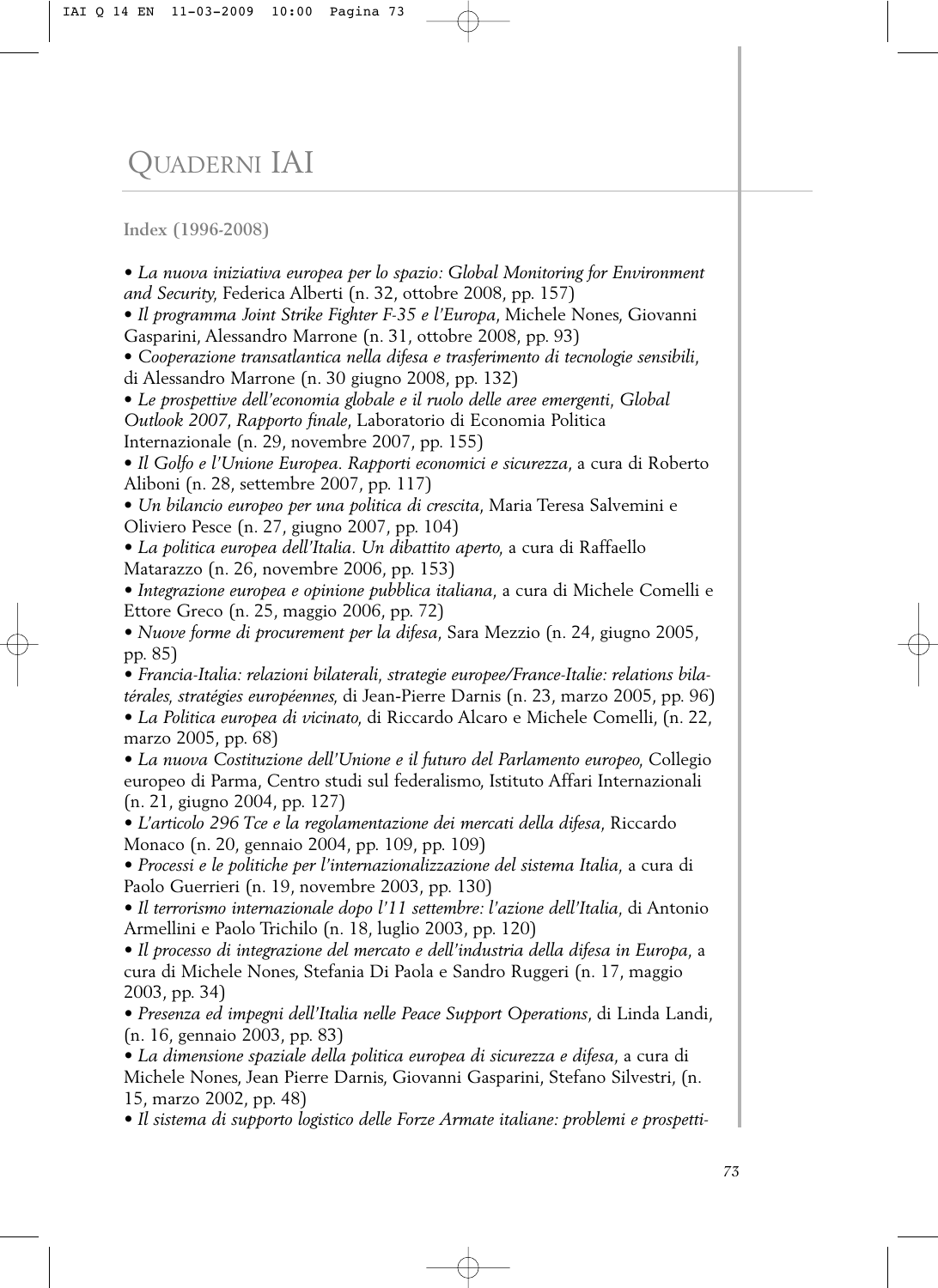# QUADERNI IAI

**Index (1996-2008)**

- *La nuova iniziativa europea per lo spazio: Global Monitoring for Environment and Security*, Federica Alberti (n. 32, ottobre 2008, pp. 157)
- *Il programma Joint Strike Fighter F-35 e l'Europa*, Michele Nones, Giovanni Gasparini, Alessandro Marrone (n. 31, ottobre 2008, pp. 93)
- *Cooperazione transatlantica nella difesa e trasferimento di tecnologie sensibili*, di Alessandro Marrone (n. 30 giugno 2008, pp. 132)
- *Le prospettive dell'economia globale e il ruolo delle aree emergenti, Global Outlook 2007, Rapporto finale*, Laboratorio di Economia Politica Internazionale (n. 29, novembre 2007, pp. 155)
- *Il Golfo e l'Unione Europea. Rapporti economici e sicurezza*, a cura di Roberto Aliboni (n. 28, settembre 2007, pp. 117)
- *Un bilancio europeo per una politica di crescita*, Maria Teresa Salvemini e Oliviero Pesce (n. 27, giugno 2007, pp. 104)
- *La politica europea dell'Italia. Un dibattito aperto*, a cura di Raffaello Matarazzo (n. 26, novembre 2006, pp. 153)
- *Integrazione europea e opinione pubblica italiana*, a cura di Michele Comelli e Ettore Greco (n. 25, maggio 2006, pp. 72)
- *Nuove forme di procurement per la difesa*, Sara Mezzio (n. 24, giugno 2005, pp. 85)
- *Francia-Italia: relazioni bilaterali, strategie europee/France-Italie: relations bilatérales, stratégies européennes*, di Jean-Pierre Darnis (n. 23, marzo 2005, pp. 96)
- *La Politica europea di vicinato*, di Riccardo Alcaro e Michele Comelli, (n. 22, marzo 2005, pp. 68)
- *La nuova Costituzione dell'Unione e il futuro del Parlamento europeo*, Collegio europeo di Parma, Centro studi sul federalismo, Istituto Affari Internazionali (n. 21, giugno 2004, pp. 127)
- *L'articolo 296 Tce e la regolamentazione dei mercati della difesa*, Riccardo Monaco (n. 20, gennaio 2004, pp. 109, pp. 109)
- *Processi e le politiche per l'internazionalizzazione del sistema Italia*, a cura di Paolo Guerrieri (n. 19, novembre 2003, pp. 130)
- *Il terrorismo internazionale dopo l'11 settembre: l'azione dell'Italia*, di Antonio Armellini e Paolo Trichilo (n. 18, luglio 2003, pp. 120)
- *Il processo di integrazione del mercato e dell'industria della difesa in Europa*, a cura di Michele Nones, Stefania Di Paola e Sandro Ruggeri (n. 17, maggio 2003, pp. 34)
- *Presenza ed impegni dell'Italia nelle Peace Support Operations*, di Linda Landi, (n. 16, gennaio 2003, pp. 83)
- *La dimensione spaziale della politica europea di sicurezza e difesa*, a cura di Michele Nones, Jean Pierre Darnis, Giovanni Gasparini, Stefano Silvestri, (n. 15, marzo 2002, pp. 48)
- *Il sistema di supporto logistico delle Forze Armate italiane: problemi e prospetti-*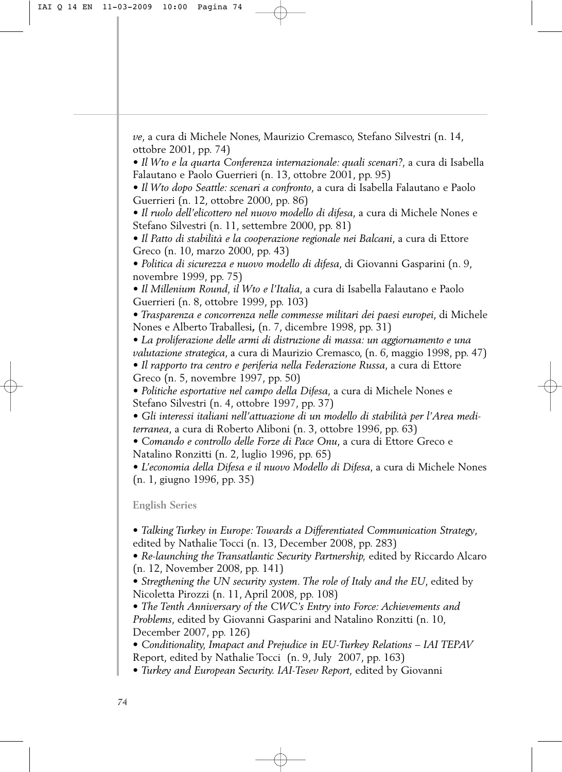*ve*, a cura di Michele Nones, Maurizio Cremasco, Stefano Silvestri (n. 14, ottobre 2001, pp. 74)

- *Il Wto e la quarta Conferenza internazionale: quali scenari?*, a cura di Isabella Falautano e Paolo Guerrieri (n. 13, ottobre 2001, pp. 95)
- *Il Wto dopo Seattle: scenari a confronto*, a cura di Isabella Falautano e Paolo Guerrieri (n. 12, ottobre 2000, pp. 86)
- *Il ruolo dell'elicottero nel nuovo modello di difesa*, a cura di Michele Nones e Stefano Silvestri (n. 11, settembre 2000, pp. 81)
- *Il Patto di stabilità e la cooperazione regionale nei Balcani*, a cura di Ettore Greco (n. 10, marzo 2000, pp. 43)
- *Politica di sicurezza e nuovo modello di difesa*, di Giovanni Gasparini (n. 9, novembre 1999, pp. 75)
- *Il Millenium Round, il Wto e l'Italia*, a cura di Isabella Falautano e Paolo Guerrieri (n. 8, ottobre 1999, pp. 103)
- *Trasparenza e concorrenza nelle commesse militari dei paesi europei*, di Michele Nones e Alberto Traballesi, (n. 7, dicembre 1998, pp. 31)
- *La proliferazione delle armi di distruzione di massa: un aggiornamento e una valutazione strategica*, a cura di Maurizio Cremasco, (n. 6, maggio 1998, pp. 47)
- *Il rapporto tra centro e periferia nella Federazione Russa*, a cura di Ettore Greco (n. 5, novembre 1997, pp. 50)
- *Politiche esportative nel campo della Difesa*, a cura di Michele Nones e Stefano Silvestri (n. 4, ottobre 1997, pp. 37)
- *Gli interessi italiani nell'attuazione di un modello di stabilità per l'Area mediterranea*, a cura di Roberto Aliboni (n. 3, ottobre 1996, pp. 63)
- *Comando e controllo delle Forze di Pace Onu*, a cura di Ettore Greco e Natalino Ronzitti (n. 2, luglio 1996, pp. 65)
- *L'economia della Difesa e il nuovo Modello di Difesa*, a cura di Michele Nones (n. 1, giugno 1996, pp. 35)

**English Series**

- *Talking Turkey in Europe: Towards a Differentiated Communication Strategy*, edited by Nathalie Tocci (n. 13, December 2008, pp. 283)
- *Re-launching the Transatlantic Security Partnership*, edited by Riccardo Alcaro (n. 12, November 2008, pp. 141)
- *Stregthening the UN security system. The role of Italy and the EU*, edited by Nicoletta Pirozzi (n. 11, April 2008, pp. 108)
- *The Tenth Anniversary of the CWC's Entry into Force: Achievements and Problems*, edited by Giovanni Gasparini and Natalino Ronzitti (n. 10, December 2007, pp. 126)
- *Conditionality, Imapact and Prejudice in EU-Turkey Relations – IAI TEPAV* Report, edited by Nathalie Tocci (n. 9, July 2007, pp. 163)
- *Turkey and European Security. IAI-Tesev Report*, edited by Giovanni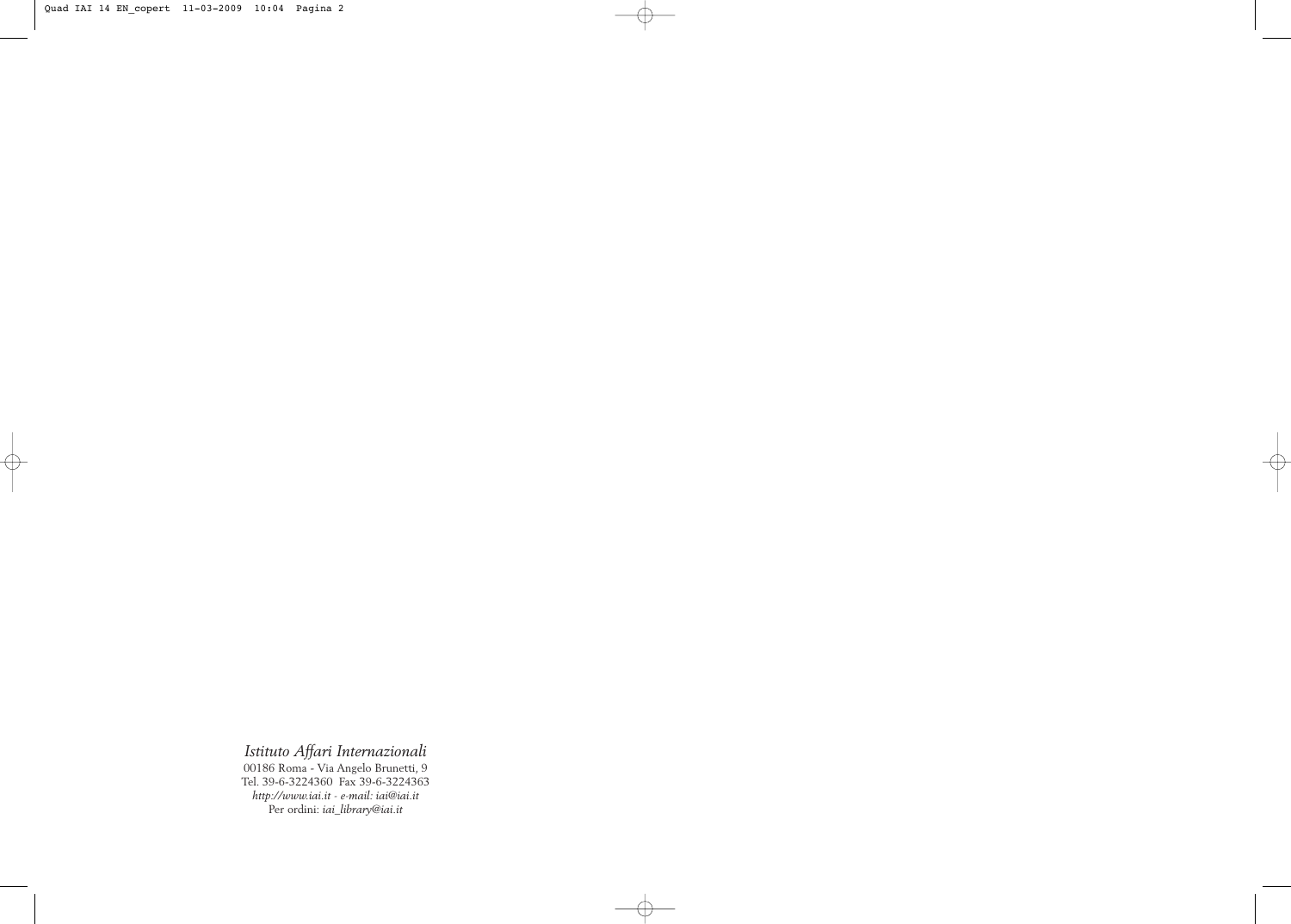*Istituto Affari Internazionali*
00186 Roma - Via Angelo Brunetti, 9
Tel. 39-6-3224360 Fax 39-6-3224363
*http://www.iai.it - e-mail: iai@iai.it*
Per ordini: *iai_library@iai.it*